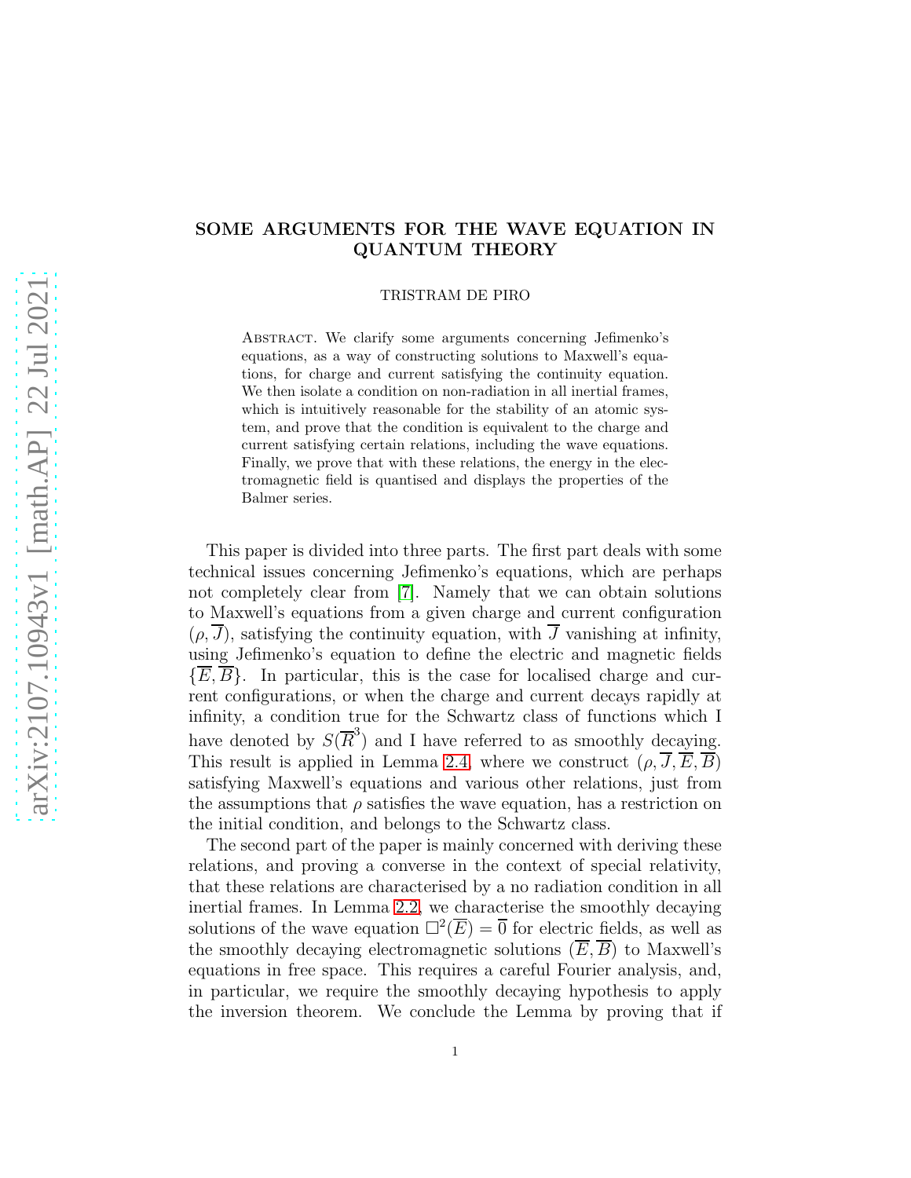# SOME ARGUMENTS FOR THE WAVE EQUATION IN QUANTUM THEORY

TRISTRAM DE PIRO

Abstract. We clarify some arguments concerning Jefimenko's equations, as a way of constructing solutions to Maxwell's equations, for charge and current satisfying the continuity equation. We then isolate a condition on non-radiation in all inertial frames, which is intuitively reasonable for the stability of an atomic system, and prove that the condition is equivalent to the charge and current satisfying certain relations, including the wave equations. Finally, we prove that with these relations, the energy in the electromagnetic field is quantised and displays the properties of the Balmer series.

This paper is divided into three parts. The first part deals with some technical issues concerning Jefimenko's equations, which are perhaps not completely clear from [7]. Namely that we can obtain solutions to Maxwell's equations from a given charge and current configuration $(\rho, \overline{J})$, satisfying the continuity equation, with $\overline{J}$ vanishing at infinity, using Jefimenko's equation to define the electric and magnetic fields $\{\overline{E}, \overline{B}\}$. In particular, this is the case for localised charge and current configurations, or when the charge and current decays rapidly at infinity, a condition true for the Schwartz class of functions which I have denoted by $S(\overline{R}^3)$ and I have referred to as smoothly decaying. This result is applied in Lemma 2.4, where we construct $(\rho, \overline{J}, \overline{E}, \overline{B})$ satisfying Maxwell's equations and various other relations, just from the assumptions that $\rho$ satisfies the wave equation, has a restriction on the initial condition, and belongs to the Schwartz class.

The second part of the paper is mainly concerned with deriving these relations, and proving a converse in the context of special relativity, that these relations are characterised by a no radiation condition in all inertial frames. In Lemma 2.2, we characterise the smoothly decaying solutions of the wave equation $\square^2(\overline{E}) = \overline{0}$ for electric fields, as well as the smoothly decaying electromagnetic solutions $(\overline{E}, \overline{B})$ to Maxwell's equations in free space. This requires a careful Fourier analysis, and, in particular, we require the smoothly decaying hypothesis to apply the inversion theorem. We conclude the Lemma by proving that if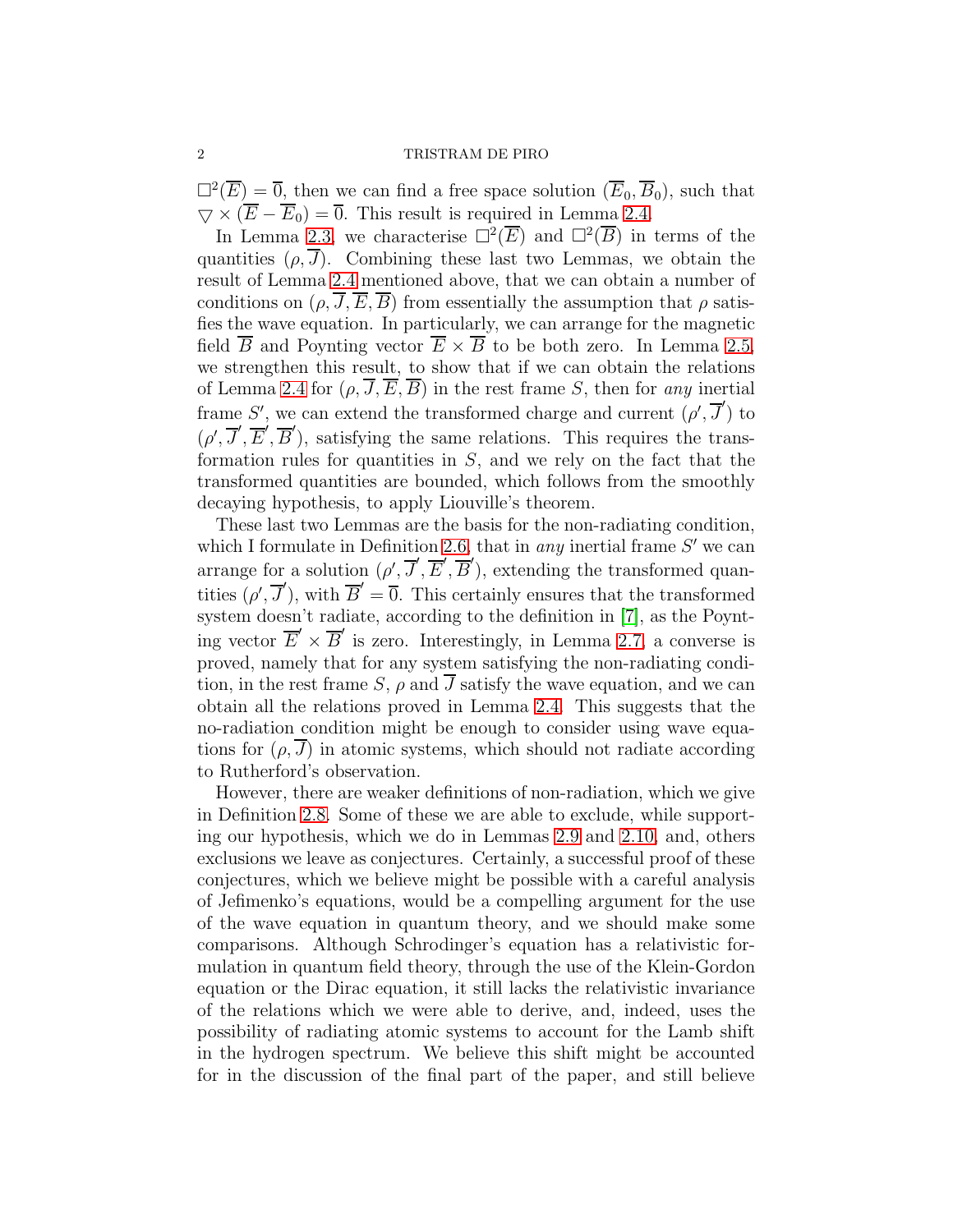$\square^2(\overline{E}) = \overline{0}$, then we can find a free space solution $(\overline{E}_0, \overline{B}_0)$, such that $\bigtriangledown \times (\overline{E} - \overline{E}_0) = \overline{0}$. This result is required in Lemma 2.4.

In Lemma 2.3, we characterise $\square^2(\overline{E})$ and $\square^2(\overline{B})$ in terms of the quantities $(\rho, \overline{J})$. Combining these last two Lemmas, we obtain the result of Lemma 2.4 mentioned above, that we can obtain a number of conditions on $(\rho, \overline{J}, \overline{E}, \overline{B})$ from essentially the assumption that $\rho$ satisfies the wave equation. In particularly, we can arrange for the magnetic field $\overline{B}$ and Poynting vector $\overline{E} \times \overline{B}$ to be both zero. In Lemma 2.5, we strengthen this result, to show that if we can obtain the relations of Lemma 2.4 for $(\rho, \overline{J}, \overline{E}, \overline{B})$ in the rest frame $S$, then for *any* inertial frame $S'$, we can extend the transformed charge and current $(\rho', \overline{J}')$ to $(\rho', \overline{J}', \overline{E}', \overline{B}')$, satisfying the same relations. This requires the transformation rules for quantities in $S$, and we rely on the fact that the transformed quantities are bounded, which follows from the smoothly decaying hypothesis, to apply Liouville's theorem.

These last two Lemmas are the basis for the non-radiating condition, which I formulate in Definition 2.6, that in *any* inertial frame $S'$ we can arrange for a solution $(\rho', \overline{J}', \overline{E}', \overline{B}')$, extending the transformed quantities $(\rho', \overline{J}')$, with $\overline{B}' = \overline{0}$. This certainly ensures that the transformed system doesn't radiate, according to the definition in [7], as the Poynting vector $\overline{E}' \times \overline{B}'$ is zero. Interestingly, in Lemma 2.7, a converse is proved, namely that for any system satisfying the non-radiating condition, in the rest frame $S$, $\rho$ and $\overline{J}$ satisfy the wave equation, and we can obtain all the relations proved in Lemma 2.4. This suggests that the no-radiation condition might be enough to consider using wave equations for $(\rho, \overline{J})$ in atomic systems, which should not radiate according to Rutherford's observation.

However, there are weaker definitions of non-radiation, which we give in Definition 2.8. Some of these we are able to exclude, while supporting our hypothesis, which we do in Lemmas 2.9 and 2.10, and, others exclusions we leave as conjectures. Certainly, a successful proof of these conjectures, which we believe might be possible with a careful analysis of Jefimenko's equations, would be a compelling argument for the use of the wave equation in quantum theory, and we should make some comparisons. Although Schrodinger's equation has a relativistic formulation in quantum field theory, through the use of the Klein-Gordon equation or the Dirac equation, it still lacks the relativistic invariance of the relations which we were able to derive, and, indeed, uses the possibility of radiating atomic systems to account for the Lamb shift in the hydrogen spectrum. We believe this shift might be accounted for in the discussion of the final part of the paper, and still believe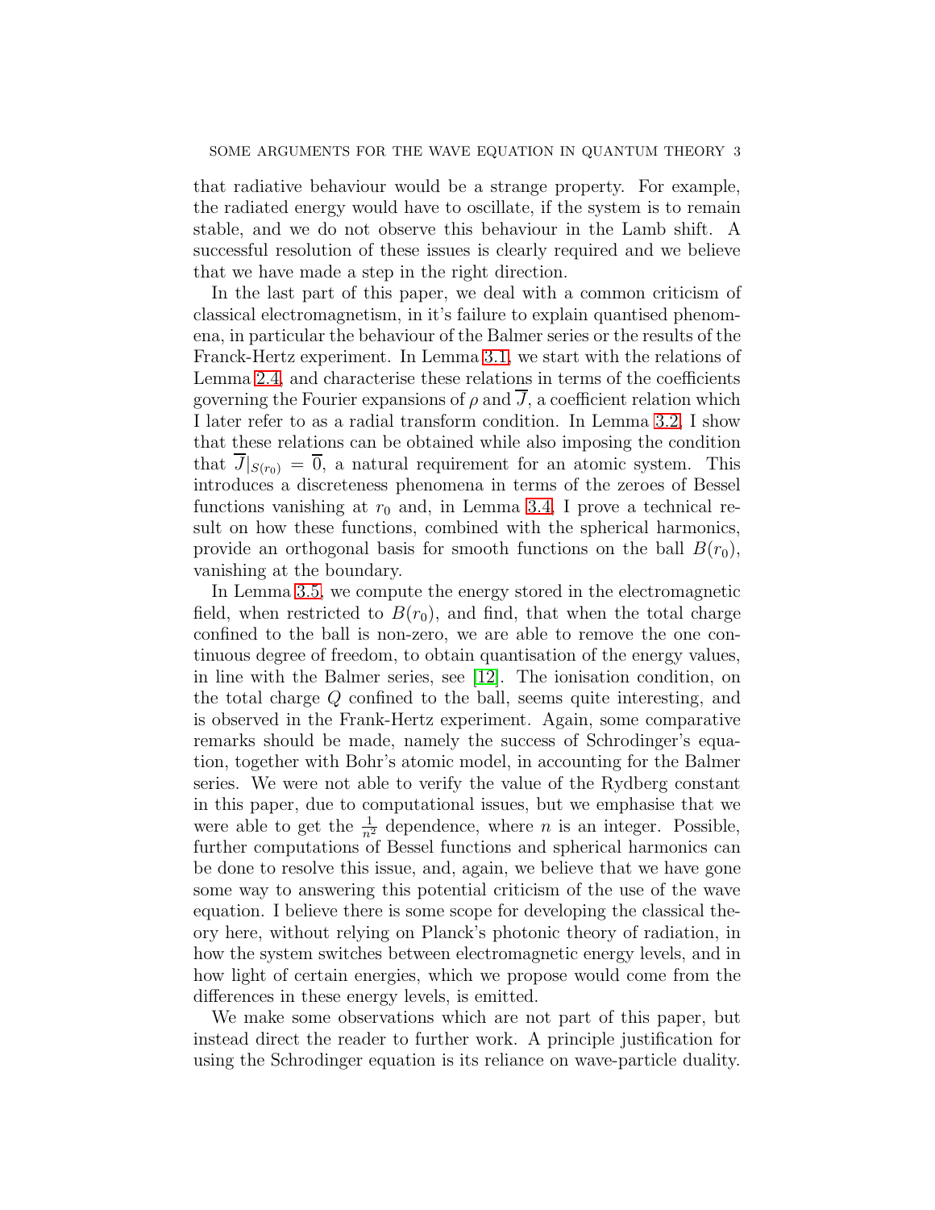that radiative behaviour would be a strange property. For example, the radiated energy would have to oscillate, if the system is to remain stable, and we do not observe this behaviour in the Lamb shift. A successful resolution of these issues is clearly required and we believe that we have made a step in the right direction.

In the last part of this paper, we deal with a common criticism of classical electromagnetism, in it's failure to explain quantised phenomena, in particular the behaviour of the Balmer series or the results of the Franck-Hertz experiment. In Lemma 3.1, we start with the relations of Lemma 2.4, and characterise these relations in terms of the coefficients governing the Fourier expansions of $\rho$ and $\overline{J}$, a coefficient relation which I later refer to as a radial transform condition. In Lemma 3.2, I show that these relations can be obtained while also imposing the condition that $\overline{J}|_{S(r_0)} = \overline{0}$, a natural requirement for an atomic system. This introduces a discreteness phenomena in terms of the zeroes of Bessel functions vanishing at $r_0$ and, in Lemma 3.4, I prove a technical result on how these functions, combined with the spherical harmonics, provide an orthogonal basis for smooth functions on the ball $B(r_0)$, vanishing at the boundary.

In Lemma 3.5, we compute the energy stored in the electromagnetic field, when restricted to $B(r_0)$, and find, that when the total charge confined to the ball is non-zero, we are able to remove the one continuous degree of freedom, to obtain quantisation of the energy values, in line with the Balmer series, see [12]. The ionisation condition, on the total charge $Q$ confined to the ball, seems quite interesting, and is observed in the Frank-Hertz experiment. Again, some comparative remarks should be made, namely the success of Schrodinger's equation, together with Bohr's atomic model, in accounting for the Balmer series. We were not able to verify the value of the Rydberg constant in this paper, due to computational issues, but we emphasise that we were able to get the $\frac{1}{n^2}$ dependence, where $n$ is an integer. Possible, further computations of Bessel functions and spherical harmonics can be done to resolve this issue, and, again, we believe that we have gone some way to answering this potential criticism of the use of the wave equation. I believe there is some scope for developing the classical theory here, without relying on Planck's photonic theory of radiation, in how the system switches between electromagnetic energy levels, and in how light of certain energies, which we propose would come from the differences in these energy levels, is emitted.

We make some observations which are not part of this paper, but instead direct the reader to further work. A principle justification for using the Schrodinger equation is its reliance on wave-particle duality.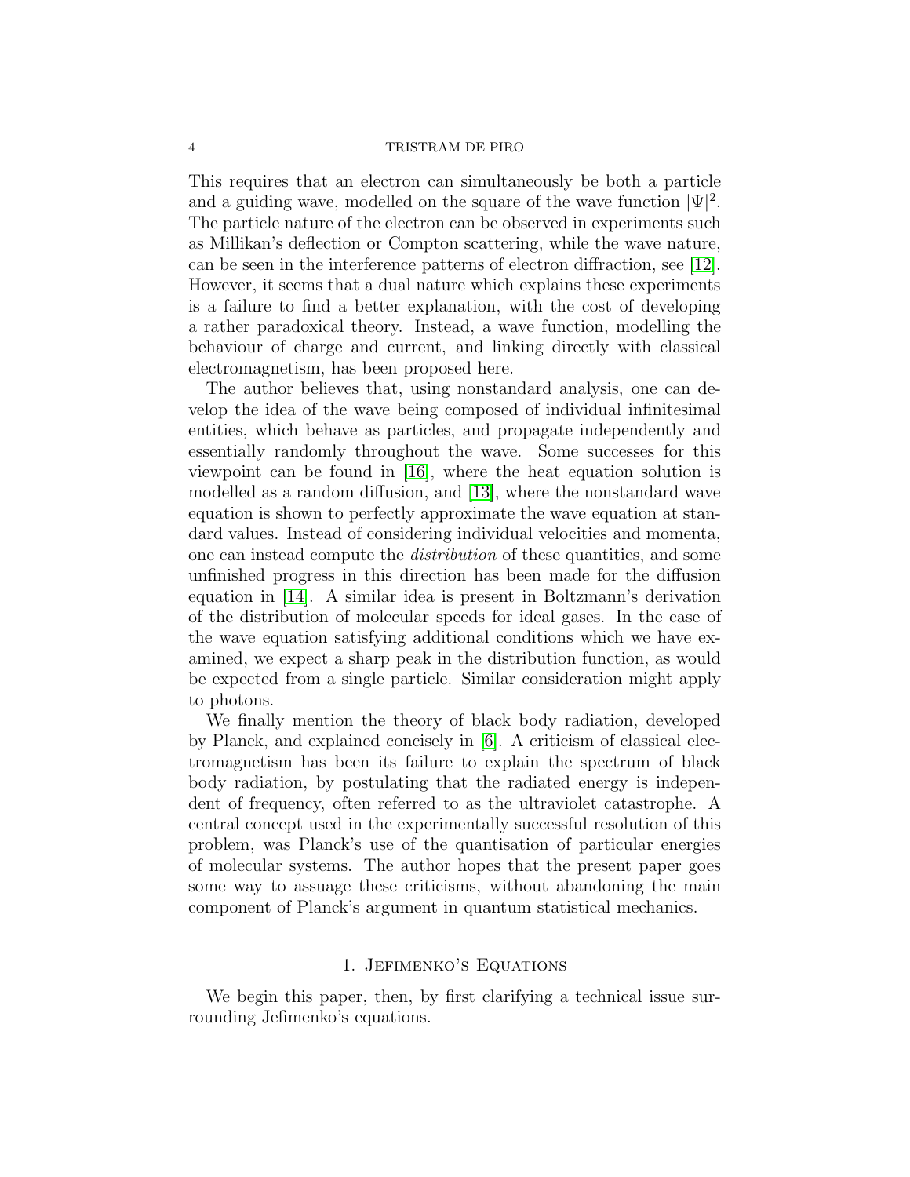This requires that an electron can simultaneously be both a particle and a guiding wave, modelled on the square of the wave function $|\Psi|^2$. The particle nature of the electron can be observed in experiments such as Millikan's deflection or Compton scattering, while the wave nature, can be seen in the interference patterns of electron diffraction, see [12]. However, it seems that a dual nature which explains these experiments is a failure to find a better explanation, with the cost of developing a rather paradoxical theory. Instead, a wave function, modelling the behaviour of charge and current, and linking directly with classical electromagnetism, has been proposed here.

The author believes that, using nonstandard analysis, one can develop the idea of the wave being composed of individual infinitesimal entities, which behave as particles, and propagate independently and essentially randomly throughout the wave. Some successes for this viewpoint can be found in [16], where the heat equation solution is modelled as a random diffusion, and [13], where the nonstandard wave equation is shown to perfectly approximate the wave equation at standard values. Instead of considering individual velocities and momenta, one can instead compute the *distribution* of these quantities, and some unfinished progress in this direction has been made for the diffusion equation in [14]. A similar idea is present in Boltzmann's derivation of the distribution of molecular speeds for ideal gases. In the case of the wave equation satisfying additional conditions which we have examined, we expect a sharp peak in the distribution function, as would be expected from a single particle. Similar consideration might apply to photons.

We finally mention the theory of black body radiation, developed by Planck, and explained concisely in [6]. A criticism of classical electromagnetism has been its failure to explain the spectrum of black body radiation, by postulating that the radiated energy is independent of frequency, often referred to as the ultraviolet catastrophe. A central concept used in the experimentally successful resolution of this problem, was Planck's use of the quantisation of particular energies of molecular systems. The author hopes that the present paper goes some way to assuage these criticisms, without abandoning the main component of Planck's argument in quantum statistical mechanics.

## 1. Jefimenko's Equations

We begin this paper, then, by first clarifying a technical issue surrounding Jefimenko's equations.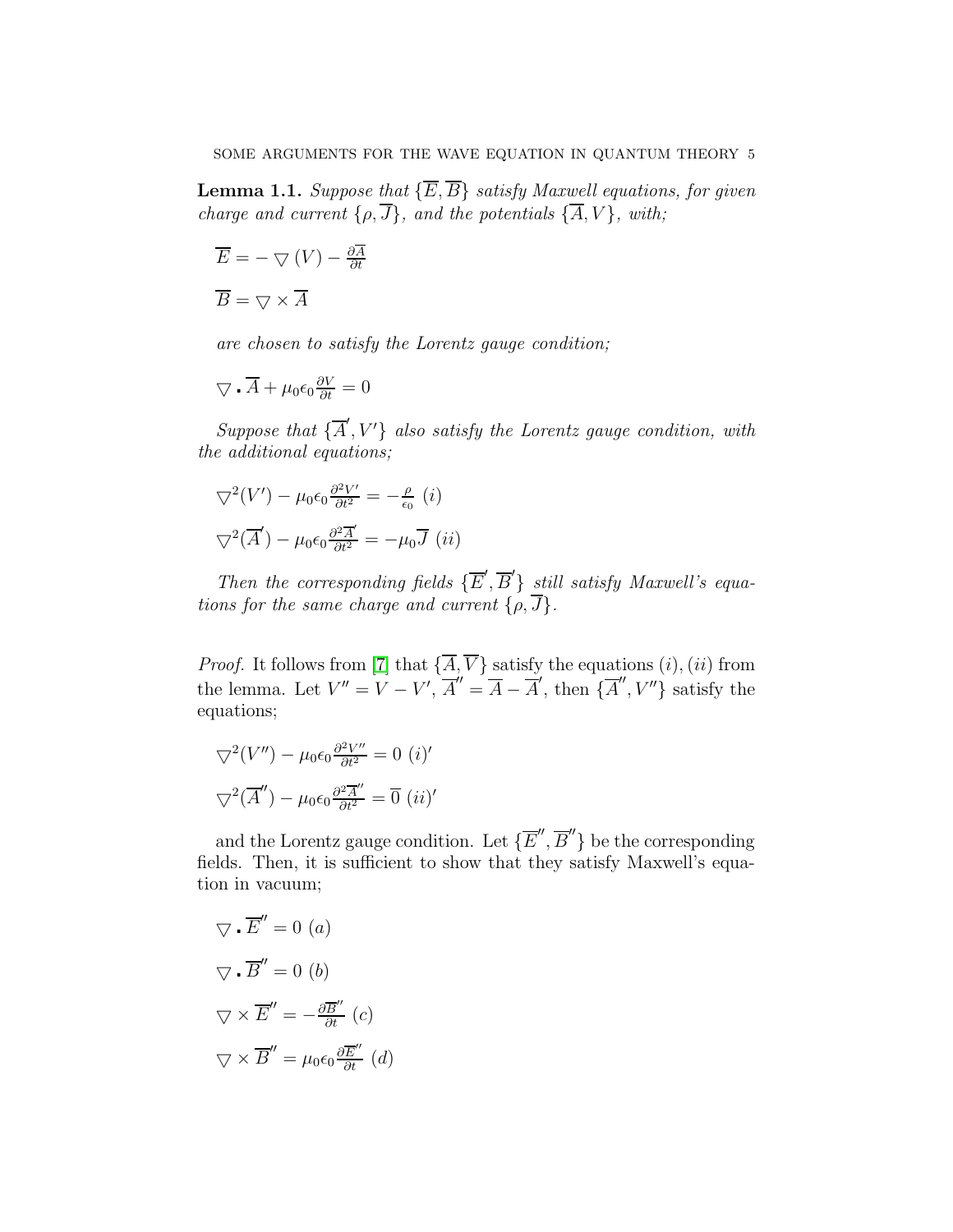**Lemma 1.1.** *Suppose that* $\{\overline{E}, \overline{B}\}$ *satisfy Maxwell equations, for given charge and current* $\{\rho, \overline{J}\}$*, and the potentials* $\{\overline{A}, V\}$*, with;*

$$\overline{E} = -\bigtriangledown(V) - \frac{\partial \overline{A}}{\partial t}$$

$$\overline{B} = \bigtriangledown \times \overline{A}$$

*are chosen to satisfy the Lorentz gauge condition;*

$$\bigtriangledown \cdot \overline{A} + \mu_0\epsilon_0 \frac{\partial V}{\partial t} = 0$$

*Suppose that* $\{\overline{A}', V'\}$ *also satisfy the Lorentz gauge condition, with the additional equations;*

$$\bigtriangledown^2(V') - \mu_0\epsilon_0 \frac{\partial^2 V'}{\partial t^2} = -\frac{\rho}{\epsilon_0} \ (i)$$

$$\bigtriangledown^2(\overline{A}') - \mu_0\epsilon_0 \frac{\partial^2 \overline{A}'}{\partial t^2} = -\mu_0 \overline{J} \ (ii)$$

*Then the corresponding fields* $\{\overline{E}', \overline{B}'\}$ *still satisfy Maxwell's equations for the same charge and current* $\{\rho, \overline{J}\}$*.*

*Proof.* It follows from [7] that $\{\overline{A}, \overline{V}\}$ satisfy the equations $(i), (ii)$ from the lemma. Let $V'' = V - V'$, $\overline{A}'' = \overline{A} - \overline{A}'$, then $\{\overline{A}'', V''\}$ satisfy the equations;

$$\bigtriangledown^2(V'') - \mu_0\epsilon_0 \frac{\partial^2 V''}{\partial t^2} = 0 \ (i)'$$

$$\bigtriangledown^2(\overline{A}'') - \mu_0\epsilon_0 \frac{\partial^2 \overline{A}''}{\partial t^2} = \overline{0} \ (ii)'$$

and the Lorentz gauge condition. Let $\{\overline{E}'', \overline{B}''\}$ be the corresponding fields. Then, it is sufficient to show that they satisfy Maxwell's equation in vacuum;

$$\bigtriangledown \cdot \overline{E}'' = 0 \ (a)$$

$$\bigtriangledown \cdot \overline{B}'' = 0 \ (b)$$

$$\bigtriangledown \times \overline{E}'' = -\frac{\partial \overline{B}''}{\partial t} \ (c)$$

$$\bigtriangledown \times \overline{B}'' = \mu_0\epsilon_0 \frac{\partial \overline{E}''}{\partial t} \ (d)$$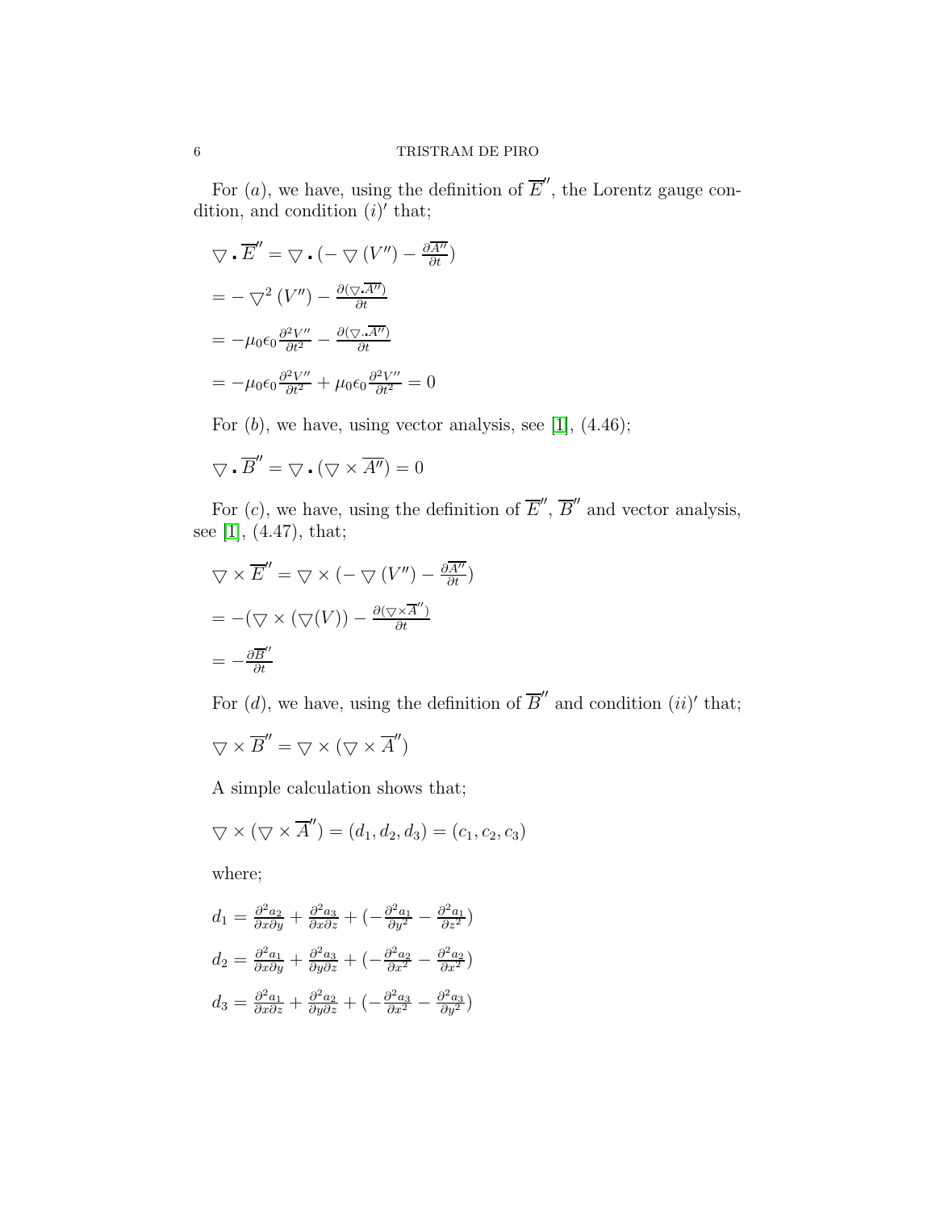For $(a)$, we have, using the definition of $\overline{E}''$, the Lorentz gauge condition, and condition $(i)'$ that;

$$\bigtriangledown . \overline{E}'' = \bigtriangledown . (- \bigtriangledown (V'') - \frac{\partial \overline{A''}}{\partial t})$$

$$= - \bigtriangledown^2 (V'') - \frac{\partial (\bigtriangledown . \overline{A''})}{\partial t}$$

$$= -\mu_0 \epsilon_0 \frac{\partial^2 V''}{\partial t^2} - \frac{\partial (\bigtriangledown .. \overline{A''})}{\partial t}$$

$$= -\mu_0 \epsilon_0 \frac{\partial^2 V''}{\partial t^2} + \mu_0 \epsilon_0 \frac{\partial^2 V''}{\partial t^2} = 0$$

For $(b)$, we have, using vector analysis, see [1], (4.46);

$$\bigtriangledown . \overline{B}'' = \bigtriangledown . (\bigtriangledown \times \overline{A''}) = 0$$

For $(c)$, we have, using the definition of $\overline{E}''$, $\overline{B}''$ and vector analysis, see [1], (4.47), that;

$$\bigtriangledown \times \overline{E}'' = \bigtriangledown \times (- \bigtriangledown (V'') - \frac{\partial \overline{A''}}{\partial t})$$

$$= -(\bigtriangledown \times (\bigtriangledown (V)) - \frac{\partial (\bigtriangledown \times \overline{A}'')}{\partial t}$$

$$= -\frac{\partial \overline{B}''}{\partial t}$$

For $(d)$, we have, using the definition of $\overline{B}''$ and condition $(ii)'$ that;

$$\bigtriangledown \times \overline{B}'' = \bigtriangledown \times (\bigtriangledown \times \overline{A}'')$$

A simple calculation shows that;

$$\bigtriangledown \times (\bigtriangledown \times \overline{A}'') = (d_1, d_2, d_3) = (c_1, c_2, c_3)$$

where;

$$d_1 = \frac{\partial^2 a_2}{\partial x \partial y} + \frac{\partial^2 a_3}{\partial x \partial z} + (-\frac{\partial^2 a_1}{\partial y^2} - \frac{\partial^2 a_1}{\partial z^2})$$

$$d_2 = \frac{\partial^2 a_1}{\partial x \partial y} + \frac{\partial^2 a_3}{\partial y \partial z} + (-\frac{\partial^2 a_2}{\partial x^2} - \frac{\partial^2 a_2}{\partial x^2})$$

$$d_3 = \frac{\partial^2 a_1}{\partial x \partial z} + \frac{\partial^2 a_2}{\partial y \partial z} + (-\frac{\partial^2 a_3}{\partial x^2} - \frac{\partial^2 a_3}{\partial y^2})$$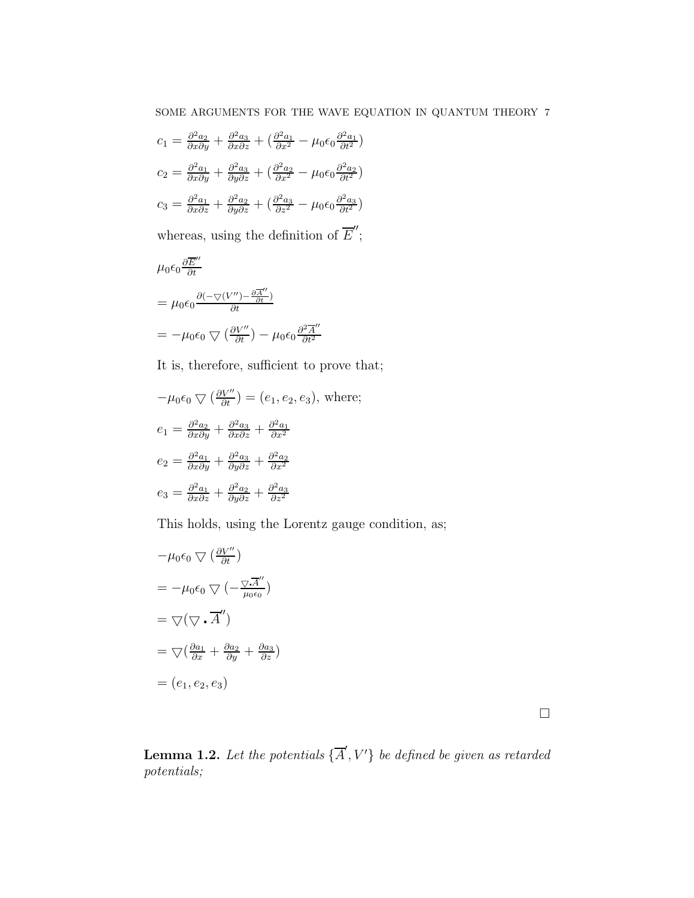$c_1 = \frac{\partial^2 a_2}{\partial x \partial y} + \frac{\partial^2 a_3}{\partial x \partial z} + (\frac{\partial^2 a_1}{\partial x^2} - \mu_0 \epsilon_0 \frac{\partial^2 a_1}{\partial t^2})$

$c_2 = \frac{\partial^2 a_1}{\partial x \partial y} + \frac{\partial^2 a_3}{\partial y \partial z} + (\frac{\partial^2 a_2}{\partial x^2} - \mu_0 \epsilon_0 \frac{\partial^2 a_2}{\partial t^2})$

$c_3 = \frac{\partial^2 a_1}{\partial x \partial z} + \frac{\partial^2 a_2}{\partial y \partial z} + (\frac{\partial^2 a_3}{\partial z^2} - \mu_0 \epsilon_0 \frac{\partial^2 a_3}{\partial t^2})$

whereas, using the definition of $\overline{E}''$;

$\mu_0 \epsilon_0 \frac{\partial \overline{E}''}{\partial t}$

$= \mu_0 \epsilon_0 \frac{\partial (-\bigtriangledown (V'') - \frac{\partial \overline{A}''}{\partial t})}{\partial t}$

$= -\mu_0 \epsilon_0 \bigtriangledown (\frac{\partial V''}{\partial t}) - \mu_0 \epsilon_0 \frac{\partial^2 \overline{A}''}{\partial t^2}$

It is, therefore, sufficient to prove that;

$-\mu_0 \epsilon_0 \bigtriangledown (\frac{\partial V''}{\partial t}) = (e_1, e_2, e_3)$, where;

$e_1 = \frac{\partial^2 a_2}{\partial x \partial y} + \frac{\partial^2 a_3}{\partial x \partial z} + \frac{\partial^2 a_1}{\partial x^2}$

$e_2 = \frac{\partial^2 a_1}{\partial x \partial y} + \frac{\partial^2 a_3}{\partial y \partial z} + \frac{\partial^2 a_2}{\partial x^2}$

$e_3 = \frac{\partial^2 a_1}{\partial x \partial z} + \frac{\partial^2 a_2}{\partial y \partial z} + \frac{\partial^2 a_3}{\partial z^2}$

This holds, using the Lorentz gauge condition, as;

$-\mu_0 \epsilon_0 \bigtriangledown (\frac{\partial V''}{\partial t})$

$= -\mu_0 \epsilon_0 \bigtriangledown (-\frac{\bigtriangledown \cdot \overline{A}''}{\mu_0 \epsilon_0})$

$= \bigtriangledown (\bigtriangledown \cdot \overline{A}'')$

$= \bigtriangledown (\frac{\partial a_1}{\partial x} + \frac{\partial a_2}{\partial y} + \frac{\partial a_3}{\partial z})$

$= (e_1, e_2, e_3)$

$\square$

**Lemma 1.2.** *Let the potentials $\{\overline{A}', V'\}$ be defined be given as retarded potentials;*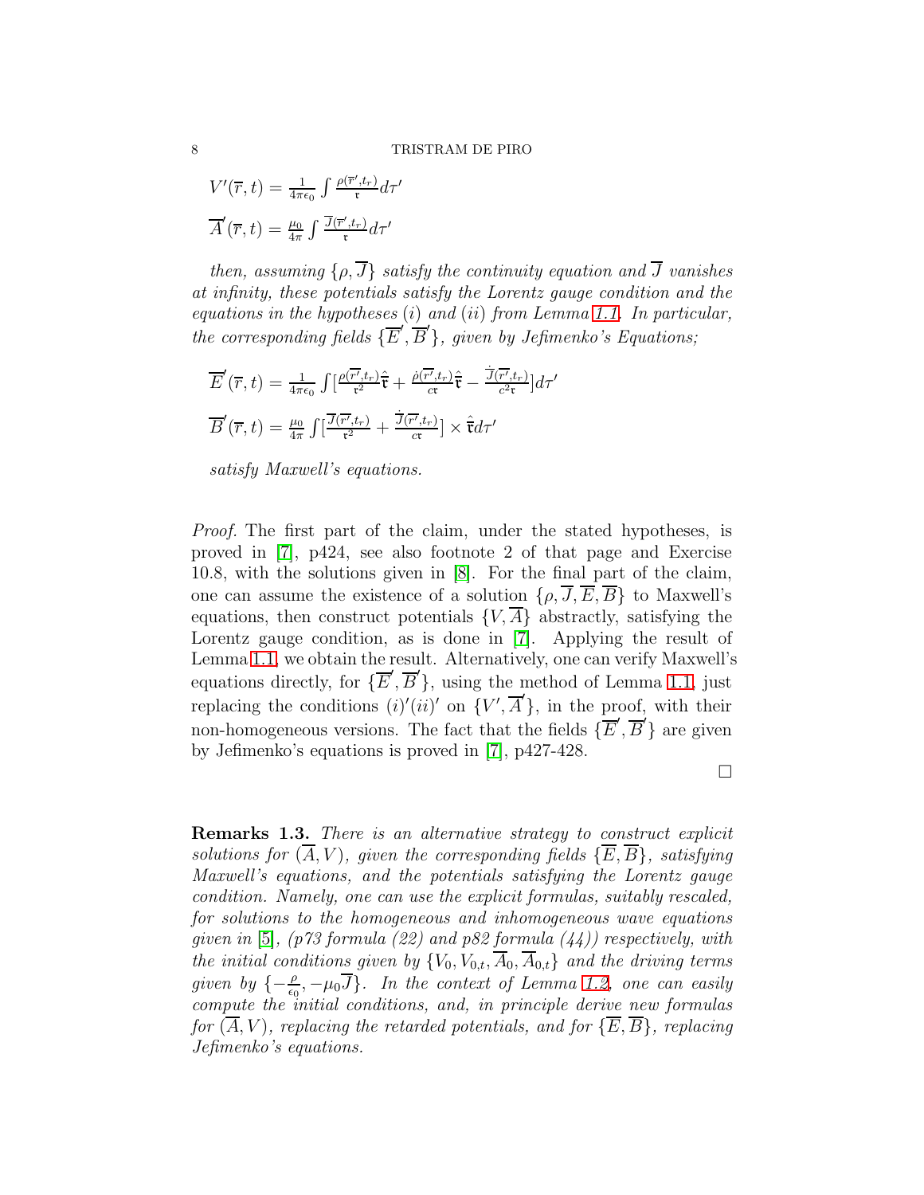$$V'(\overline{r},t) = \frac{1}{4\pi\epsilon_0}\int \frac{\rho(\overline{r}',t_r)}{\mathfrak{r}}d\tau'$$

$$\overline{A}'(\overline{r},t) = \frac{\mu_0}{4\pi}\int \frac{\overline{J}(\overline{r}',t_r)}{\mathfrak{r}}d\tau'$$

*then, assuming $\{\rho, \overline{J}\}$ satisfy the continuity equation and $\overline{J}$ vanishes at infinity, these potentials satisfy the Lorentz gauge condition and the equations in the hypotheses $(i)$ and $(ii)$ from Lemma 1.1. In particular, the corresponding fields $\{\overline{E}', \overline{B}'\}$, given by Jefimenko's Equations;*

$$\overline{E}'(\overline{r},t) = \frac{1}{4\pi\epsilon_0}\int [\frac{\rho(\overline{r'},t_r)}{\mathfrak{r}^2}\hat{\mathfrak{r}} + \frac{\dot{\rho}(\overline{r'},t_r)}{c\mathfrak{r}}\hat{\mathfrak{r}} - \frac{\dot{\overline{J}}(\overline{r'},t_r)}{c^2\mathfrak{r}}]d\tau'$$

$$\overline{B}'(\overline{r},t) = \frac{\mu_0}{4\pi}\int [\frac{\overline{J}(\overline{r'},t_r)}{\mathfrak{r}^2} + \frac{\dot{\overline{J}}(\overline{r'},t_r)}{c\mathfrak{r}}] \times \hat{\mathfrak{r}}d\tau'$$

*satisfy Maxwell's equations.*

*Proof.* The first part of the claim, under the stated hypotheses, is proved in [7], p424, see also footnote 2 of that page and Exercise 10.8, with the solutions given in [8]. For the final part of the claim, one can assume the existence of a solution $\{\rho, \overline{J}, \overline{E}, \overline{B}\}$ to Maxwell's equations, then construct potentials $\{V, \overline{A}\}$ abstractly, satisfying the Lorentz gauge condition, as is done in [7]. Applying the result of Lemma 1.1, we obtain the result. Alternatively, one can verify Maxwell's equations directly, for $\{\overline{E}', \overline{B}'\}$, using the method of Lemma 1.1, just replacing the conditions $(i)'(ii)'$ on $\{V', \overline{A}'\}$, in the proof, with their non-homogeneous versions. The fact that the fields $\{\overline{E}', \overline{B}'\}$ are given by Jefimenko's equations is proved in [7], p427-428.

□

**Remarks 1.3.** *There is an alternative strategy to construct explicit solutions for $(\overline{A}, V)$, given the corresponding fields $\{\overline{E}, \overline{B}\}$, satisfying Maxwell's equations, and the potentials satisfying the Lorentz gauge condition. Namely, one can use the explicit formulas, suitably rescaled, for solutions to the homogeneous and inhomogeneous wave equations given in [5], (p73 formula (22) and p82 formula (44)) respectively, with the initial conditions given by $\{V_0, V_{0,t}, \overline{A}_0, \overline{A}_{0,t}\}$ and the driving terms given by $\{-\frac{\rho}{\epsilon_0}, -\mu_0\overline{J}\}$. In the context of Lemma 1.2, one can easily compute the initial conditions, and, in principle derive new formulas for $(\overline{A}, V)$, replacing the retarded potentials, and for $\{\overline{E}, \overline{B}\}$, replacing Jefimenko's equations.*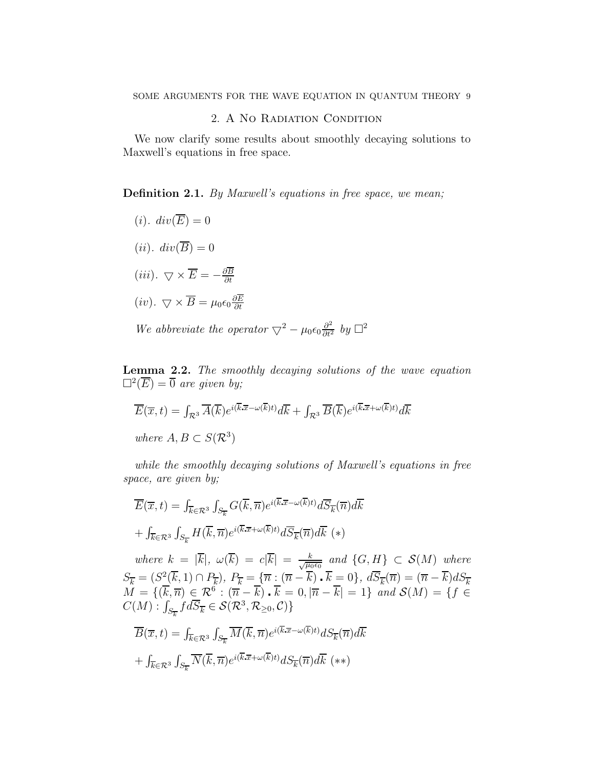## 2. A No Radiation Condition

We now clarify some results about smoothly decaying solutions to Maxwell's equations in free space.

**Definition 2.1.** *By Maxwell's equations in free space, we mean;*

$(i)$. $div(\overline{E}) = 0$

$(ii)$. $div(\overline{B}) = 0$

$(iii)$. $\bigtriangledown \times \overline{E} = -\frac{\partial \overline{B}}{\partial t}$

$(iv)$. $\bigtriangledown \times \overline{B} = \mu_0 \epsilon_0 \frac{\partial \overline{E}}{\partial t}$

*We abbreviate the operator* $\bigtriangledown^2 - \mu_0 \epsilon_0 \frac{\partial^2}{\partial t^2}$ *by* $\square^2$

**Lemma 2.2.** *The smoothly decaying solutions of the wave equation* $\square^2(\overline{E}) = \overline{0}$ *are given by;*

$$\overline{E}(\overline{x},t) = \int_{\mathcal{R}^3} \overline{A}(\overline{k}) e^{i(\overline{k} \centerdot \overline{x} - \omega(\overline{k})t)} d\overline{k} + \int_{\mathcal{R}^3} \overline{B}(\overline{k}) e^{i(\overline{k} \centerdot \overline{x} + \omega(\overline{k})t)} d\overline{k}$$

*where* $A, B \subset S(\mathcal{R}^3)$

*while the smoothly decaying solutions of Maxwell's equations in free space, are given by;*

$$\overline{E}(\overline{x},t) = \int_{\overline{k} \in \mathcal{R}^3} \int_{S_{\overline{k}}} G(\overline{k},\overline{n}) e^{i(\overline{k} \centerdot \overline{x} - \omega(\overline{k})t)} d\overline{S}_{\overline{k}}(\overline{n}) d\overline{k}$$

$$+ \int_{\overline{k} \in \mathcal{R}^3} \int_{S_{\overline{k}}} H(\overline{k},\overline{n}) e^{i(\overline{k} \centerdot \overline{x} + \omega(\overline{k})t)} d\overline{S}_{\overline{k}}(\overline{n}) d\overline{k} \ (*)$$

*where* $k = |\overline{k}|$, $\omega(\overline{k}) = c|\overline{k}| = \frac{k}{\sqrt{\mu_0 \epsilon_0}}$ *and* $\{G, H\} \subset \mathcal{S}(M)$ *where* $S_{\overline{k}} = (S^2(\overline{k}, 1) \cap P_{\overline{k}})$, $P_{\overline{k}} = \{\overline{n} : (\overline{n} - \overline{k}) \centerdot \overline{k} = 0\}$, $d\overline{S}_{\overline{k}}(\overline{n}) = (\overline{n} - \overline{k}) dS_{\overline{k}}$ $M = \{(\overline{k}, \overline{n}) \in \mathcal{R}^6 : (\overline{n} - \overline{k}) \centerdot \overline{k} = 0, |\overline{n} - \overline{k}| = 1\}$ *and* $\mathcal{S}(M) = \{f \in C(M) : \int_{S_{\overline{k}}} f d\overline{S}_{\overline{k}} \in \mathcal{S}(\mathcal{R}^3, \mathcal{R}_{\geq 0}, \mathcal{C})\}$

$$\overline{B}(\overline{x},t) = \int_{\overline{k} \in \mathcal{R}^3} \int_{S_{\overline{k}}} \overline{M}(\overline{k},\overline{n}) e^{i(\overline{k} \centerdot \overline{x} - \omega(\overline{k})t)} dS_{\overline{k}}(\overline{n}) d\overline{k}$$

$$+ \int_{\overline{k} \in \mathcal{R}^3} \int_{S_{\overline{k}}} \overline{N}(\overline{k},\overline{n}) e^{i(\overline{k} \centerdot \overline{x} + \omega(\overline{k})t)} dS_{\overline{k}}(\overline{n}) d\overline{k} \ (**)$$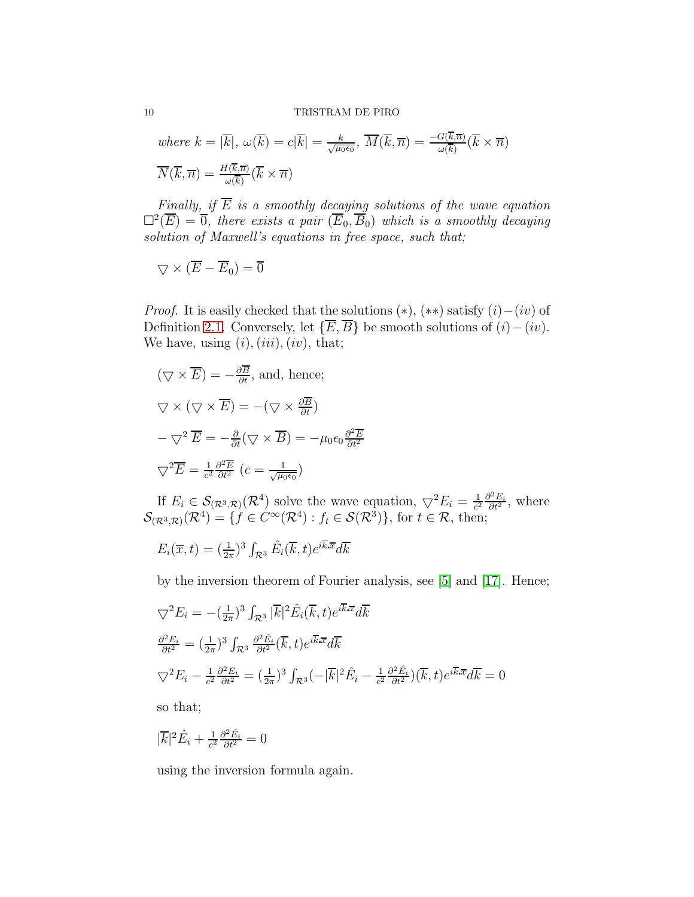*where* $k = |\overline{k}|$, $\omega(\overline{k}) = c|\overline{k}| = \frac{k}{\sqrt{\mu_0\epsilon_0}}$, $\overline{M}(\overline{k},\overline{n}) = \frac{-G(\overline{k},\overline{n})}{\omega(\overline{k})}(\overline{k}\times\overline{n})$

$\overline{N}(\overline{k},\overline{n}) = \frac{H(\overline{k},\overline{n})}{\omega(\overline{k})}(\overline{k}\times\overline{n})$

*Finally, if* $\overline{E}$ *is a smoothly decaying solutions of the wave equation* $\square^2(\overline{E}) = \overline{0}$, *there exists a pair* $(\overline{E}_0, \overline{B}_0)$ *which is a smoothly decaying solution of Maxwell's equations in free space, such that;*

$\bigtriangledown \times (\overline{E} - \overline{E}_0) = \overline{0}$

*Proof.* It is easily checked that the solutions $(*)$, $(**)$ satisfy $(i)-(iv)$ of Definition 2.1. Conversely, let $\{\overline{E}, \overline{B}\}$ be smooth solutions of $(i)-(iv)$. We have, using $(i), (iii), (iv)$, that;

$(\bigtriangledown \times \overline{E}) = -\frac{\partial \overline{B}}{\partial t}$, and, hence;

$\bigtriangledown \times (\bigtriangledown \times \overline{E}) = -(\bigtriangledown \times \frac{\partial \overline{B}}{\partial t})$

$-\bigtriangledown^2 \overline{E} = -\frac{\partial}{\partial t}(\bigtriangledown \times \overline{B}) = -\mu_0\epsilon_0 \frac{\partial^2 \overline{E}}{\partial t^2}$

$\bigtriangledown^2 \overline{E} = \frac{1}{c^2}\frac{\partial^2 \overline{E}}{\partial t^2}$ $(c = \frac{1}{\sqrt{\mu_0\epsilon_0}})$

If $E_i \in \mathcal{S}_{(\mathcal{R}^3,\mathcal{R})}(\mathcal{R}^4)$ solve the wave equation, $\bigtriangledown^2 E_i = \frac{1}{c^2}\frac{\partial^2 E_i}{\partial t^2}$, where $\mathcal{S}_{(\mathcal{R}^3,\mathcal{R})}(\mathcal{R}^4) = \{f \in C^\infty(\mathcal{R}^4) : f_t \in \mathcal{S}(\mathcal{R}^3)\}$, for $t \in \mathcal{R}$, then;

$E_i(\overline{x}, t) = (\frac{1}{2\pi})^3 \int_{\mathcal{R}^3} \hat{E}_i(\overline{k}, t) e^{i\overline{k}.\overline{x}} d\overline{k}$

by the inversion theorem of Fourier analysis, see [5] and [17]. Hence;

$\bigtriangledown^2 E_i = -(\frac{1}{2\pi})^3 \int_{\mathcal{R}^3} |\overline{k}|^2 \hat{E}_i(\overline{k}, t) e^{i\overline{k}.\overline{x}} d\overline{k}$

$\frac{\partial^2 E_i}{\partial t^2} = (\frac{1}{2\pi})^3 \int_{\mathcal{R}^3} \frac{\partial^2 \hat{E}_i}{\partial t^2}(\overline{k}, t) e^{i\overline{k}.\overline{x}} d\overline{k}$

$\bigtriangledown^2 E_i - \frac{1}{c^2}\frac{\partial^2 E_i}{\partial t^2} = (\frac{1}{2\pi})^3 \int_{\mathcal{R}^3} (-|\overline{k}|^2 \hat{E}_i - \frac{1}{c^2}\frac{\partial^2 \hat{E}_i}{\partial t^2})(\overline{k}, t) e^{i\overline{k}.\overline{x}} d\overline{k} = 0$

so that;

$|\overline{k}|^2 \hat{E}_i + \frac{1}{c^2}\frac{\partial^2 \hat{E}_i}{\partial t^2} = 0$

using the inversion formula again.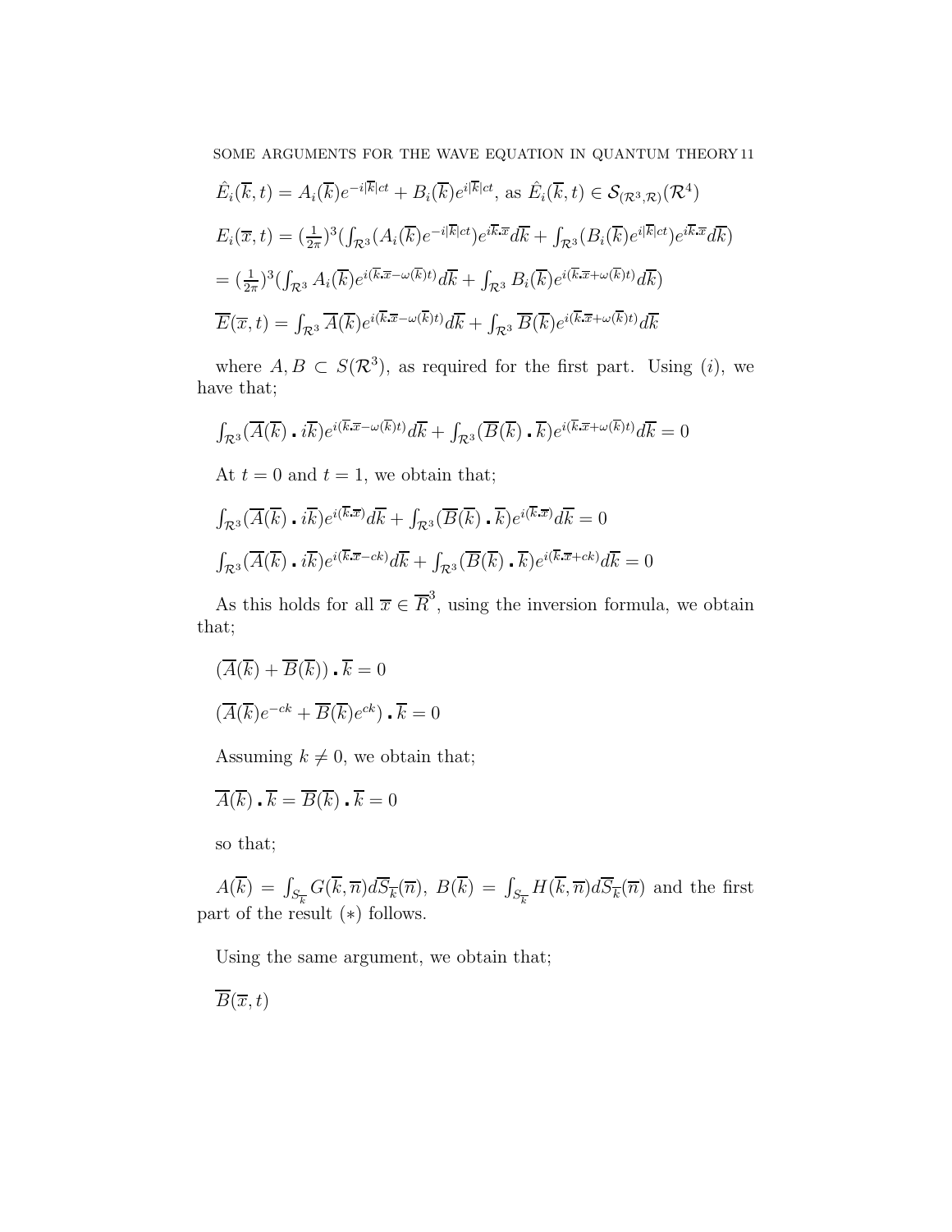$\hat{E}_i(\overline{k},t) = A_i(\overline{k})e^{-i|\overline{k}|ct} + B_i(\overline{k})e^{i|\overline{k}|ct}$, as $\hat{E}_i(\overline{k},t) \in \mathcal{S}_{(\mathcal{R}^3,\mathcal{R})}(\mathcal{R}^4)$

$E_i(\overline{x},t) = (\frac{1}{2\pi})^3(\int_{\mathcal{R}^3}(A_i(\overline{k})e^{-i|\overline{k}|ct})e^{i\overline{k}.\overline{x}}d\overline{k} + \int_{\mathcal{R}^3}(B_i(\overline{k})e^{i|\overline{k}|ct})e^{i\overline{k}.\overline{x}}d\overline{k})$

$= (\frac{1}{2\pi})^3(\int_{\mathcal{R}^3} A_i(\overline{k})e^{i(\overline{k}.\overline{x}-\omega(\overline{k})t)}d\overline{k} + \int_{\mathcal{R}^3} B_i(\overline{k})e^{i(\overline{k}.\overline{x}+\omega(\overline{k})t)}d\overline{k})$

$\overline{E}(\overline{x},t) = \int_{\mathcal{R}^3} \overline{A}(\overline{k})e^{i(\overline{k}.\overline{x}-\omega(\overline{k})t)}d\overline{k} + \int_{\mathcal{R}^3} \overline{B}(\overline{k})e^{i(\overline{k}.\overline{x}+\omega(\overline{k})t)}d\overline{k}$

where $A, B \subset S(\mathcal{R}^3)$, as required for the first part. Using $(i)$, we have that;

$\int_{\mathcal{R}^3}(\overline{A}(\overline{k}) \centerdot i\overline{k})e^{i(\overline{k}.\overline{x}-\omega(\overline{k})t)}d\overline{k} + \int_{\mathcal{R}^3}(\overline{B}(\overline{k}) \centerdot \overline{k})e^{i(\overline{k}.\overline{x}+\omega(\overline{k})t)}d\overline{k} = 0$

At $t = 0$ and $t = 1$, we obtain that;

$\int_{\mathcal{R}^3}(\overline{A}(\overline{k}) \centerdot i\overline{k})e^{i(\overline{k}.\overline{x})}d\overline{k} + \int_{\mathcal{R}^3}(\overline{B}(\overline{k}) \centerdot \overline{k})e^{i(\overline{k}.\overline{x})}d\overline{k} = 0$

$\int_{\mathcal{R}^3}(\overline{A}(\overline{k}) \centerdot i\overline{k})e^{i(\overline{k}.\overline{x}-ck)}d\overline{k} + \int_{\mathcal{R}^3}(\overline{B}(\overline{k}) \centerdot \overline{k})e^{i(\overline{k}.\overline{x}+ck)}d\overline{k} = 0$

As this holds for all $\overline{x} \in \overline{R}^3$, using the inversion formula, we obtain that;

$(\overline{A}(\overline{k}) + \overline{B}(\overline{k})) \centerdot \overline{k} = 0$

$(\overline{A}(\overline{k})e^{-ck} + \overline{B}(\overline{k})e^{ck}) \centerdot \overline{k} = 0$

Assuming $k \neq 0$, we obtain that;

$\overline{A}(\overline{k}) \centerdot \overline{k} = \overline{B}(\overline{k}) \centerdot \overline{k} = 0$

so that;

$A(\overline{k}) = \int_{S_{\overline{k}}} G(\overline{k},\overline{n})d\overline{S}_{\overline{k}}(\overline{n})$, $B(\overline{k}) = \int_{S_{\overline{k}}} H(\overline{k},\overline{n})d\overline{S}_{\overline{k}}(\overline{n})$ and the first part of the result $(*)$ follows.

Using the same argument, we obtain that;

$\overline{B}(\overline{x},t)$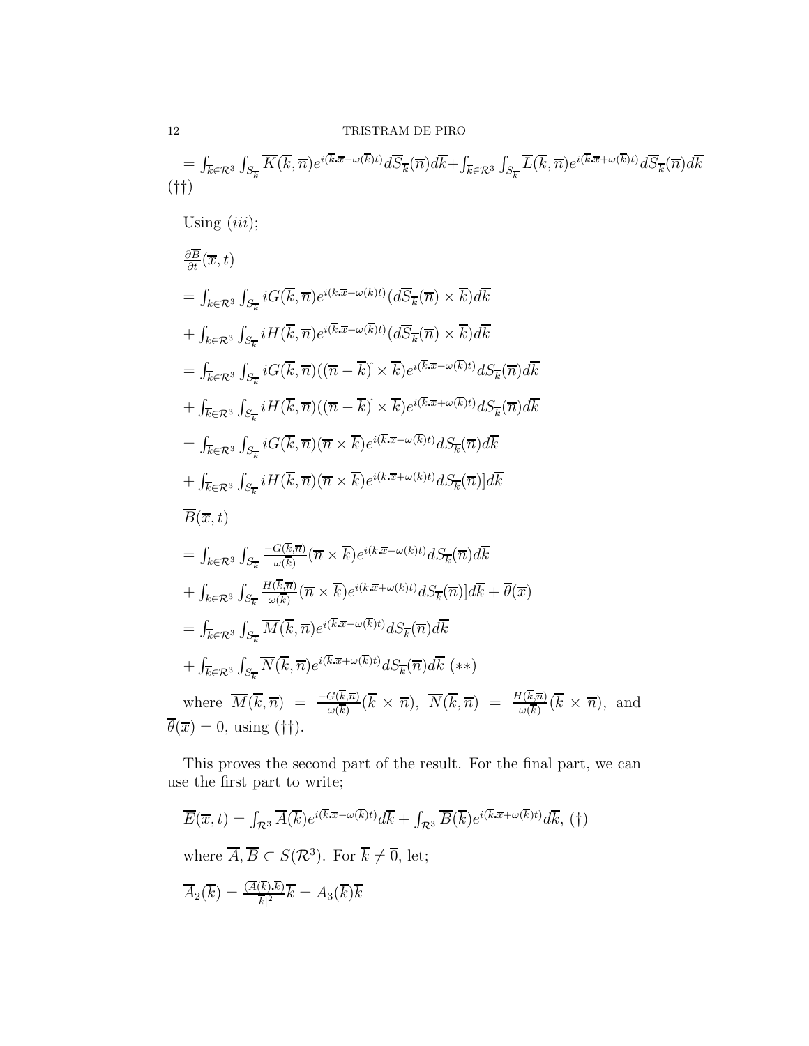$= \int_{\overline{k}\in\mathcal{R}^3}\int_{S_{\overline{k}}}\overline{K}(\overline{k},\overline{n})e^{i(\overline{k}.\overline{x}-\omega(\overline{k})t)}d\overline{S}_{\overline{k}}(\overline{n})d\overline{k}+\int_{\overline{k}\in\mathcal{R}^3}\int_{S_{\overline{k}}}\overline{L}(\overline{k},\overline{n})e^{i(\overline{k}.\overline{x}+\omega(\overline{k})t)}d\overline{S}_{\overline{k}}(\overline{n})d\overline{k}$ $(\dagger\dagger)$

Using $(iii)$;

$\frac{\partial\overline{B}}{\partial t}(\overline{x},t)$

$= \int_{\overline{k}\in\mathcal{R}^3}\int_{S_{\overline{k}}}iG(\overline{k},\overline{n})e^{i(\overline{k}.\overline{x}-\omega(\overline{k})t)}(d\overline{S}_{\overline{k}}(\overline{n})\times\overline{k})d\overline{k}$

$+\int_{\overline{k}\in\mathcal{R}^3}\int_{S_{\overline{k}}}iH(\overline{k},\overline{n})e^{i(\overline{k}.\overline{x}-\omega(\overline{k})t)}(d\overline{S}_{\overline{k}}(\overline{n})\times\overline{k})d\overline{k}$

$= \int_{\overline{k}\in\mathcal{R}^3}\int_{S_{\overline{k}}}iG(\overline{k},\overline{n})((\overline{n}-\overline{k})^{\hat{}}\times\overline{k})e^{i(\overline{k}.\overline{x}-\omega(\overline{k})t)}dS_{\overline{k}}(\overline{n})d\overline{k}$

$+\int_{\overline{k}\in\mathcal{R}^3}\int_{S_{\overline{k}}}iH(\overline{k},\overline{n})((\overline{n}-\overline{k})^{\hat{}}\times\overline{k})e^{i(\overline{k}.\overline{x}+\omega(\overline{k})t)}dS_{\overline{k}}(\overline{n})d\overline{k}$

$= \int_{\overline{k}\in\mathcal{R}^3}\int_{S_{\overline{k}}}iG(\overline{k},\overline{n})(\overline{n}\times\overline{k})e^{i(\overline{k}.\overline{x}-\omega(\overline{k})t)}dS_{\overline{k}}(\overline{n})d\overline{k}$

$+\int_{\overline{k}\in\mathcal{R}^3}\int_{S_{\overline{k}}}iH(\overline{k},\overline{n})(\overline{n}\times\overline{k})e^{i(\overline{k}.\overline{x}+\omega(\overline{k})t)}dS_{\overline{k}}(\overline{n})]d\overline{k}$

$\overline{B}(\overline{x},t)$

$= \int_{\overline{k}\in\mathcal{R}^3}\int_{S_{\overline{k}}}\frac{-G(\overline{k},\overline{n})}{\omega(\overline{k})}(\overline{n}\times\overline{k})e^{i(\overline{k}.\overline{x}-\omega(\overline{k})t)}dS_{\overline{k}}(\overline{n})d\overline{k}$

$+\int_{\overline{k}\in\mathcal{R}^3}\int_{S_{\overline{k}}}\frac{H(\overline{k},\overline{n})}{\omega(\overline{k})}(\overline{n}\times\overline{k})e^{i(\overline{k}.\overline{x}+\omega(\overline{k})t)}dS_{\overline{k}}(\overline{n})]d\overline{k}+\overline{\theta}(\overline{x})$

$= \int_{\overline{k}\in\mathcal{R}^3}\int_{S_{\overline{k}}}\overline{M}(\overline{k},\overline{n})e^{i(\overline{k}.\overline{x}-\omega(\overline{k})t)}dS_{\overline{k}}(\overline{n})d\overline{k}$

$+\int_{\overline{k}\in\mathcal{R}^3}\int_{S_{\overline{k}}}\overline{N}(\overline{k},\overline{n})e^{i(\overline{k}.\overline{x}+\omega(\overline{k})t)}dS_{\overline{k}}(\overline{n})d\overline{k}$ $(**)$

where $\overline{M}(\overline{k},\overline{n}) = \frac{-G(\overline{k},\overline{n})}{\omega(\overline{k})}(\overline{k}\times\overline{n})$, $\overline{N}(\overline{k},\overline{n}) = \frac{H(\overline{k},\overline{n})}{\omega(\overline{k})}(\overline{k}\times\overline{n})$, and $\overline{\theta}(\overline{x})=0$, using $(\dagger\dagger)$.

This proves the second part of the result. For the final part, we can use the first part to write;

$\overline{E}(\overline{x},t)=\int_{\mathcal{R}^3}\overline{A}(\overline{k})e^{i(\overline{k}.\overline{x}-\omega(\overline{k})t)}d\overline{k}+\int_{\mathcal{R}^3}\overline{B}(\overline{k})e^{i(\overline{k}.\overline{x}+\omega(\overline{k})t)}d\overline{k}$, $(\dagger)$

where $\overline{A},\overline{B}\subset S(\mathcal{R}^3)$. For $\overline{k}\neq\overline{0}$, let;

$\overline{A}_2(\overline{k})=\frac{(\overline{A}(\overline{k}).\overline{k})}{|\overline{k}|^2}\overline{k}=A_3(\overline{k})\overline{k}$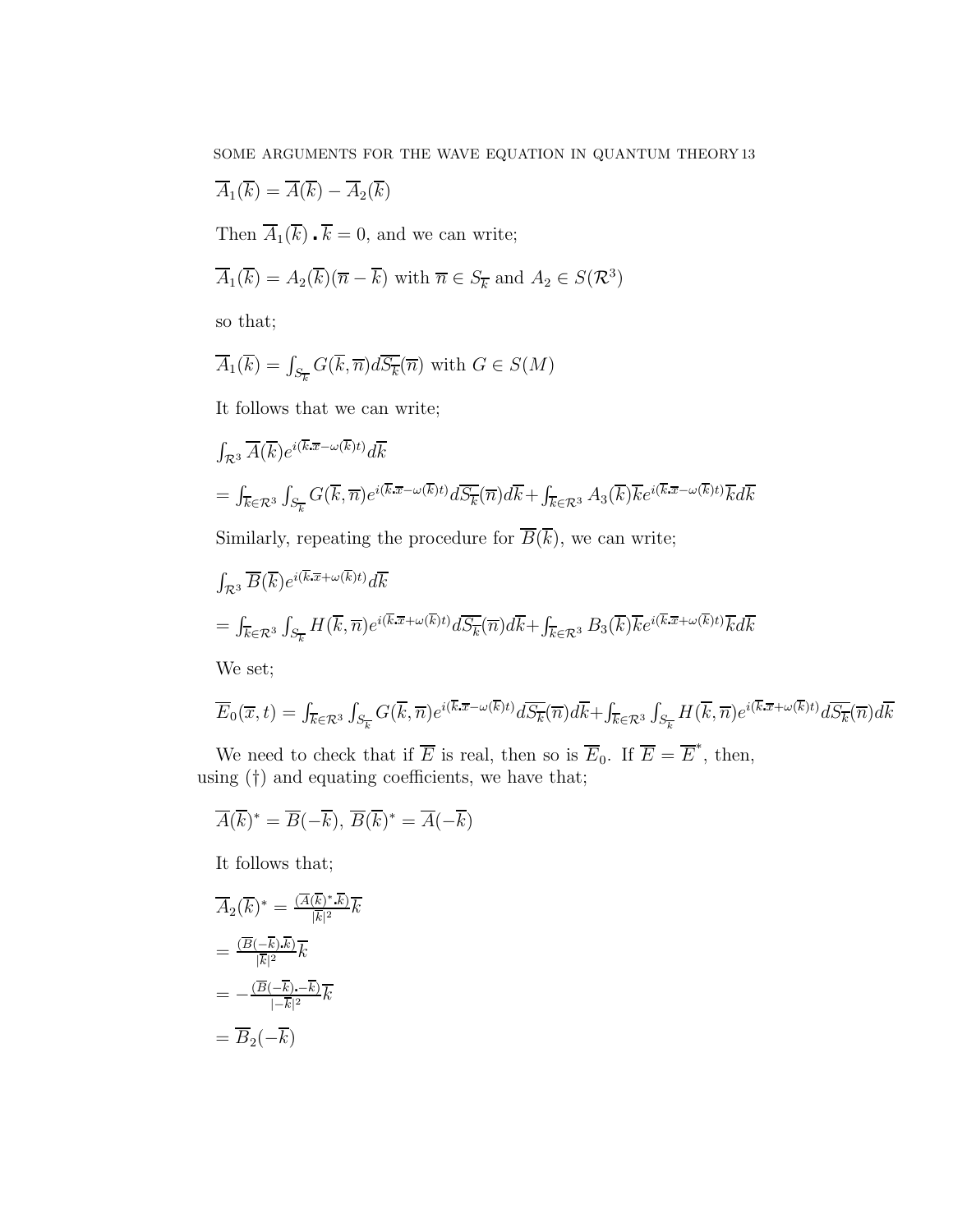$\overline{A}_1(\overline{k}) = \overline{A}(\overline{k}) - \overline{A}_2(\overline{k})$

Then $\overline{A}_1(\overline{k}) \centerdot \overline{k} = 0$, and we can write;

$\overline{A}_1(\overline{k}) = A_2(\overline{k})(\overline{n} - \overline{k})$ with $\overline{n} \in S_{\overline{k}}$ and $A_2 \in S(\mathcal{R}^3)$

so that;

$\overline{A}_1(\overline{k}) = \int_{S_{\overline{k}}} G(\overline{k}, \overline{n}) d\overline{S_{\overline{k}}}(\overline{n})$ with $G \in S(M)$

It follows that we can write;

$\int_{\mathcal{R}^3} \overline{A}(\overline{k}) e^{i(\overline{k} \centerdot \overline{x} - \omega(\overline{k})t)} d\overline{k}$

$= \int_{\overline{k} \in \mathcal{R}^3} \int_{S_{\overline{k}}} G(\overline{k}, \overline{n}) e^{i(\overline{k} \centerdot \overline{x} - \omega(\overline{k})t)} d\overline{S_{\overline{k}}}(\overline{n}) d\overline{k} + \int_{\overline{k} \in \mathcal{R}^3} A_3(\overline{k}) \overline{k} e^{i(\overline{k} \centerdot \overline{x} - \omega(\overline{k})t)} \overline{k} d\overline{k}$

Similarly, repeating the procedure for $\overline{B}(\overline{k})$, we can write;

$\int_{\mathcal{R}^3} \overline{B}(\overline{k}) e^{i(\overline{k} \centerdot \overline{x} + \omega(\overline{k})t)} d\overline{k}$

$= \int_{\overline{k} \in \mathcal{R}^3} \int_{S_{\overline{k}}} H(\overline{k}, \overline{n}) e^{i(\overline{k} \centerdot \overline{x} + \omega(\overline{k})t)} d\overline{S_{\overline{k}}}(\overline{n}) d\overline{k} + \int_{\overline{k} \in \mathcal{R}^3} B_3(\overline{k}) \overline{k} e^{i(\overline{k} \centerdot \overline{x} + \omega(\overline{k})t)} \overline{k} d\overline{k}$

We set;

$\overline{E}_0(\overline{x}, t) = \int_{\overline{k} \in \mathcal{R}^3} \int_{S_{\overline{k}}} G(\overline{k}, \overline{n}) e^{i(\overline{k} \centerdot \overline{x} - \omega(\overline{k})t)} d\overline{S_{\overline{k}}}(\overline{n}) d\overline{k} + \int_{\overline{k} \in \mathcal{R}^3} \int_{S_{\overline{k}}} H(\overline{k}, \overline{n}) e^{i(\overline{k} \centerdot \overline{x} + \omega(\overline{k})t)} d\overline{S_{\overline{k}}}(\overline{n}) d\overline{k}$

We need to check that if $\overline{E}$ is real, then so is $\overline{E}_0$. If $\overline{E} = \overline{E}^*$, then, using (†) and equating coefficients, we have that;

$\overline{A}(\overline{k})^* = \overline{B}(-\overline{k})$, $\overline{B}(\overline{k})^* = \overline{A}(-\overline{k})$

It follows that;

$\overline{A}_2(\overline{k})^* = \frac{(\overline{A}(\overline{k})^* \centerdot \overline{k})}{|\overline{k}|^2} \overline{k}$

$= \frac{(\overline{B}(-\overline{k}) \centerdot \overline{k})}{|\overline{k}|^2} \overline{k}$

$= -\frac{(\overline{B}(-\overline{k}) \centerdot -\overline{k})}{|-\overline{k}|^2} \overline{k}$

$= \overline{B}_2(-\overline{k})$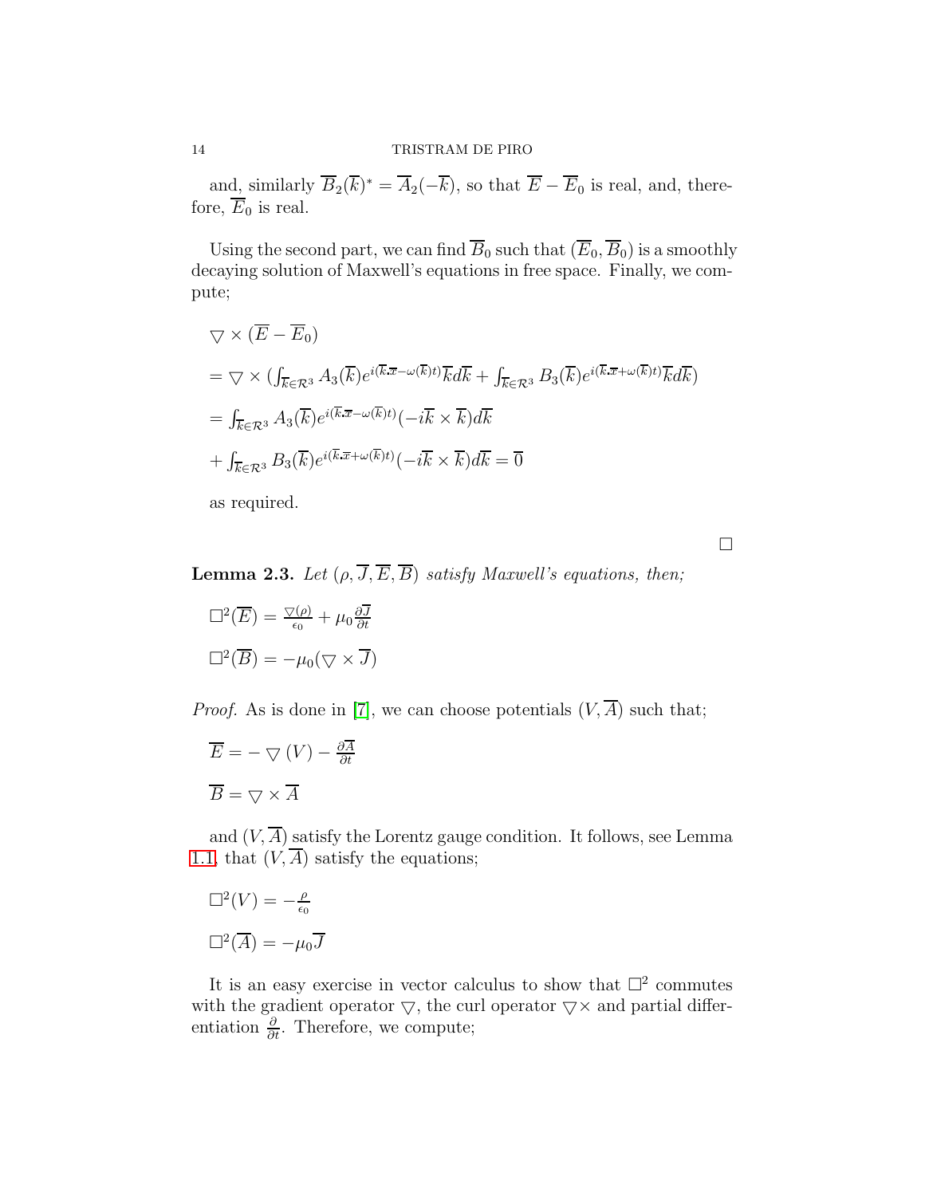and, similarly $\overline{B}_2(\overline{k})^* = \overline{A}_2(-\overline{k})$, so that $\overline{E} - \overline{E}_0$ is real, and, therefore, $\overline{E}_0$ is real.

Using the second part, we can find $\overline{B}_0$ such that $(\overline{E}_0, \overline{B}_0)$ is a smoothly decaying solution of Maxwell's equations in free space. Finally, we compute;

$$\bigtriangledown \times (\overline{E} - \overline{E}_0)$$

$$= \bigtriangledown \times (\int_{\overline{k}\in\mathcal{R}^3} A_3(\overline{k}) e^{i(\overline{k}.\overline{x} - \omega(\overline{k})t)} \overline{k} d\overline{k} + \int_{\overline{k}\in\mathcal{R}^3} B_3(\overline{k}) e^{i(\overline{k}.\overline{x} + \omega(\overline{k})t)} \overline{k} d\overline{k})$$

$$= \int_{\overline{k}\in\mathcal{R}^3} A_3(\overline{k}) e^{i(\overline{k}.\overline{x} - \omega(\overline{k})t)} (-i\overline{k} \times \overline{k}) d\overline{k}$$

$$+ \int_{\overline{k}\in\mathcal{R}^3} B_3(\overline{k}) e^{i(\overline{k}.\overline{x} + \omega(\overline{k})t)} (-i\overline{k} \times \overline{k}) d\overline{k} = \overline{0}$$

as required.

□

**Lemma 2.3.** *Let $(\rho, \overline{J}, \overline{E}, \overline{B})$ satisfy Maxwell's equations, then;*

$$\square^2(\overline{E}) = \frac{\bigtriangledown(\rho)}{\epsilon_0} + \mu_0 \frac{\partial \overline{J}}{\partial t}$$

$$\square^2(\overline{B}) = -\mu_0(\bigtriangledown \times \overline{J})$$

*Proof.* As is done in [7], we can choose potentials $(V, \overline{A})$ such that;

$$\overline{E} = -\bigtriangledown(V) - \frac{\partial \overline{A}}{\partial t}$$

$$\overline{B} = \bigtriangledown \times \overline{A}$$

and $(V, \overline{A})$ satisfy the Lorentz gauge condition. It follows, see Lemma 1.1, that $(V, \overline{A})$ satisfy the equations;

$$\square^2(V) = -\frac{\rho}{\epsilon_0}$$

$$\square^2(\overline{A}) = -\mu_0 \overline{J}$$

It is an easy exercise in vector calculus to show that $\square^2$ commutes with the gradient operator $\bigtriangledown$, the curl operator $\bigtriangledown\times$ and partial differentiation $\frac{\partial}{\partial t}$. Therefore, we compute;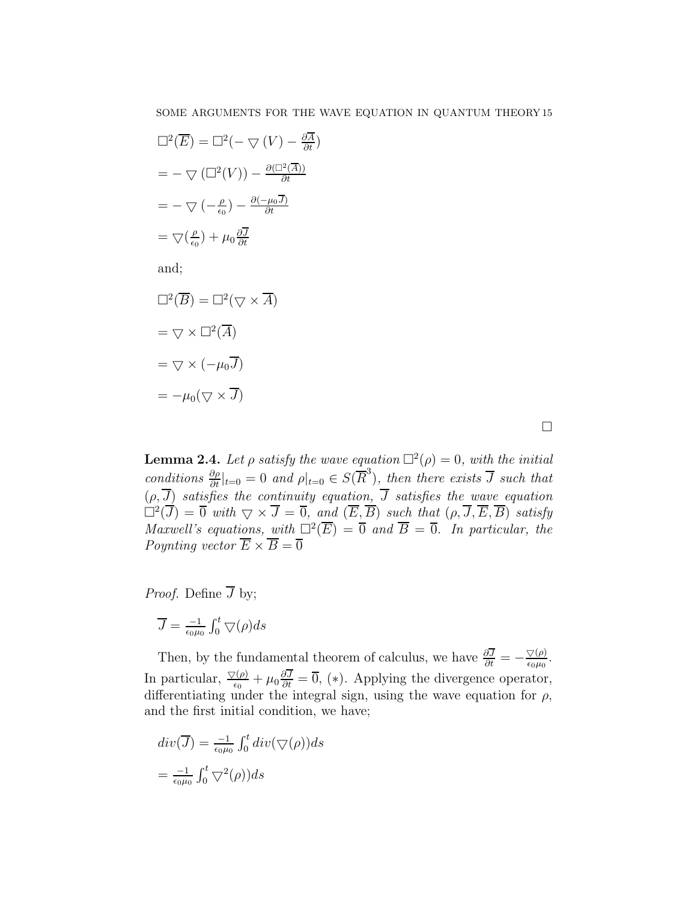$\square^2(\overline{E}) = \square^2(-\bigtriangledown(V) - \frac{\partial \overline{A}}{\partial t})$

$= -\bigtriangledown(\square^2(V)) - \frac{\partial(\square^2(\overline{A}))}{\partial t}$

$= -\bigtriangledown(-\frac{\rho}{\epsilon_0}) - \frac{\partial(-\mu_0 \overline{J})}{\partial t}$

$= \bigtriangledown(\frac{\rho}{\epsilon_0}) + \mu_0 \frac{\partial \overline{J}}{\partial t}$

and;

$\square^2(\overline{B}) = \square^2(\bigtriangledown \times \overline{A})$

$= \bigtriangledown \times \square^2(\overline{A})$

$= \bigtriangledown \times (-\mu_0 \overline{J})$

$= -\mu_0(\bigtriangledown \times \overline{J})$

$\square$

**Lemma 2.4.** *Let $\rho$ satisfy the wave equation $\square^2(\rho) = 0$, with the initial conditions $\frac{\partial \rho}{\partial t}|_{t=0} = 0$ and $\rho|_{t=0} \in S(\overline{R}^3)$, then there exists $\overline{J}$ such that $(\rho, \overline{J})$ satisfies the continuity equation, $\overline{J}$ satisfies the wave equation $\square^2(\overline{J}) = \overline{0}$ with $\bigtriangledown \times \overline{J} = \overline{0}$, and $(\overline{E}, \overline{B})$ such that $(\rho, \overline{J}, \overline{E}, \overline{B})$ satisfy Maxwell's equations, with $\square^2(\overline{E}) = \overline{0}$ and $\overline{B} = \overline{0}$. In particular, the Poynting vector $\overline{E} \times \overline{B} = \overline{0}$*

*Proof.* Define $\overline{J}$ by;

$\overline{J} = \frac{-1}{\epsilon_0 \mu_0} \int_0^t \bigtriangledown(\rho) ds$

Then, by the fundamental theorem of calculus, we have $\frac{\partial \overline{J}}{\partial t} = -\frac{\bigtriangledown(\rho)}{\epsilon_0 \mu_0}$. In particular, $\frac{\bigtriangledown(\rho)}{\epsilon_0} + \mu_0 \frac{\partial \overline{J}}{\partial t} = \overline{0}$, $(*)$. Applying the divergence operator, differentiating under the integral sign, using the wave equation for $\rho$, and the first initial condition, we have;

$div(\overline{J}) = \frac{-1}{\epsilon_0 \mu_0} \int_0^t div(\bigtriangledown(\rho)) ds$

$= \frac{-1}{\epsilon_0 \mu_0} \int_0^t \bigtriangledown^2(\rho)) ds$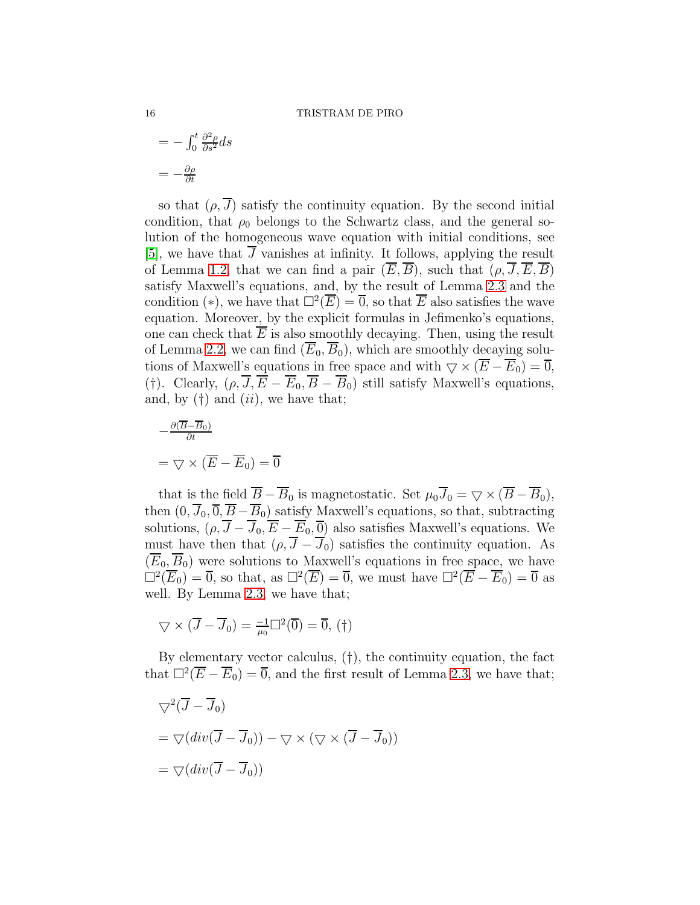$= -\int_0^t \frac{\partial^2 \rho}{\partial s^2} ds$

$= -\frac{\partial \rho}{\partial t}$

so that $(\rho, \overline{J})$ satisfy the continuity equation. By the second initial condition, that $\rho_0$ belongs to the Schwartz class, and the general solution of the homogeneous wave equation with initial conditions, see [5], we have that $\overline{J}$ vanishes at infinity. It follows, applying the result of Lemma 1.2, that we can find a pair $(\overline{E}, \overline{B})$, such that $(\rho, \overline{J}, \overline{E}, \overline{B})$ satisfy Maxwell's equations, and, by the result of Lemma 2.3 and the condition $(*)$, we have that $\square^2(\overline{E}) = \overline{0}$, so that $\overline{E}$ also satisfies the wave equation. Moreover, by the explicit formulas in Jefimenko's equations, one can check that $\overline{E}$ is also smoothly decaying. Then, using the result of Lemma 2.2, we can find $(\overline{E}_0, \overline{B}_0)$, which are smoothly decaying solutions of Maxwell's equations in free space and with $\bigtriangledown \times (\overline{E} - \overline{E}_0) = \overline{0}$, $(\dagger)$. Clearly, $(\rho, \overline{J}, \overline{E} - \overline{E}_0, \overline{B} - \overline{B}_0)$ still satisfy Maxwell's equations, and, by $(\dagger)$ and $(ii)$, we have that;

$-\frac{\partial(\overline{B} - \overline{B}_0)}{\partial t}$

$= \bigtriangledown \times (\overline{E} - \overline{E}_0) = \overline{0}$

that is the field $\overline{B} - \overline{B}_0$ is magnetostatic. Set $\mu_0 \overline{J}_0 = \bigtriangledown \times (\overline{B} - \overline{B}_0)$, then $(0, \overline{J}_0, \overline{0}, \overline{B} - \overline{B}_0)$ satisfy Maxwell's equations, so that, subtracting solutions, $(\rho, \overline{J} - \overline{J}_0, \overline{E} - \overline{E}_0, \overline{0})$ also satisfies Maxwell's equations. We must have then that $(\rho, \overline{J} - \overline{J}_0)$ satisfies the continuity equation. As $(\overline{E}_0, \overline{B}_0)$ were solutions to Maxwell's equations in free space, we have $\square^2(\overline{E}_0) = \overline{0}$, so that, as $\square^2(\overline{E}) = \overline{0}$, we must have $\square^2(\overline{E} - \overline{E}_0) = \overline{0}$ as well. By Lemma 2.3, we have that;

$\bigtriangledown \times (\overline{J} - \overline{J}_0) = \frac{-1}{\mu_0} \square^2(\overline{0}) = \overline{0}$, $(\dagger)$

By elementary vector calculus, $(\dagger)$, the continuity equation, the fact that $\square^2(\overline{E} - \overline{E}_0) = \overline{0}$, and the first result of Lemma 2.3, we have that;

$\bigtriangledown^2(\overline{J} - \overline{J}_0)$

$= \bigtriangledown(div(\overline{J} - \overline{J}_0)) - \bigtriangledown \times (\bigtriangledown \times (\overline{J} - \overline{J}_0))$

$= \bigtriangledown(div(\overline{J} - \overline{J}_0))$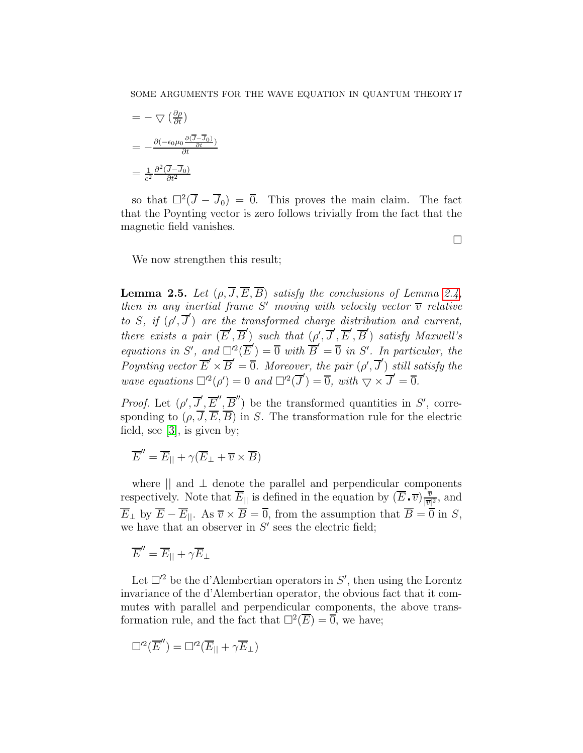$= -\bigtriangledown(\frac{\partial \rho}{\partial t})$

$= -\frac{\partial(-\epsilon_0\mu_0 \frac{\partial(\overline{J}-\overline{J}_0)}{\partial t})}{\partial t}$

$= \frac{1}{c^2}\frac{\partial^2(\overline{J}-\overline{J}_0)}{\partial t^2}$

so that $\square^2(\overline{J}-\overline{J}_0) = \overline{0}$. This proves the main claim. The fact that the Poynting vector is zero follows trivially from the fact that the magnetic field vanishes.

$\square$

We now strengthen this result;

**Lemma 2.5.** *Let $(\rho, \overline{J}, \overline{E}, \overline{B})$ satisfy the conclusions of Lemma 2.4, then in any inertial frame $S'$ moving with velocity vector $\overline{v}$ relative to $S$, if $(\rho', \overline{J}')$ are the transformed charge distribution and current, there exists a pair $(\overline{E}', \overline{B}')$ such that $(\rho', \overline{J}', \overline{E}', \overline{B}')$ satisfy Maxwell's equations in $S'$, and $\square'^2(\overline{E}') = \overline{0}$ with $\overline{B}' = \overline{0}$ in $S'$. In particular, the Poynting vector $\overline{E}' \times \overline{B}' = \overline{0}$. Moreover, the pair $(\rho', \overline{J}')$ still satisfy the wave equations $\square'^2(\rho') = 0$ and $\square'^2(\overline{J}') = \overline{0}$, with $\bigtriangledown \times \overline{J}' = \overline{0}$.*

*Proof.* Let $(\rho', \overline{J}', \overline{E}'', \overline{B}'')$ be the transformed quantities in $S'$, corresponding to $(\rho, \overline{J}, \overline{E}, \overline{B})$ in $S$. The transformation rule for the electric field, see [3], is given by;

$$\overline{E}'' = \overline{E}_{||} + \gamma(\overline{E}_{\perp} + \overline{v} \times \overline{B})$$

where $||$ and $\perp$ denote the parallel and perpendicular components respectively. Note that $\overline{E}_{||}$ is defined in the equation by $(\overline{E} \cdot \overline{v})\frac{\overline{v}}{|\overline{v}|^2}$, and $\overline{E}_{\perp}$ by $\overline{E} - \overline{E}_{||}$. As $\overline{v} \times \overline{B} = \overline{0}$, from the assumption that $\overline{B} = \overline{0}$ in $S$, we have that an observer in $S'$ sees the electric field;

$$\overline{E}'' = \overline{E}_{||} + \gamma \overline{E}_{\perp}$$

Let $\square'^2$ be the d'Alembertian operators in $S'$, then using the Lorentz invariance of the d'Alembertian operator, the obvious fact that it commutes with parallel and perpendicular components, the above transformation rule, and the fact that $\square^2(\overline{E}) = \overline{0}$, we have;

$$\square'^2(\overline{E}'') = \square'^2(\overline{E}_{||} + \gamma \overline{E}_{\perp})$$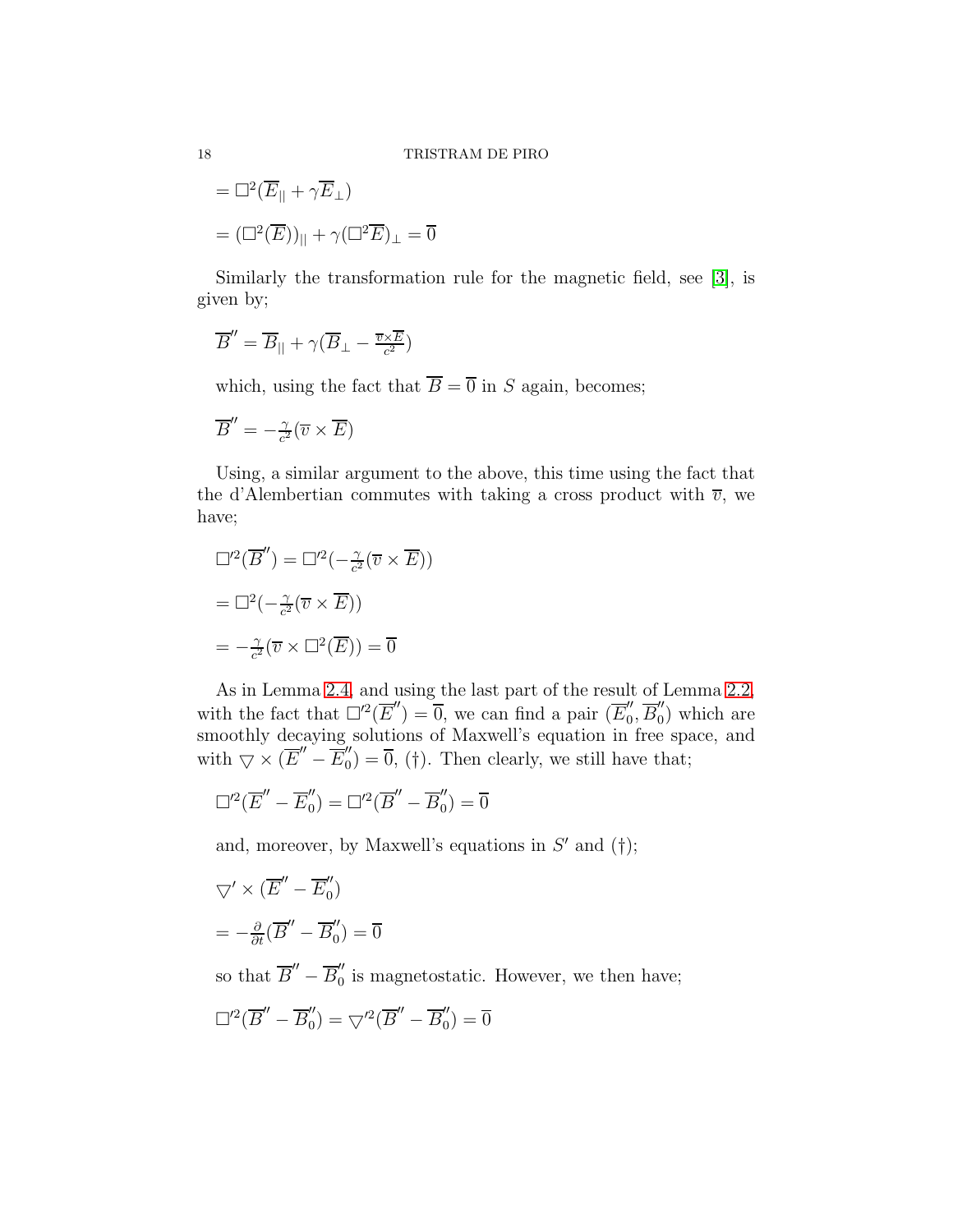$= \Box^2(\overline{E}_{||} + \gamma\overline{E}_{\perp})$

$= (\Box^2(\overline{E}))_{||} + \gamma(\Box^2\overline{E})_{\perp} = \overline{0}$

Similarly the transformation rule for the magnetic field, see [3], is given by;

$\overline{B}'' = \overline{B}_{||} + \gamma(\overline{B}_{\perp} - \frac{\overline{v}\times\overline{E}}{c^2})$

which, using the fact that $\overline{B} = \overline{0}$ in $S$ again, becomes;

$\overline{B}'' = -\frac{\gamma}{c^2}(\overline{v} \times \overline{E})$

Using, a similar argument to the above, this time using the fact that the d'Alembertian commutes with taking a cross product with $\overline{v}$, we have;

$\Box'^2(\overline{B}'') = \Box'^2(-\frac{\gamma}{c^2}(\overline{v} \times \overline{E}))$

$= \Box^2(-\frac{\gamma}{c^2}(\overline{v} \times \overline{E}))$

$= -\frac{\gamma}{c^2}(\overline{v} \times \Box^2(\overline{E})) = \overline{0}$

As in Lemma 2.4, and using the last part of the result of Lemma 2.2, with the fact that $\Box'^2(\overline{E}'') = \overline{0}$, we can find a pair $(\overline{E}''_0, \overline{B}''_0)$ which are smoothly decaying solutions of Maxwell's equation in free space, and with $\bigtriangledown \times (\overline{E}'' - \overline{E}''_0) = \overline{0}$, (†). Then clearly, we still have that;

$\Box'^2(\overline{E}'' - \overline{E}''_0) = \Box'^2(\overline{B}'' - \overline{B}''_0) = \overline{0}$

and, moreover, by Maxwell's equations in $S'$ and (†);

$\bigtriangledown' \times (\overline{E}'' - \overline{E}''_0)$

$= -\frac{\partial}{\partial t}(\overline{B}'' - \overline{B}''_0) = \overline{0}$

so that $\overline{B}'' - \overline{B}''_0$ is magnetostatic. However, we then have;

$\Box'^2(\overline{B}'' - \overline{B}''_0) = \bigtriangledown'^2(\overline{B}'' - \overline{B}''_0) = \overline{0}$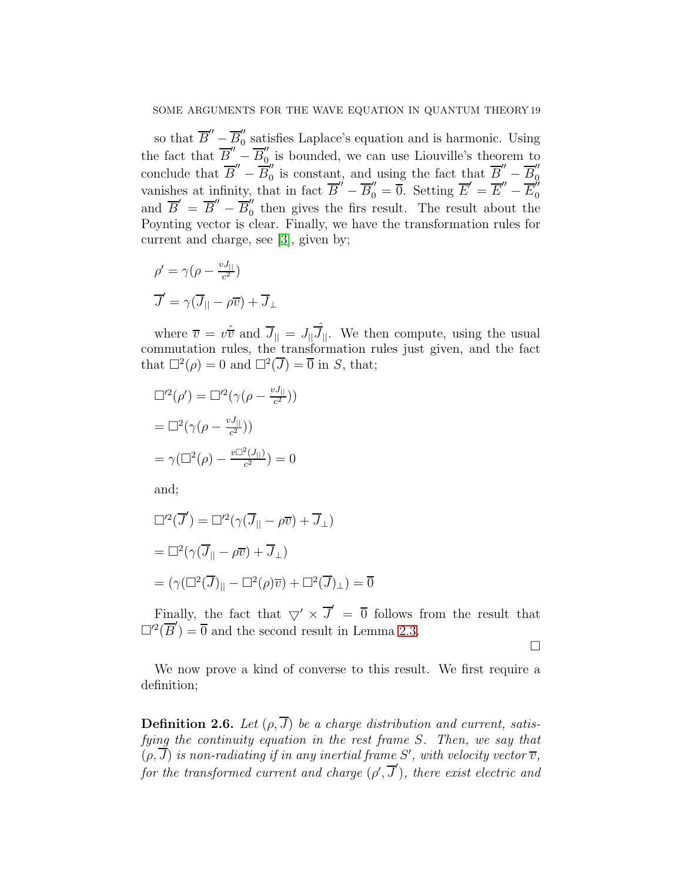so that $\overline{B}'' - \overline{B}_0''$ satisfies Laplace's equation and is harmonic. Using the fact that $\overline{B}'' - \overline{B}_0''$ is bounded, we can use Liouville's theorem to conclude that $\overline{B}'' - \overline{B}_0''$ is constant, and using the fact that $\overline{B}'' - \overline{B}_0''$ vanishes at infinity, that in fact $\overline{B}'' - \overline{B}_0'' = \overline{0}$. Setting $\overline{E}' = \overline{E}'' - \overline{E}_0''$ and $\overline{B}' = \overline{B}'' - \overline{B}_0''$ then gives the firs result. The result about the Poynting vector is clear. Finally, we have the transformation rules for current and charge, see [3], given by;

$$\rho' = \gamma(\rho - \tfrac{vJ_{||}}{c^2})$$

$$\overline{J}' = \gamma(\overline{J}_{||} - \rho\overline{v}) + \overline{J}_{\perp}$$

where $\overline{v} = v\hat{\overline{v}}$ and $\overline{J}_{||} = J_{||}\hat{\overline{J}}_{||}$. We then compute, using the usual commutation rules, the transformation rules just given, and the fact that $\square^2(\rho) = 0$ and $\square^2(\overline{J}) = \overline{0}$ in $S$, that;

$$\square'^2(\rho') = \square'^2(\gamma(\rho - \tfrac{vJ_{||}}{c^2}))$$

$$= \square^2(\gamma(\rho - \tfrac{vJ_{||}}{c^2}))$$

$$= \gamma(\square^2(\rho) - \tfrac{v\square^2(J_{||})}{c^2}) = 0$$

and;

$$\square'^2(\overline{J}') = \square'^2(\gamma(\overline{J}_{||} - \rho\overline{v}) + \overline{J}_{\perp})$$

$$= \square^2(\gamma(\overline{J}_{||} - \rho\overline{v}) + \overline{J}_{\perp})$$

$$= (\gamma(\square^2(\overline{J})_{||} - \square^2(\rho)\overline{v}) + \square^2(\overline{J})_{\perp}) = \overline{0}$$

Finally, the fact that $\bigtriangledown' \times \overline{J}' = \overline{0}$ follows from the result that $\square'^2(\overline{B}') = \overline{0}$ and the second result in Lemma 2.3.

$\square$

We now prove a kind of converse to this result. We first require a definition;

**Definition 2.6.** *Let $(\rho, \overline{J})$ be a charge distribution and current, satisfying the continuity equation in the rest frame $S$. Then, we say that $(\rho, \overline{J})$ is non-radiating if in any inertial frame $S'$, with velocity vector $\overline{v}$, for the transformed current and charge $(\rho', \overline{J}')$, there exist electric and*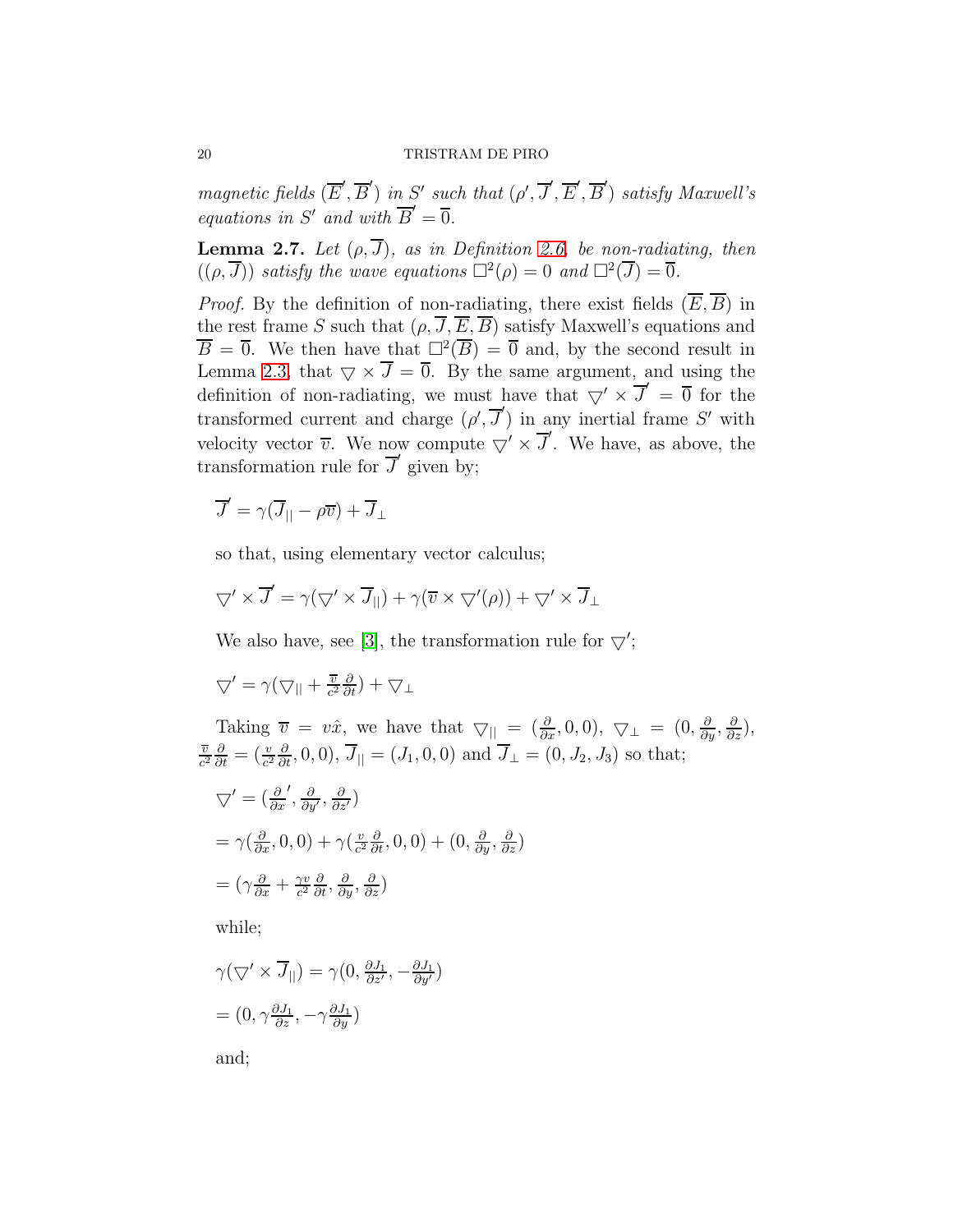*magnetic fields* $(\overline{E}', \overline{B}')$ *in* $S'$ *such that* $(\rho', \overline{J}', \overline{E}', \overline{B}')$ *satisfy Maxwell's equations in* $S'$ *and with* $\overline{B}' = \overline{0}$.

**Lemma 2.7.** *Let* $(\rho, \overline{J})$, *as in Definition 2.6, be non-radiating, then* $((\rho, \overline{J}))$ *satisfy the wave equations* $\square^2(\rho) = 0$ *and* $\square^2(\overline{J}) = \overline{0}$.

*Proof.* By the definition of non-radiating, there exist fields $(\overline{E}, \overline{B})$ in the rest frame $S$ such that $(\rho, \overline{J}, \overline{E}, \overline{B})$ satisfy Maxwell's equations and $\overline{B} = \overline{0}$. We then have that $\square^2(\overline{B}) = \overline{0}$ and, by the second result in Lemma 2.3, that $\bigtriangledown \times \overline{J} = \overline{0}$. By the same argument, and using the definition of non-radiating, we must have that $\bigtriangledown' \times \overline{J}' = \overline{0}$ for the transformed current and charge $(\rho', \overline{J}')$ in any inertial frame $S'$ with velocity vector $\overline{v}$. We now compute $\bigtriangledown' \times \overline{J}'$. We have, as above, the transformation rule for $\overline{J}'$ given by;

$$\overline{J}' = \gamma(\overline{J}_{||} - \rho\overline{v}) + \overline{J}_{\perp}$$

so that, using elementary vector calculus;

$$\bigtriangledown' \times \overline{J}' = \gamma(\bigtriangledown' \times \overline{J}_{||}) + \gamma(\overline{v} \times \bigtriangledown'(\rho)) + \bigtriangledown' \times \overline{J}_{\perp}$$

We also have, see [3], the transformation rule for $\bigtriangledown'$;

$$\bigtriangledown' = \gamma(\bigtriangledown_{||} + \tfrac{\overline{v}}{c^2}\tfrac{\partial}{\partial t}) + \bigtriangledown_{\perp}$$

Taking $\overline{v} = v\hat{x}$, we have that $\bigtriangledown_{||} = (\frac{\partial}{\partial x}, 0, 0)$, $\bigtriangledown_{\perp} = (0, \frac{\partial}{\partial y}, \frac{\partial}{\partial z})$, $\frac{\overline{v}}{c^2}\frac{\partial}{\partial t} = (\frac{v}{c^2}\frac{\partial}{\partial t}, 0, 0)$, $\overline{J}_{||} = (J_1, 0, 0)$ and $\overline{J}_{\perp} = (0, J_2, J_3)$ so that;

$$\bigtriangledown' = (\tfrac{\partial}{\partial x}', \tfrac{\partial}{\partial y'}, \tfrac{\partial}{\partial z'})$$

$$= \gamma(\tfrac{\partial}{\partial x}, 0, 0) + \gamma(\tfrac{v}{c^2}\tfrac{\partial}{\partial t}, 0, 0) + (0, \tfrac{\partial}{\partial y}, \tfrac{\partial}{\partial z})$$

$$= (\gamma\tfrac{\partial}{\partial x} + \tfrac{\gamma v}{c^2}\tfrac{\partial}{\partial t}, \tfrac{\partial}{\partial y}, \tfrac{\partial}{\partial z})$$

while;

$$\gamma(\bigtriangledown' \times \overline{J}_{||}) = \gamma(0, \tfrac{\partial J_1}{\partial z'}, -\tfrac{\partial J_1}{\partial y'})$$

$$= (0, \gamma\tfrac{\partial J_1}{\partial z}, -\gamma\tfrac{\partial J_1}{\partial y})$$

and;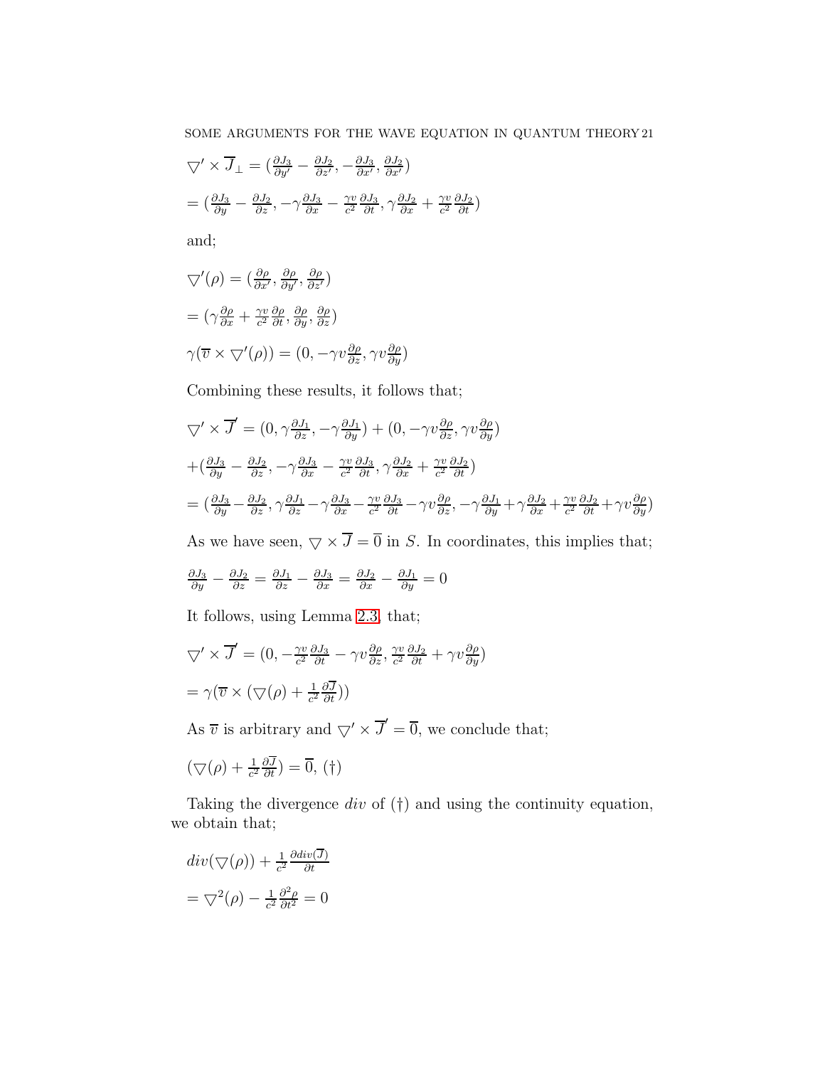$\bigtriangledown' \times \overline{J}_\perp = (\frac{\partial J_3}{\partial y'} - \frac{\partial J_2}{\partial z'}, -\frac{\partial J_3}{\partial x'}, \frac{\partial J_2}{\partial x'})$

$= (\frac{\partial J_3}{\partial y} - \frac{\partial J_2}{\partial z}, -\gamma\frac{\partial J_3}{\partial x} - \frac{\gamma v}{c^2}\frac{\partial J_3}{\partial t}, \gamma\frac{\partial J_2}{\partial x} + \frac{\gamma v}{c^2}\frac{\partial J_2}{\partial t})$

and;

$\bigtriangledown'(\rho) = (\frac{\partial \rho}{\partial x'}, \frac{\partial \rho}{\partial y'}, \frac{\partial \rho}{\partial z'})$

$= (\gamma\frac{\partial \rho}{\partial x} + \frac{\gamma v}{c^2}\frac{\partial \rho}{\partial t}, \frac{\partial \rho}{\partial y}, \frac{\partial \rho}{\partial z})$

$\gamma(\overline{v} \times \bigtriangledown'(\rho)) = (0, -\gamma v\frac{\partial \rho}{\partial z}, \gamma v\frac{\partial \rho}{\partial y})$

Combining these results, it follows that;

$\bigtriangledown' \times \overline{J}' = (0, \gamma\frac{\partial J_1}{\partial z}, -\gamma\frac{\partial J_1}{\partial y}) + (0, -\gamma v\frac{\partial \rho}{\partial z}, \gamma v\frac{\partial \rho}{\partial y})$

$+(\frac{\partial J_3}{\partial y} - \frac{\partial J_2}{\partial z}, -\gamma\frac{\partial J_3}{\partial x} - \frac{\gamma v}{c^2}\frac{\partial J_3}{\partial t}, \gamma\frac{\partial J_2}{\partial x} + \frac{\gamma v}{c^2}\frac{\partial J_2}{\partial t})$

$= (\frac{\partial J_3}{\partial y} - \frac{\partial J_2}{\partial z}, \gamma\frac{\partial J_1}{\partial z} - \gamma\frac{\partial J_3}{\partial x} - \frac{\gamma v}{c^2}\frac{\partial J_3}{\partial t} - \gamma v\frac{\partial \rho}{\partial z}, -\gamma\frac{\partial J_1}{\partial y} + \gamma\frac{\partial J_2}{\partial x} + \frac{\gamma v}{c^2}\frac{\partial J_2}{\partial t} + \gamma v\frac{\partial \rho}{\partial y})$

As we have seen, $\bigtriangledown \times \overline{J} = \overline{0}$ in $S$. In coordinates, this implies that;

$\frac{\partial J_3}{\partial y} - \frac{\partial J_2}{\partial z} = \frac{\partial J_1}{\partial z} - \frac{\partial J_3}{\partial x} = \frac{\partial J_2}{\partial x} - \frac{\partial J_1}{\partial y} = 0$

It follows, using Lemma 2.3, that;

$\bigtriangledown' \times \overline{J}' = (0, -\frac{\gamma v}{c^2}\frac{\partial J_3}{\partial t} - \gamma v\frac{\partial \rho}{\partial z}, \frac{\gamma v}{c^2}\frac{\partial J_2}{\partial t} + \gamma v\frac{\partial \rho}{\partial y})$

$= \gamma(\overline{v} \times (\bigtriangledown(\rho) + \frac{1}{c^2}\frac{\partial \overline{J}}{\partial t}))$

As $\overline{v}$ is arbitrary and $\bigtriangledown' \times \overline{J}' = \overline{0}$, we conclude that;

$(\bigtriangledown(\rho) + \frac{1}{c^2}\frac{\partial \overline{J}}{\partial t}) = \overline{0}$, (†)

Taking the divergence *div* of (†) and using the continuity equation, we obtain that;

$div(\bigtriangledown(\rho)) + \frac{1}{c^2}\frac{\partial div(\overline{J})}{\partial t}$

$= \bigtriangledown^2(\rho) - \frac{1}{c^2}\frac{\partial^2 \rho}{\partial t^2} = 0$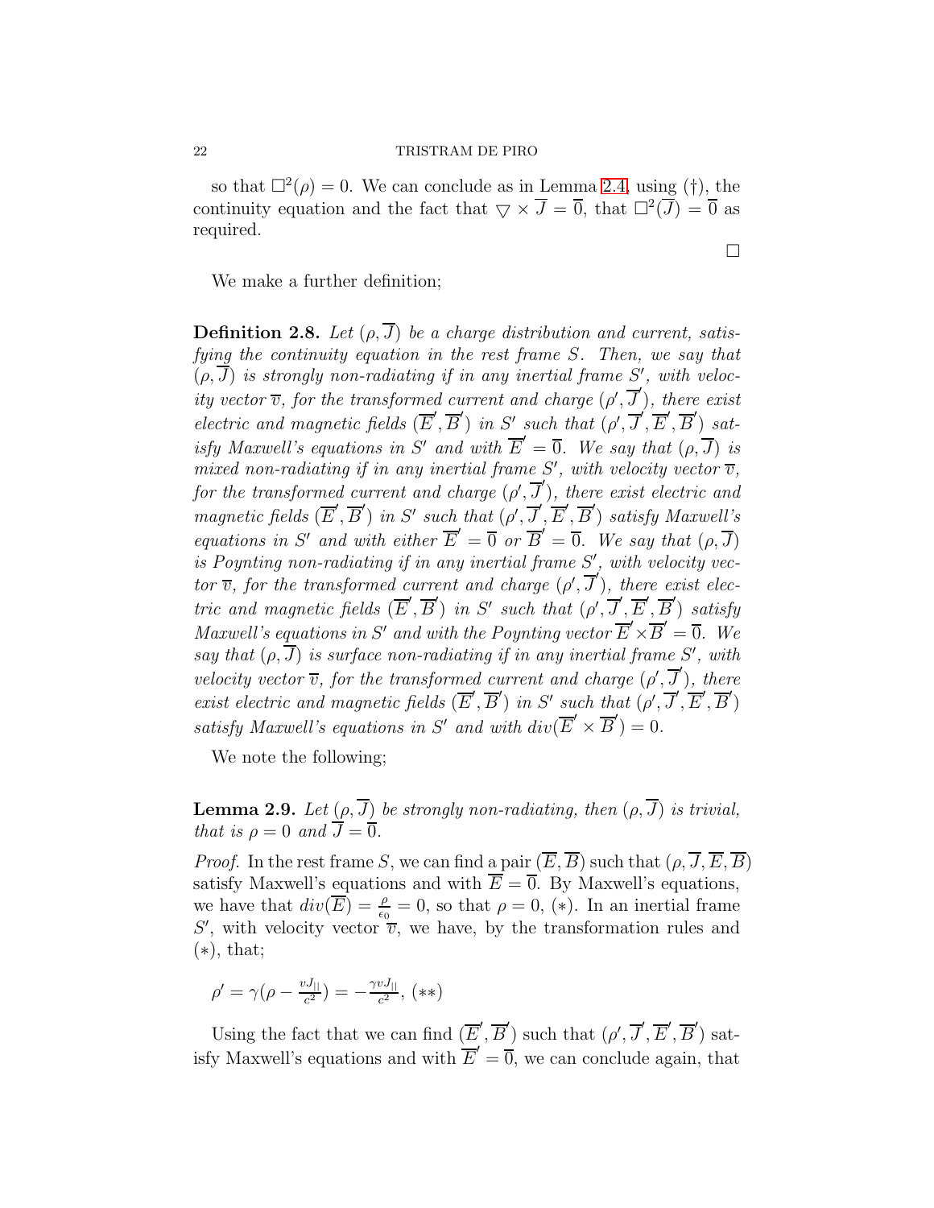so that $\square^2(\rho) = 0$. We can conclude as in Lemma 2.4, using (†), the continuity equation and the fact that $\bigtriangledown \times \overline{J} = \overline{0}$, that $\square^2(\overline{J}) = \overline{0}$ as required.

$\square$

We make a further definition;

**Definition 2.8.** *Let $(\rho, \overline{J})$ be a charge distribution and current, satisfying the continuity equation in the rest frame $S$. Then, we say that $(\rho, \overline{J})$ is strongly non-radiating if in any inertial frame $S'$, with velocity vector $\overline{v}$, for the transformed current and charge $(\rho', \overline{J}')$, there exist electric and magnetic fields $(\overline{E}', \overline{B}')$ in $S'$ such that $(\rho', \overline{J}', \overline{E}', \overline{B}')$ satisfy Maxwell's equations in $S'$ and with $\overline{E}' = \overline{0}$. We say that $(\rho, \overline{J})$ is mixed non-radiating if in any inertial frame $S'$, with velocity vector $\overline{v}$, for the transformed current and charge $(\rho', \overline{J}')$, there exist electric and magnetic fields $(\overline{E}', \overline{B}')$ in $S'$ such that $(\rho', \overline{J}', \overline{E}', \overline{B}')$ satisfy Maxwell's equations in $S'$ and with either $\overline{E}' = \overline{0}$ or $\overline{B}' = \overline{0}$. We say that $(\rho, \overline{J})$ is Poynting non-radiating if in any inertial frame $S'$, with velocity vector $\overline{v}$, for the transformed current and charge $(\rho', \overline{J}')$, there exist electric and magnetic fields $(\overline{E}', \overline{B}')$ in $S'$ such that $(\rho', \overline{J}', \overline{E}', \overline{B}')$ satisfy Maxwell's equations in $S'$ and with the Poynting vector $\overline{E}' \times \overline{B}' = \overline{0}$. We say that $(\rho, \overline{J})$ is surface non-radiating if in any inertial frame $S'$, with velocity vector $\overline{v}$, for the transformed current and charge $(\rho', \overline{J}')$, there exist electric and magnetic fields $(\overline{E}', \overline{B}')$ in $S'$ such that $(\rho', \overline{J}', \overline{E}', \overline{B}')$ satisfy Maxwell's equations in $S'$ and with $div(\overline{E}' \times \overline{B}') = 0$.*

We note the following;

**Lemma 2.9.** *Let $(\rho, \overline{J})$ be strongly non-radiating, then $(\rho, \overline{J})$ is trivial, that is $\rho = 0$ and $\overline{J} = \overline{0}$.*

*Proof.* In the rest frame $S$, we can find a pair $(\overline{E}, \overline{B})$ such that $(\rho, \overline{J}, \overline{E}, \overline{B})$ satisfy Maxwell's equations and with $\overline{E} = \overline{0}$. By Maxwell's equations, we have that $div(\overline{E}) = \frac{\rho}{\epsilon_0} = 0$, so that $\rho = 0$, $(*)$. In an inertial frame $S'$, with velocity vector $\overline{v}$, we have, by the transformation rules and $(*)$, that;

$\rho' = \gamma(\rho - \frac{vJ_{||}}{c^2}) = -\frac{\gamma v J_{||}}{c^2}$, $(**)$

Using the fact that we can find $(\overline{E}', \overline{B}')$ such that $(\rho', \overline{J}', \overline{E}', \overline{B}')$ satisfy Maxwell's equations and with $\overline{E}' = \overline{0}$, we can conclude again, that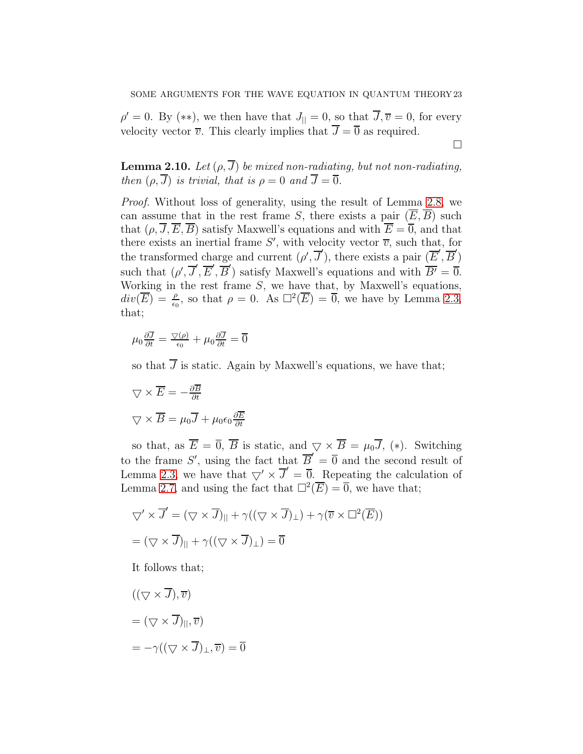$\rho' = 0$. By $(**)$, we then have that $J_{||} = 0$, so that $\overline{J}, \overline{v} = 0$, for every velocity vector $\overline{v}$. This clearly implies that $\overline{J} = \overline{0}$ as required.

$\square$

**Lemma 2.10.** *Let $(\rho, \overline{J})$ be mixed non-radiating, but not non-radiating, then $(\rho, \overline{J})$ is trivial, that is $\rho = 0$ and $\overline{J} = \overline{0}$.*

*Proof.* Without loss of generality, using the result of Lemma 2.8, we can assume that in the rest frame $S$, there exists a pair $(\overline{E}, \overline{B})$ such that $(\rho, \overline{J}, \overline{E}, \overline{B})$ satisfy Maxwell's equations and with $\overline{E} = \overline{0}$, and that there exists an inertial frame $S'$, with velocity vector $\overline{v}$, such that, for the transformed charge and current $(\rho', \overline{J}')$, there exists a pair $(\overline{E}', \overline{B}')$ such that $(\rho', \overline{J}', \overline{E}', \overline{B}')$ satisfy Maxwell's equations and with $\overline{B'} = \overline{0}$. Working in the rest frame $S$, we have that, by Maxwell's equations, $div(\overline{E}) = \frac{\rho}{\epsilon_0}$, so that $\rho = 0$. As $\square^2(\overline{E}) = \overline{0}$, we have by Lemma 2.3, that;

$$\mu_0 \frac{\partial \overline{J}}{\partial t} = \frac{\nabla(\rho)}{\epsilon_0} + \mu_0 \frac{\partial \overline{J}}{\partial t} = \overline{0}$$

so that $\overline{J}$ is static. Again by Maxwell's equations, we have that;

$$\nabla \times \overline{E} = -\frac{\partial \overline{B}}{\partial t}$$

$$\nabla \times \overline{B} = \mu_0 \overline{J} + \mu_0 \epsilon_0 \frac{\partial \overline{E}}{\partial t}$$

so that, as $\overline{E} = \overline{0}$, $\overline{B}$ is static, and $\nabla \times \overline{B} = \mu_0 \overline{J}$, $(*)$. Switching to the frame $S'$, using the fact that $\overline{B}' = \overline{0}$ and the second result of Lemma 2.3, we have that $\nabla' \times \overline{J}' = \overline{0}$. Repeating the calculation of Lemma 2.7, and using the fact that $\square^2(\overline{E}) = \overline{0}$, we have that;

$$\nabla' \times \overline{J}' = (\nabla \times \overline{J})_{||} + \gamma((\nabla \times \overline{J})_{\perp}) + \gamma(\overline{v} \times \square^2(\overline{E}))$$

$$= (\nabla \times \overline{J})_{||} + \gamma((\nabla \times \overline{J})_{\perp}) = \overline{0}$$

It follows that;

$$((\nabla \times \overline{J}), \overline{v})$$

$$= (\nabla \times \overline{J})_{||}, \overline{v})$$

$$= -\gamma((\nabla \times \overline{J})_{\perp}, \overline{v}) = \overline{0}$$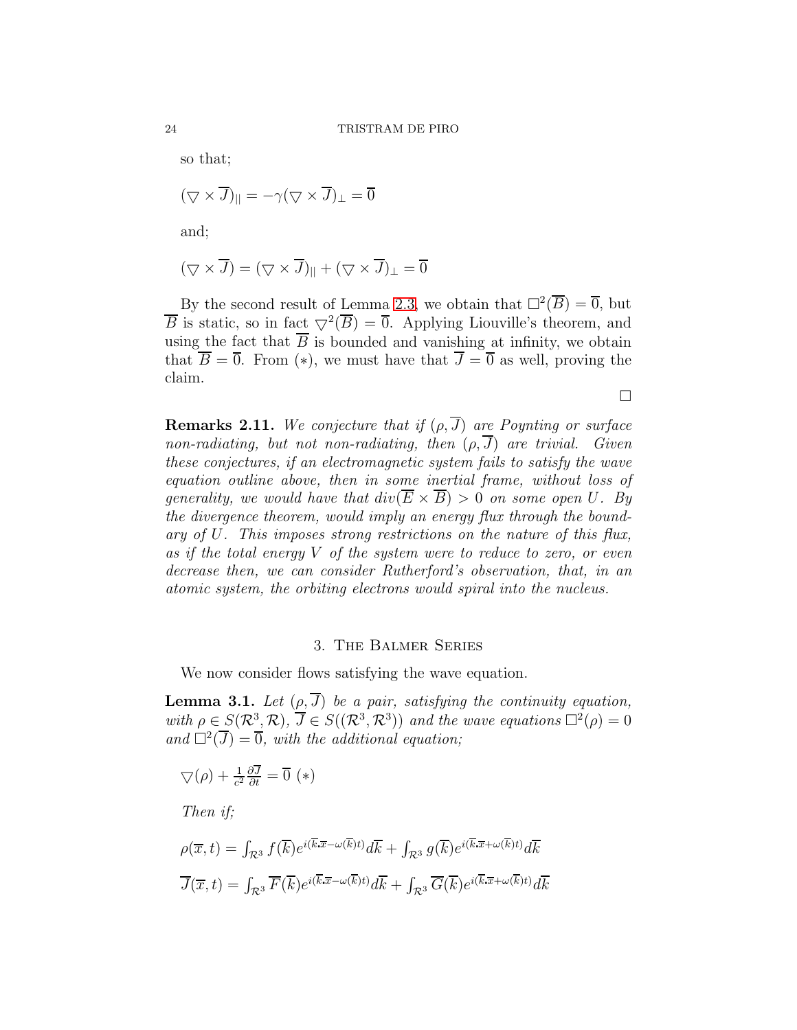so that;

$(\bigtriangledown \times \overline{J})_{||} = -\gamma(\bigtriangledown \times \overline{J})_{\perp} = \overline{0}$

and;

$(\bigtriangledown \times \overline{J}) = (\bigtriangledown \times \overline{J})_{||} + (\bigtriangledown \times \overline{J})_{\perp} = \overline{0}$

By the second result of Lemma 2.3, we obtain that $\square^2(\overline{B}) = \overline{0}$, but $\overline{B}$ is static, so in fact $\bigtriangledown^2(\overline{B}) = \overline{0}$. Applying Liouville's theorem, and using the fact that $\overline{B}$ is bounded and vanishing at infinity, we obtain that $\overline{B} = \overline{0}$. From $(*)$, we must have that $\overline{J} = \overline{0}$ as well, proving the claim.

$\square$

**Remarks 2.11.** *We conjecture that if $(\rho, \overline{J})$ are Poynting or surface non-radiating, but not non-radiating, then $(\rho, \overline{J})$ are trivial. Given these conjectures, if an electromagnetic system fails to satisfy the wave equation outline above, then in some inertial frame, without loss of generality, we would have that $div(\overline{E} \times \overline{B}) > 0$ on some open $U$. By the divergence theorem, would imply an energy flux through the boundary of $U$. This imposes strong restrictions on the nature of this flux, as if the total energy $V$ of the system were to reduce to zero, or even decrease then, we can consider Rutherford's observation, that, in an atomic system, the orbiting electrons would spiral into the nucleus.*

## 3. The Balmer Series

We now consider flows satisfying the wave equation.

**Lemma 3.1.** *Let $(\rho, \overline{J})$ be a pair, satisfying the continuity equation, with $\rho \in S(\mathcal{R}^3, \mathcal{R})$, $\overline{J} \in S((\mathcal{R}^3, \mathcal{R}^3))$ and the wave equations $\square^2(\rho) = 0$ and $\square^2(\overline{J}) = \overline{0}$, with the additional equation;*

$\bigtriangledown(\rho) + \frac{1}{c^2}\frac{\partial \overline{J}}{\partial t} = \overline{0}$ $(*)$

*Then if;*

$\rho(\overline{x}, t) = \int_{\mathcal{R}^3} f(\overline{k}) e^{i(\overline{k}.\overline{x} - \omega(\overline{k})t)} d\overline{k} + \int_{\mathcal{R}^3} g(\overline{k}) e^{i(\overline{k}.\overline{x} + \omega(\overline{k})t)} d\overline{k}$

$\overline{J}(\overline{x}, t) = \int_{\mathcal{R}^3} \overline{F}(\overline{k}) e^{i(\overline{k}.\overline{x} - \omega(\overline{k})t)} d\overline{k} + \int_{\mathcal{R}^3} \overline{G}(\overline{k}) e^{i(\overline{k}.\overline{x} + \omega(\overline{k})t)} d\overline{k}$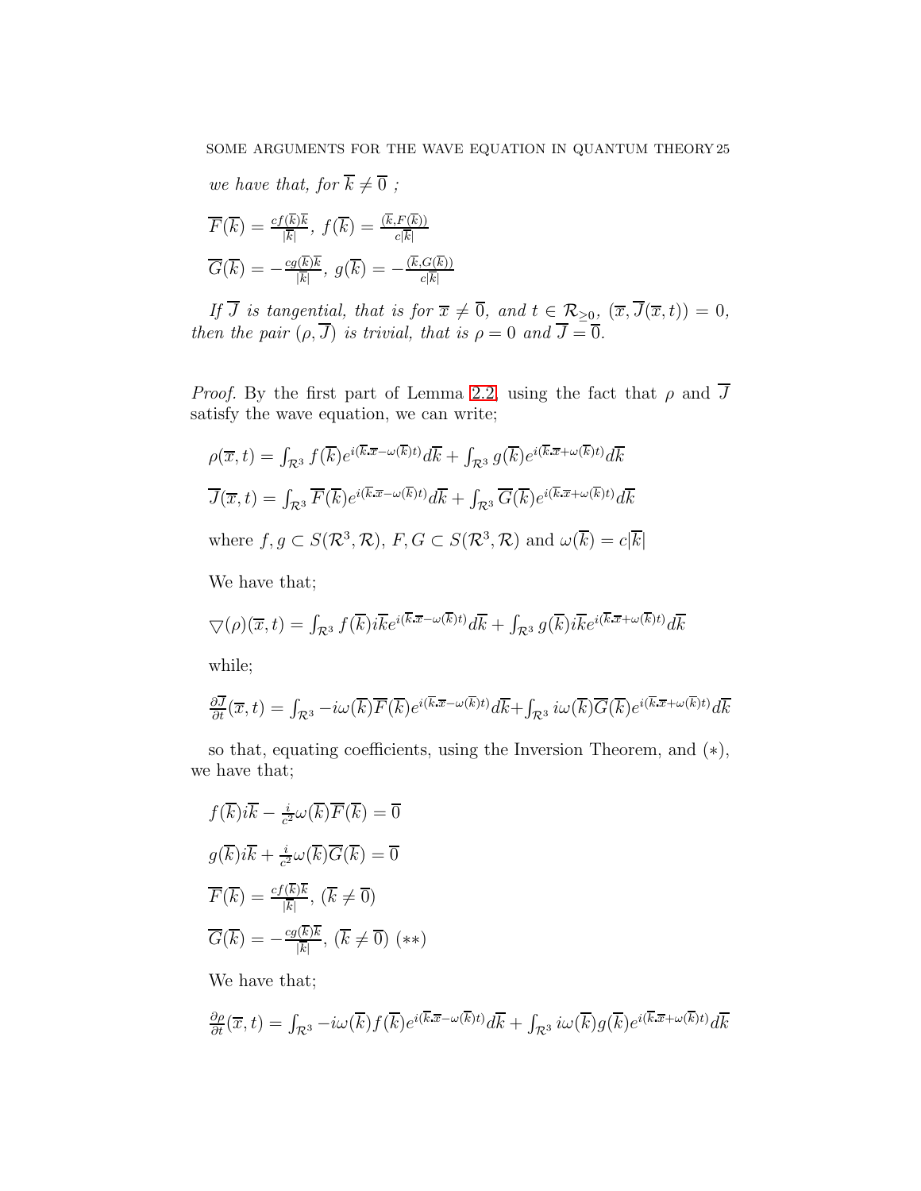*we have that, for $\overline{k} \neq \overline{0}$ ;*

$\overline{F}(\overline{k}) = \frac{cf(\overline{k})\overline{k}}{|\overline{k}|}$, $f(\overline{k}) = \frac{(\overline{k}, F(\overline{k}))}{c|\overline{k}|}$

$\overline{G}(\overline{k}) = -\frac{cg(\overline{k})\overline{k}}{|\overline{k}|}$, $g(\overline{k}) = -\frac{(\overline{k}, G(\overline{k}))}{c|\overline{k}|}$

*If $\overline{J}$ is tangential, that is for $\overline{x} \neq \overline{0}$, and $t \in \mathcal{R}_{\geq 0}$, $(\overline{x}, \overline{J}(\overline{x}, t)) = 0$, then the pair $(\rho, \overline{J})$ is trivial, that is $\rho = 0$ and $\overline{J} = \overline{0}$.*

*Proof.* By the first part of Lemma 2.2, using the fact that $\rho$ and $\overline{J}$ satisfy the wave equation, we can write;

$\rho(\overline{x}, t) = \int_{\mathcal{R}^3} f(\overline{k}) e^{i(\overline{k}.\overline{x} - \omega(\overline{k})t)} d\overline{k} + \int_{\mathcal{R}^3} g(\overline{k}) e^{i(\overline{k}.\overline{x} + \omega(\overline{k})t)} d\overline{k}$

$\overline{J}(\overline{x}, t) = \int_{\mathcal{R}^3} \overline{F}(\overline{k}) e^{i(\overline{k}.\overline{x} - \omega(\overline{k})t)} d\overline{k} + \int_{\mathcal{R}^3} \overline{G}(\overline{k}) e^{i(\overline{k}.\overline{x} + \omega(\overline{k})t)} d\overline{k}$

where $f, g \subset S(\mathcal{R}^3, \mathcal{R})$, $F, G \subset S(\mathcal{R}^3, \mathcal{R})$ and $\omega(\overline{k}) = c|\overline{k}|$

We have that;

$\bigtriangledown(\rho)(\overline{x}, t) = \int_{\mathcal{R}^3} f(\overline{k}) i\overline{k} e^{i(\overline{k}.\overline{x} - \omega(\overline{k})t)} d\overline{k} + \int_{\mathcal{R}^3} g(\overline{k}) i\overline{k} e^{i(\overline{k}.\overline{x} + \omega(\overline{k})t)} d\overline{k}$

while;

$\frac{\partial \overline{J}}{\partial t}(\overline{x}, t) = \int_{\mathcal{R}^3} -i\omega(\overline{k}) \overline{F}(\overline{k}) e^{i(\overline{k}.\overline{x} - \omega(\overline{k})t)} d\overline{k} + \int_{\mathcal{R}^3} i\omega(\overline{k}) \overline{G}(\overline{k}) e^{i(\overline{k}.\overline{x} + \omega(\overline{k})t)} d\overline{k}$

so that, equating coefficients, using the Inversion Theorem, and $(*)$, we have that;

$f(\overline{k}) i\overline{k} - \frac{i}{c^2}\omega(\overline{k})\overline{F}(\overline{k}) = \overline{0}$

$g(\overline{k}) i\overline{k} + \frac{i}{c^2}\omega(\overline{k})\overline{G}(\overline{k}) = \overline{0}$

$\overline{F}(\overline{k}) = \frac{cf(\overline{k})\overline{k}}{|\overline{k}|}$, $(\overline{k} \neq \overline{0})$

$\overline{G}(\overline{k}) = -\frac{cg(\overline{k})\overline{k}}{|\overline{k}|}$, $(\overline{k} \neq \overline{0})$ $(**)$

We have that;

$\frac{\partial \rho}{\partial t}(\overline{x}, t) = \int_{\mathcal{R}^3} -i\omega(\overline{k}) f(\overline{k}) e^{i(\overline{k}.\overline{x} - \omega(\overline{k})t)} d\overline{k} + \int_{\mathcal{R}^3} i\omega(\overline{k}) g(\overline{k}) e^{i(\overline{k}.\overline{x} + \omega(\overline{k})t)} d\overline{k}$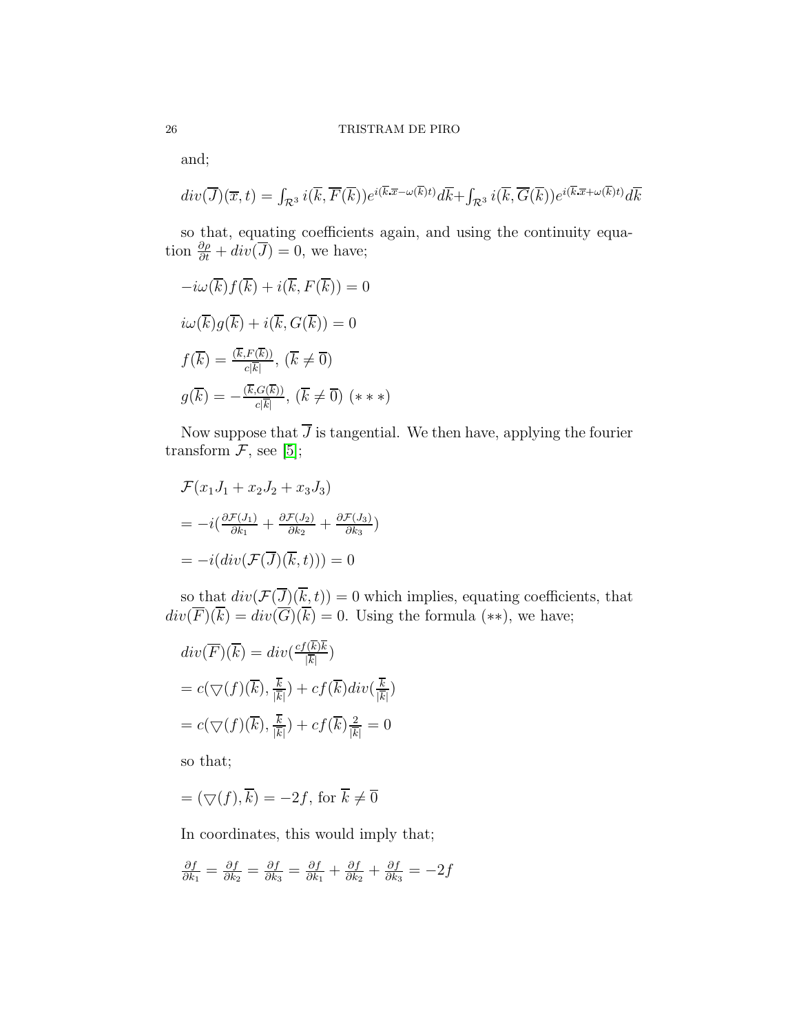and;

$$div(\overline{J})(\overline{x},t)=\int_{\mathcal{R}^3} i(\overline{k},\overline{F}(\overline{k}))e^{i(\overline{k}.\overline{x}-\omega(\overline{k})t)}d\overline{k}+\int_{\mathcal{R}^3} i(\overline{k},\overline{G}(\overline{k}))e^{i(\overline{k}.\overline{x}+\omega(\overline{k})t)}d\overline{k}$$

so that, equating coefficients again, and using the continuity equation $\frac{\partial\rho}{\partial t}+div(\overline{J})=0$, we have;

$$-i\omega(\overline{k})f(\overline{k})+i(\overline{k},F(\overline{k}))=0$$

$$i\omega(\overline{k})g(\overline{k})+i(\overline{k},G(\overline{k}))=0$$

$$f(\overline{k})=\frac{(\overline{k},F(\overline{k}))}{c|\overline{k}|},\ (\overline{k}\neq\overline{0})$$

$$g(\overline{k})=-\frac{(\overline{k},G(\overline{k}))}{c|\overline{k}|},\ (\overline{k}\neq\overline{0})\ (***)$$

Now suppose that $\overline{J}$ is tangential. We then have, applying the fourier transform $\mathcal{F}$, see [5];

$$\mathcal{F}(x_1J_1+x_2J_2+x_3J_3)$$

$$=-i\left(\frac{\partial\mathcal{F}(J_1)}{\partial k_1}+\frac{\partial\mathcal{F}(J_2)}{\partial k_2}+\frac{\partial\mathcal{F}(J_3)}{\partial k_3}\right)$$

$$=-i(div(\mathcal{F}(\overline{J})(\overline{k},t)))=0$$

so that $div(\mathcal{F}(\overline{J})(\overline{k},t))=0$ which implies, equating coefficients, that $div(\overline{F})(\overline{k})=div(\overline{G})(\overline{k})=0$. Using the formula $(**)$, we have;

$$div(\overline{F})(\overline{k})=div\left(\frac{cf(\overline{k})\overline{k}}{|\overline{k}|}\right)$$

$$=c(\bigtriangledown(f)(\overline{k}),\tfrac{\overline{k}}{|\overline{k}|})+cf(\overline{k})div(\tfrac{\overline{k}}{|\overline{k}|})$$

$$=c(\bigtriangledown(f)(\overline{k}),\tfrac{\overline{k}}{|\overline{k}|})+cf(\overline{k})\tfrac{2}{|\overline{k}|}=0$$

so that;

$$=(\bigtriangledown(f),\overline{k})=-2f,\ \text{for}\ \overline{k}\neq\overline{0}$$

In coordinates, this would imply that;

$$\frac{\partial f}{\partial k_1}=\frac{\partial f}{\partial k_2}=\frac{\partial f}{\partial k_3}=\frac{\partial f}{\partial k_1}+\frac{\partial f}{\partial k_2}+\frac{\partial f}{\partial k_3}=-2f$$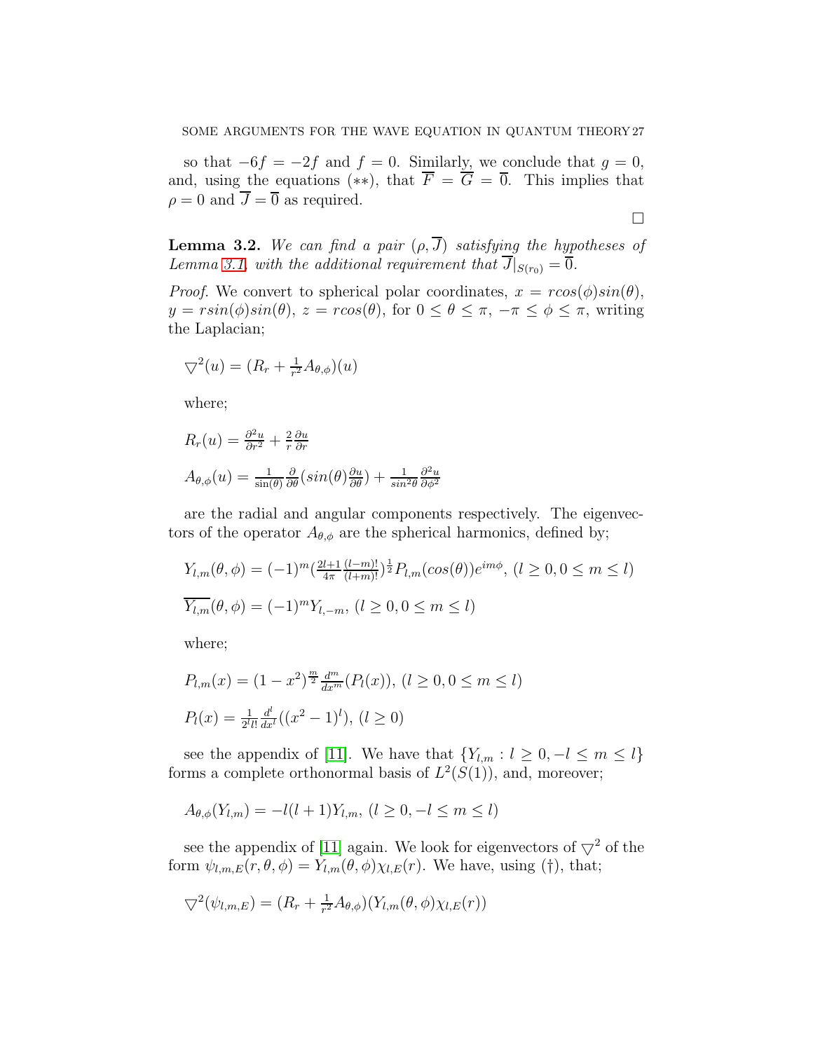so that $-6f = -2f$ and $f = 0$. Similarly, we conclude that $g = 0$, and, using the equations $(**)$, that $\overline{F} = \overline{G} = \overline{0}$. This implies that $\rho = 0$ and $\overline{J} = \overline{0}$ as required.

$\square$

**Lemma 3.2.** *We can find a pair $(\rho, \overline{J})$ satisfying the hypotheses of Lemma 3.1, with the additional requirement that $\overline{J}|_{S(r_0)} = \overline{0}$.*

*Proof.* We convert to spherical polar coordinates, $x = rcos(\phi)sin(\theta)$, $y = rsin(\phi)sin(\theta)$, $z = rcos(\theta)$, for $0 \leq \theta \leq \pi$, $-\pi \leq \phi \leq \pi$, writing the Laplacian;

$$\bigtriangledown^2(u) = (R_r + \tfrac{1}{r^2}A_{\theta,\phi})(u)$$

where;

$$R_r(u) = \tfrac{\partial^2 u}{\partial r^2} + \tfrac{2}{r}\tfrac{\partial u}{\partial r}$$

$$A_{\theta,\phi}(u) = \tfrac{1}{\sin(\theta)}\tfrac{\partial}{\partial \theta}(sin(\theta)\tfrac{\partial u}{\partial \theta}) + \tfrac{1}{sin^2\theta}\tfrac{\partial^2 u}{\partial \phi^2}$$

are the radial and angular components respectively. The eigenvectors of the operator $A_{\theta,\phi}$ are the spherical harmonics, defined by;

$$Y_{l,m}(\theta,\phi) = (-1)^m(\tfrac{2l+1}{4\pi}\tfrac{(l-m)!}{(l+m)!})^{\frac{1}{2}}P_{l,m}(cos(\theta))e^{im\phi},\ (l \geq 0, 0 \leq m \leq l)$$

$$\overline{Y_{l,m}}(\theta,\phi) = (-1)^m Y_{l,-m},\ (l \geq 0, 0 \leq m \leq l)$$

where;

$$P_{l,m}(x) = (1-x^2)^{\frac{m}{2}}\tfrac{d^m}{dx^m}(P_l(x)),\ (l \geq 0, 0 \leq m \leq l)$$

$$P_l(x) = \tfrac{1}{2^l l!}\tfrac{d^l}{dx^l}((x^2-1)^l),\ (l \geq 0)$$

see the appendix of [11]. We have that $\{Y_{l,m} : l \geq 0, -l \leq m \leq l\}$ forms a complete orthonormal basis of $L^2(S(1))$, and, moreover;

$$A_{\theta,\phi}(Y_{l,m}) = -l(l+1)Y_{l,m},\ (l \geq 0, -l \leq m \leq l)$$

see the appendix of [11] again. We look for eigenvectors of $\bigtriangledown^2$ of the form $\psi_{l,m,E}(r,\theta,\phi) = Y_{l,m}(\theta,\phi)\chi_{l,E}(r)$. We have, using $(\dagger)$, that;

$$\bigtriangledown^2(\psi_{l,m,E}) = (R_r + \tfrac{1}{r^2}A_{\theta,\phi})(Y_{l,m}(\theta,\phi)\chi_{l,E}(r))$$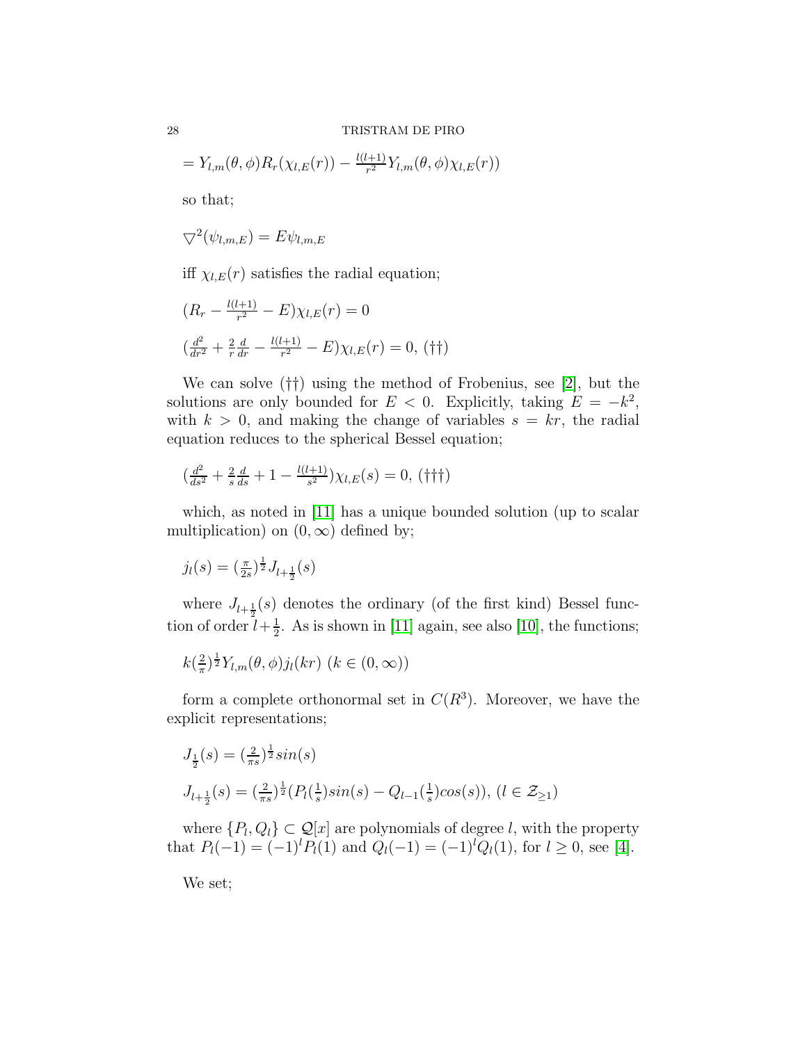$= Y_{l,m}(\theta,\phi)R_r(\chi_{l,E}(r)) - \frac{l(l+1)}{r^2}Y_{l,m}(\theta,\phi)\chi_{l,E}(r))$

so that;

$\bigtriangledown^2(\psi_{l,m,E}) = E\psi_{l,m,E}$

iff $\chi_{l,E}(r)$ satisfies the radial equation;

$(R_r - \frac{l(l+1)}{r^2} - E)\chi_{l,E}(r) = 0$

$(\frac{d^2}{dr^2} + \frac{2}{r}\frac{d}{dr} - \frac{l(l+1)}{r^2} - E)\chi_{l,E}(r) = 0$, $(\dagger\dagger)$

We can solve $(\dagger\dagger)$ using the method of Frobenius, see [2], but the solutions are only bounded for $E < 0$. Explicitly, taking $E = -k^2$, with $k > 0$, and making the change of variables $s = kr$, the radial equation reduces to the spherical Bessel equation;

$(\frac{d^2}{ds^2} + \frac{2}{s}\frac{d}{ds} + 1 - \frac{l(l+1)}{s^2})\chi_{l,E}(s) = 0$, $(\dagger\dagger\dagger)$

which, as noted in [11] has a unique bounded solution (up to scalar multiplication) on $(0,\infty)$ defined by;

$j_l(s) = (\frac{\pi}{2s})^{\frac{1}{2}}J_{l+\frac{1}{2}}(s)$

where $J_{l+\frac{1}{2}}(s)$ denotes the ordinary (of the first kind) Bessel function of order $l+\frac{1}{2}$. As is shown in [11] again, see also [10], the functions;

$k(\frac{2}{\pi})^{\frac{1}{2}}Y_{l,m}(\theta,\phi)j_l(kr)$ $(k \in (0,\infty))$

form a complete orthonormal set in $C(R^3)$. Moreover, we have the explicit representations;

$J_{\frac{1}{2}}(s) = (\frac{2}{\pi s})^{\frac{1}{2}}sin(s)$

$J_{l+\frac{1}{2}}(s) = (\frac{2}{\pi s})^{\frac{1}{2}}(P_l(\frac{1}{s})sin(s) - Q_{l-1}(\frac{1}{s})cos(s))$, $(l \in \mathcal{Z}_{\geq 1})$

where $\{P_l, Q_l\} \subset \mathcal{Q}[x]$ are polynomials of degree $l$, with the property that $P_l(-1) = (-1)^l P_l(1)$ and $Q_l(-1) = (-1)^l Q_l(1)$, for $l \geq 0$, see [4].

We set;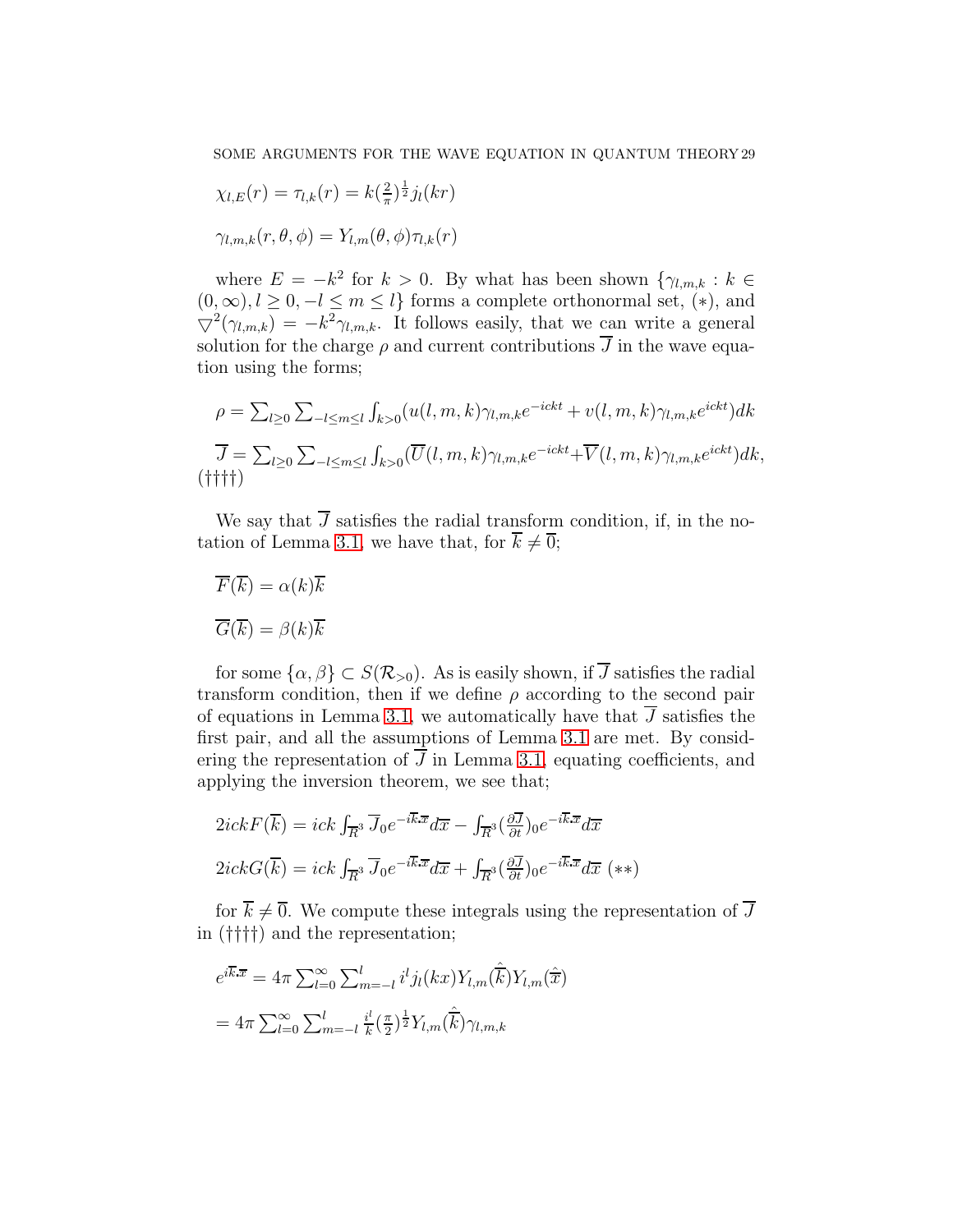$$\chi_{l,E}(r) = \tau_{l,k}(r) = k(\tfrac{2}{\pi})^{\frac{1}{2}} j_l(kr)$$

$$\gamma_{l,m,k}(r,\theta,\phi) = Y_{l,m}(\theta,\phi)\tau_{l,k}(r)$$

where $E = -k^2$ for $k > 0$. By what has been shown $\{\gamma_{l,m,k} : k \in (0,\infty), l \geq 0, -l \leq m \leq l\}$ forms a complete orthonormal set, $(*)$, and $\bigtriangledown^2(\gamma_{l,m,k}) = -k^2\gamma_{l,m,k}$. It follows easily, that we can write a general solution for the charge $\rho$ and current contributions $\overline{J}$ in the wave equation using the forms;

$$\rho = \sum_{l\geq 0}\sum_{-l\leq m\leq l}\int_{k>0}(u(l,m,k)\gamma_{l,m,k}e^{-ickt} + v(l,m,k)\gamma_{l,m,k}e^{ickt})dk$$

$$\overline{J} = \sum_{l\geq 0}\sum_{-l\leq m\leq l}\int_{k>0}(\overline{U}(l,m,k)\gamma_{l,m,k}e^{-ickt} + \overline{V}(l,m,k)\gamma_{l,m,k}e^{ickt})dk, \quad (\dagger\dagger\dagger\dagger)$$

We say that $\overline{J}$ satisfies the radial transform condition, if, in the notation of Lemma 3.1, we have that, for $\overline{k} \neq \overline{0}$;

$$\overline{F}(\overline{k}) = \alpha(k)\overline{k}$$

$$\overline{G}(\overline{k}) = \beta(k)\overline{k}$$

for some $\{\alpha,\beta\} \subset S(\mathcal{R}_{>0})$. As is easily shown, if $\overline{J}$ satisfies the radial transform condition, then if we define $\rho$ according to the second pair of equations in Lemma 3.1, we automatically have that $\overline{J}$ satisfies the first pair, and all the assumptions of Lemma 3.1 are met. By considering the representation of $\overline{J}$ in Lemma 3.1, equating coefficients, and applying the inversion theorem, we see that;

$$2ickF(\overline{k}) = ick\int_{\overline{R}^3}\overline{J}_0 e^{-i\overline{k}.\overline{x}}d\overline{x} - \int_{\overline{R}^3}(\tfrac{\partial \overline{J}}{\partial t})_0 e^{-i\overline{k}.\overline{x}}d\overline{x}$$

$$2ickG(\overline{k}) = ick\int_{\overline{R}^3}\overline{J}_0 e^{-i\overline{k}.\overline{x}}d\overline{x} + \int_{\overline{R}^3}(\tfrac{\partial \overline{J}}{\partial t})_0 e^{-i\overline{k}.\overline{x}}d\overline{x} \quad (**)$$

for $\overline{k} \neq \overline{0}$. We compute these integrals using the representation of $\overline{J}$ in $(\dagger\dagger\dagger\dagger)$ and the representation;

$$e^{i\overline{k}.\overline{x}} = 4\pi\sum_{l=0}^{\infty}\sum_{m=-l}^{l} i^l j_l(kx)Y_{l,m}(\hat{\overline{k}})Y_{l,m}(\hat{\overline{x}})$$

$$= 4\pi\sum_{l=0}^{\infty}\sum_{m=-l}^{l}\frac{i^l}{k}(\tfrac{\pi}{2})^{\frac{1}{2}}Y_{l,m}(\hat{\overline{k}})\gamma_{l,m,k}$$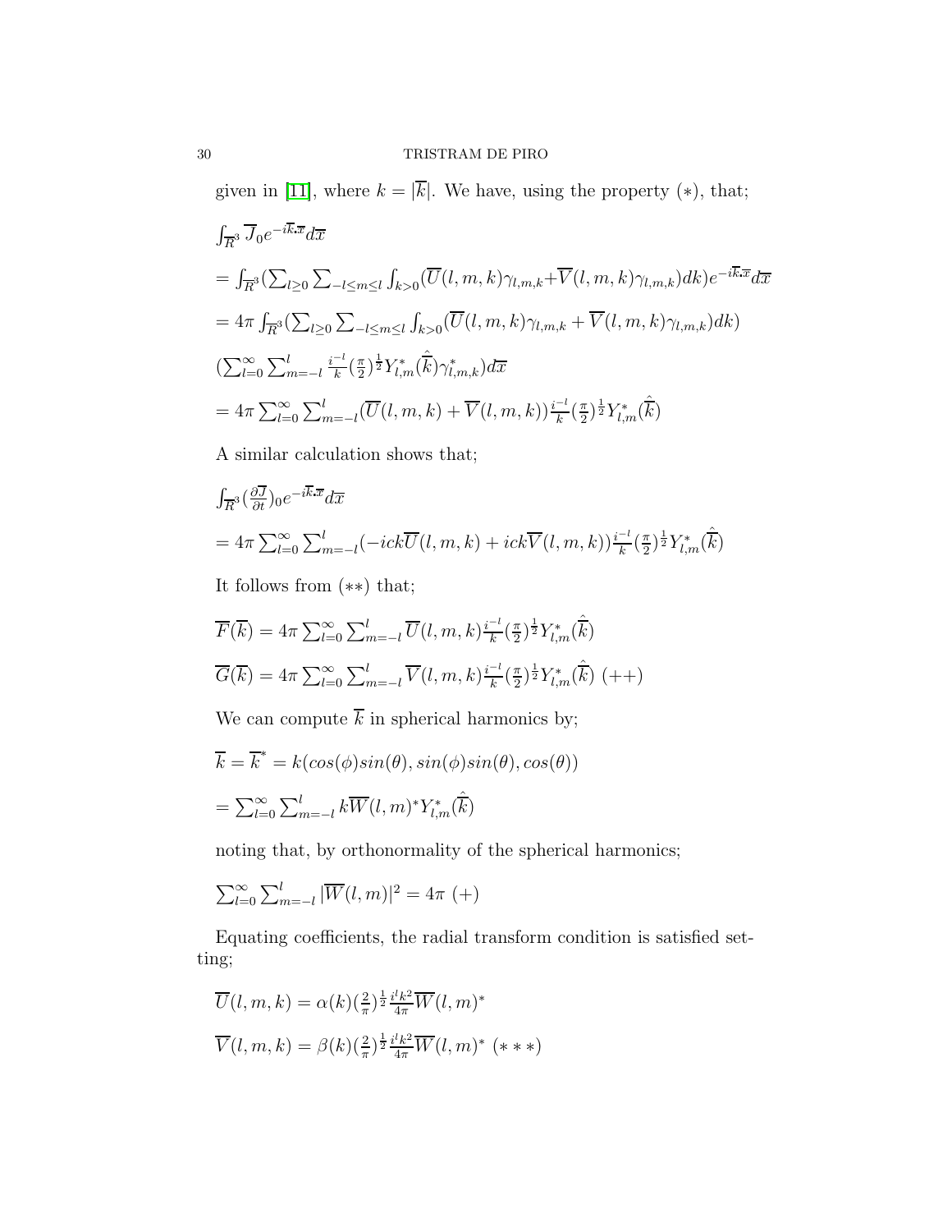given in [11], where $k = |\overline{k}|$. We have, using the property $(*)$, that;

$\int_{\overline{R}^3} \overline{J}_0 e^{-i\overline{k}.\overline{x}} d\overline{x}$

$= \int_{\overline{R}^3} (\sum_{l\geq 0} \sum_{-l\leq m\leq l} \int_{k>0} (\overline{U}(l,m,k)\gamma_{l,m,k} + \overline{V}(l,m,k)\gamma_{l,m,k}) dk) e^{-i\overline{k}.\overline{x}} d\overline{x}$

$= 4\pi \int_{\overline{R}^3} (\sum_{l\geq 0} \sum_{-l\leq m\leq l} \int_{k>0} (\overline{U}(l,m,k)\gamma_{l,m,k} + \overline{V}(l,m,k)\gamma_{l,m,k}) dk)$

$(\sum_{l=0}^{\infty} \sum_{m=-l}^{l} \frac{i^{-l}}{k} (\frac{\pi}{2})^{\frac{1}{2}} Y^*_{l,m}(\hat{\overline{k}}) \gamma^*_{l,m,k}) d\overline{x}$

$= 4\pi \sum_{l=0}^{\infty} \sum_{m=-l}^{l} (\overline{U}(l,m,k) + \overline{V}(l,m,k)) \frac{i^{-l}}{k} (\frac{\pi}{2})^{\frac{1}{2}} Y^*_{l,m}(\hat{\overline{k}})$

A similar calculation shows that;

$\int_{\overline{R}^3} (\frac{\partial \overline{J}}{\partial t})_0 e^{-i\overline{k}.\overline{x}} d\overline{x}$

$= 4\pi \sum_{l=0}^{\infty} \sum_{m=-l}^{l} (-ick\overline{U}(l,m,k) + ick\overline{V}(l,m,k)) \frac{i^{-l}}{k} (\frac{\pi}{2})^{\frac{1}{2}} Y^*_{l,m}(\hat{\overline{k}})$

It follows from $(**)$ that;

$\overline{F}(\overline{k}) = 4\pi \sum_{l=0}^{\infty} \sum_{m=-l}^{l} \overline{U}(l,m,k) \frac{i^{-l}}{k} (\frac{\pi}{2})^{\frac{1}{2}} Y^*_{l,m}(\hat{\overline{k}})$

$\overline{G}(\overline{k}) = 4\pi \sum_{l=0}^{\infty} \sum_{m=-l}^{l} \overline{V}(l,m,k) \frac{i^{-l}}{k} (\frac{\pi}{2})^{\frac{1}{2}} Y^*_{l,m}(\hat{\overline{k}})$ $(++)$

We can compute $\overline{k}$ in spherical harmonics by;

$\overline{k} = \overline{k}^* = k(cos(\phi)sin(\theta), sin(\phi)sin(\theta), cos(\theta))$

$= \sum_{l=0}^{\infty} \sum_{m=-l}^{l} k\overline{W}(l,m)^* Y^*_{l,m}(\hat{\overline{k}})$

noting that, by orthonormality of the spherical harmonics;

$\sum_{l=0}^{\infty} \sum_{m=-l}^{l} |\overline{W}(l,m)|^2 = 4\pi$ $(+)$

Equating coefficients, the radial transform condition is satisfied setting;

$\overline{U}(l,m,k) = \alpha(k) (\frac{2}{\pi})^{\frac{1}{2}} \frac{i^l k^2}{4\pi} \overline{W}(l,m)^*$

$\overline{V}(l,m,k) = \beta(k) (\frac{2}{\pi})^{\frac{1}{2}} \frac{i^l k^2}{4\pi} \overline{W}(l,m)^*$ $(***)$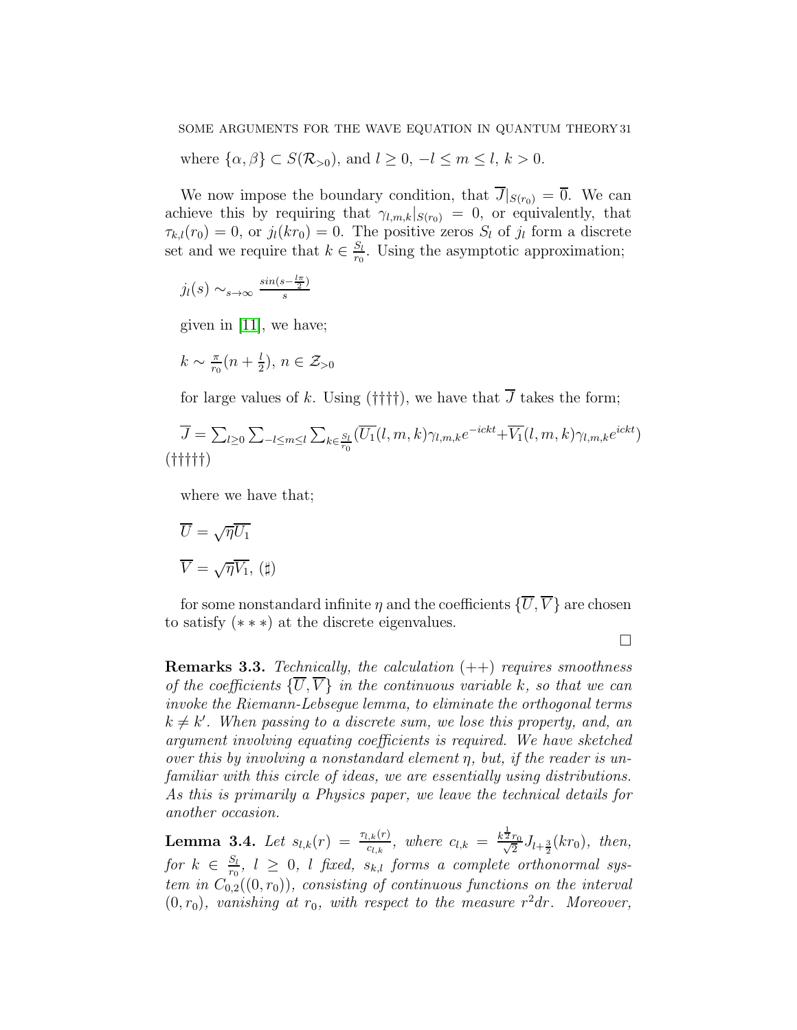where $\{\alpha, \beta\} \subset S(\mathcal{R}_{>0})$, and $l \geq 0$, $-l \leq m \leq l$, $k > 0$.

We now impose the boundary condition, that $\overline{J}|_{S(r_0)} = \overline{0}$. We can achieve this by requiring that $\gamma_{l,m,k}|_{S(r_0)} = 0$, or equivalently, that $\tau_{k,l}(r_0) = 0$, or $j_l(kr_0) = 0$. The positive zeros $S_l$ of $j_l$ form a discrete set and we require that $k \in \frac{S_l}{r_0}$. Using the asymptotic approximation;

$j_l(s) \sim_{s\rightarrow\infty} \frac{sin(s-\frac{l\pi}{2})}{s}$

given in [11], we have;

$k \sim \frac{\pi}{r_0}(n + \frac{l}{2})$, $n \in \mathcal{Z}_{>0}$

for large values of $k$. Using (††††), we have that $\overline{J}$ takes the form;

$\overline{J} = \sum_{l\geq 0}\sum_{-l\leq m\leq l}\sum_{k\in\frac{S_l}{r_0}}(\overline{U_1}(l,m,k)\gamma_{l,m,k}e^{-ickt} + \overline{V_1}(l,m,k)\gamma_{l,m,k}e^{ickt})$ (†††††)

where we have that;

$\overline{U} = \sqrt{\eta}\overline{U_1}$

$\overline{V} = \sqrt{\eta}\overline{V_1}$, (♯)

for some nonstandard infinite $\eta$ and the coefficients $\{\overline{U}, \overline{V}\}$ are chosen to satisfy $(***)$ at the discrete eigenvalues.

□

**Remarks 3.3.** *Technically, the calculation $(++)$ requires smoothness of the coefficients $\{\overline{U}, \overline{V}\}$ in the continuous variable $k$, so that we can invoke the Riemann-Lebsegue lemma, to eliminate the orthogonal terms $k \neq k'$. When passing to a discrete sum, we lose this property, and, an argument involving equating coefficients is required. We have sketched over this by involving a nonstandard element $\eta$, but, if the reader is unfamiliar with this circle of ideas, we are essentially using distributions. As this is primarily a Physics paper, we leave the technical details for another occasion.*

**Lemma 3.4.** *Let $s_{l,k}(r) = \frac{\tau_{l,k}(r)}{c_{l,k}}$, where $c_{l,k} = \frac{k^{\frac{1}{2}}r_0}{\sqrt{2}}J_{l+\frac{3}{2}}(kr_0)$, then, for $k \in \frac{S_l}{r_0}$, $l \geq 0$, $l$ fixed, $s_{k,l}$ forms a complete orthonormal system in $C_{0,2}((0,r_0))$, consisting of continuous functions on the interval $(0,r_0)$, vanishing at $r_0$, with respect to the measure $r^2dr$. Moreover,*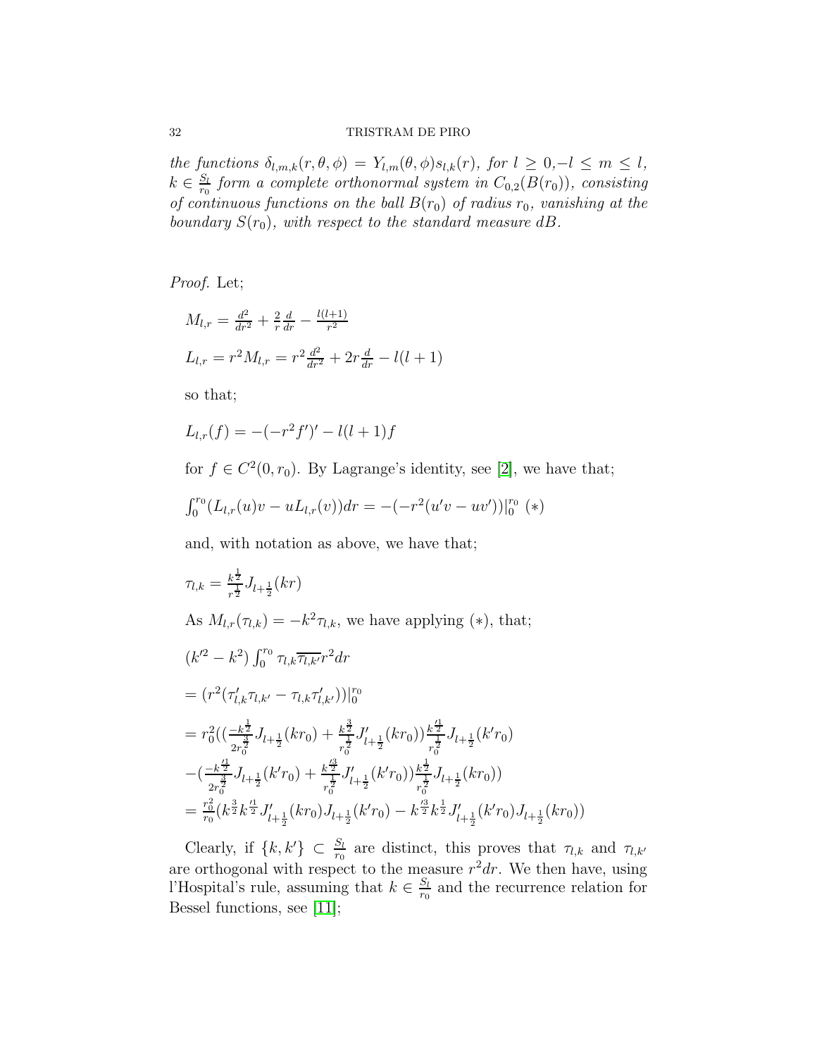*the functions $\delta_{l,m,k}(r,\theta,\phi) = Y_{l,m}(\theta,\phi)s_{l,k}(r)$, for $l \geq 0$,$-l \leq m \leq l$, $k \in \frac{S_l}{r_0}$ form a complete orthonormal system in $C_{0,2}(B(r_0))$, consisting of continuous functions on the ball $B(r_0)$ of radius $r_0$, vanishing at the boundary $S(r_0)$, with respect to the standard measure $dB$.*

*Proof.* Let;

$M_{l,r} = \frac{d^2}{dr^2} + \frac{2}{r}\frac{d}{dr} - \frac{l(l+1)}{r^2}$

$L_{l,r} = r^2 M_{l,r} = r^2\frac{d^2}{dr^2} + 2r\frac{d}{dr} - l(l+1)$

so that;

$L_{l,r}(f) = -(-r^2 f')' - l(l+1)f$

for $f \in C^2(0,r_0)$. By Lagrange's identity, see [2], we have that;

$\int_0^{r_0}(L_{l,r}(u)v - uL_{l,r}(v))dr = -(-r^2(u'v - uv'))|_0^{r_0}$ $(*)$

and, with notation as above, we have that;

$\tau_{l,k} = \frac{k^{\frac{1}{2}}}{r^{\frac{1}{2}}}J_{l+\frac{1}{2}}(kr)$

As $M_{l,r}(\tau_{l,k}) = -k^2\tau_{l,k}$, we have applying $(*)$, that;

$(k'^2 - k^2)\int_0^{r_0}\tau_{l,k}\overline{\tau_{l,k'}}r^2 dr$

$= (r^2(\tau'_{l,k}\tau_{l,k'} - \tau_{l,k}\tau'_{l,k'}))|_0^{r_0}$

$= r_0^2((\frac{-k^{\frac{1}{2}}}{2r_0^{\frac{3}{2}}}J_{l+\frac{1}{2}}(kr_0) + \frac{k^{\frac{3}{2}}}{r_0^{\frac{1}{2}}}J'_{l+\frac{1}{2}}(kr_0))\frac{k'^{\frac{1}{2}}}{r_0^{\frac{1}{2}}}J_{l+\frac{1}{2}}(k'r_0)$
$-(\frac{-k'^{\frac{1}{2}}}{2r_0^{\frac{3}{2}}}J_{l+\frac{1}{2}}(k'r_0) + \frac{k'^{\frac{3}{2}}}{r_0^{\frac{1}{2}}}J'_{l+\frac{1}{2}}(k'r_0))\frac{k^{\frac{1}{2}}}{r_0^{\frac{1}{2}}}J_{l+\frac{1}{2}}(kr_0))$
$= \frac{r_0^2}{r_0}(k^{\frac{3}{2}}k'^{\frac{1}{2}}J'_{l+\frac{1}{2}}(kr_0)J_{l+\frac{1}{2}}(k'r_0) - k'^{\frac{3}{2}}k^{\frac{1}{2}}J'_{l+\frac{1}{2}}(k'r_0)J_{l+\frac{1}{2}}(kr_0))$

Clearly, if $\{k,k'\} \subset \frac{S_l}{r_0}$ are distinct, this proves that $\tau_{l,k}$ and $\tau_{l,k'}$ are orthogonal with respect to the measure $r^2 dr$. We then have, using l'Hospital's rule, assuming that $k \in \frac{S_l}{r_0}$ and the recurrence relation for Bessel functions, see [11];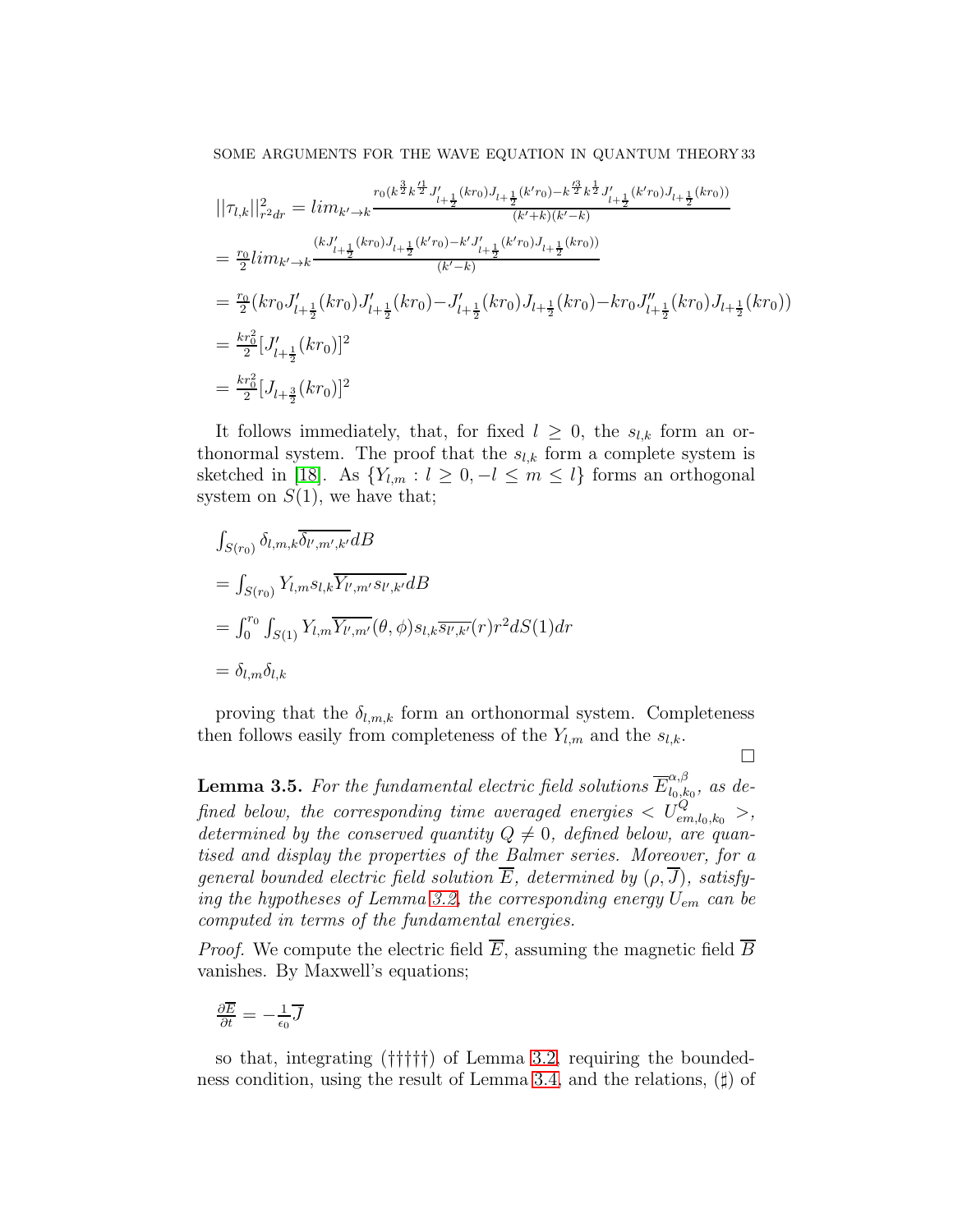$||\tau_{l,k}||^2_{r^2dr} = lim_{k'\rightarrow k} \frac{r_0(k^{\frac{3}{2}}k'^{\frac{1}{2}}J'_{l+\frac{1}{2}}(kr_0)J_{l+\frac{1}{2}}(k'r_0)-k'^{\frac{3}{2}}k^{\frac{1}{2}}J'_{l+\frac{1}{2}}(k'r_0)J_{l+\frac{1}{2}}(kr_0))}{(k'+k)(k'-k)}$

$= \frac{r_0}{2}lim_{k'\rightarrow k}\frac{(kJ'_{l+\frac{1}{2}}(kr_0)J_{l+\frac{1}{2}}(k'r_0)-k'J'_{l+\frac{1}{2}}(k'r_0)J_{l+\frac{1}{2}}(kr_0))}{(k'-k)}$

$= \frac{r_0}{2}(kr_0J'_{l+\frac{1}{2}}(kr_0)J'_{l+\frac{1}{2}}(kr_0)-J'_{l+\frac{1}{2}}(kr_0)J_{l+\frac{1}{2}}(kr_0)-kr_0J''_{l+\frac{1}{2}}(kr_0)J_{l+\frac{1}{2}}(kr_0))$

$= \frac{kr_0^2}{2}[J'_{l+\frac{1}{2}}(kr_0)]^2$

$= \frac{kr_0^2}{2}[J_{l+\frac{3}{2}}(kr_0)]^2$

It follows immediately, that, for fixed $l \geq 0$, the $s_{l,k}$ form an orthonormal system. The proof that the $s_{l,k}$ form a complete system is sketched in [18]. As $\{Y_{l,m} : l \geq 0, -l \leq m \leq l\}$ forms an orthogonal system on $S(1)$, we have that;

$\int_{S(r_0)} \delta_{l,m,k}\overline{\delta_{l',m',k'}}dB$

$= \int_{S(r_0)} Y_{l,m}s_{l,k}\overline{Y_{l',m'}s_{l',k'}}dB$

$= \int_0^{r_0}\int_{S(1)} Y_{l,m}\overline{Y_{l',m'}}(\theta,\phi)s_{l,k}\overline{s_{l',k'}}(r)r^2dS(1)dr$

$= \delta_{l,m}\delta_{l,k}$

proving that the $\delta_{l,m,k}$ form an orthonormal system. Completeness then follows easily from completeness of the $Y_{l,m}$ and the $s_{l,k}$.

□

**Lemma 3.5.** *For the fundamental electric field solutions $\overline{E}^{\alpha,\beta}_{l_0,k_0}$, as defined below, the corresponding time averaged energies $< U^Q_{em,l_0,k_0} >$, determined by the conserved quantity $Q \neq 0$, defined below, are quantised and display the properties of the Balmer series. Moreover, for a general bounded electric field solution $\overline{E}$, determined by $(\rho, \overline{J})$, satisfying the hypotheses of Lemma 3.2, the corresponding energy $U_{em}$ can be computed in terms of the fundamental energies.*

*Proof.* We compute the electric field $\overline{E}$, assuming the magnetic field $\overline{B}$ vanishes. By Maxwell's equations;

$\frac{\partial \overline{E}}{\partial t} = -\frac{1}{\epsilon_0}\overline{J}$

so that, integrating (†††††) of Lemma 3.2, requiring the boundedness condition, using the result of Lemma 3.4, and the relations, (♯) of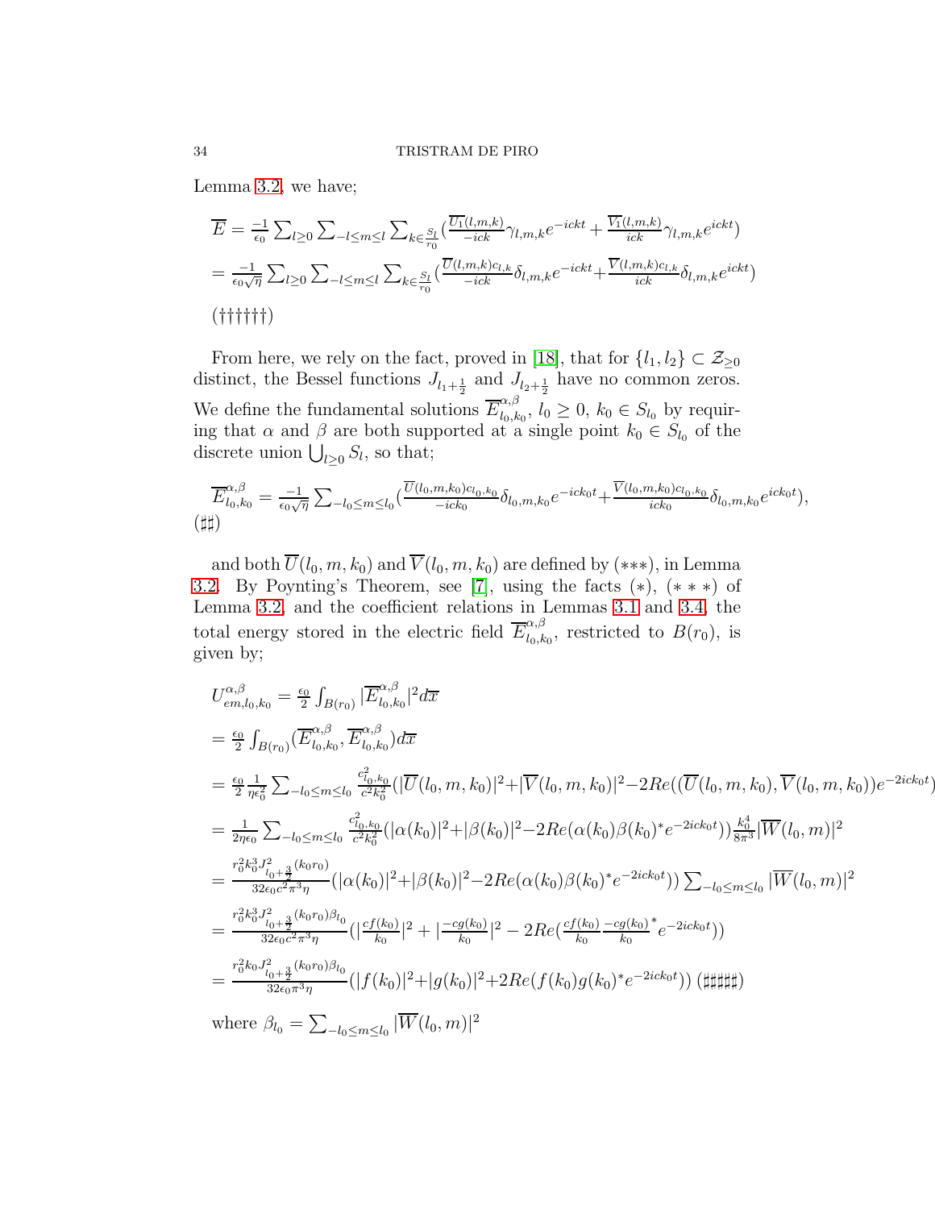Lemma 3.2, we have;

$$\overline{E} = \frac{-1}{\epsilon_0}\sum_{l\geq 0}\sum_{-l\leq m\leq l}\sum_{k\in\frac{S_l}{r_0}}\left(\frac{\overline{U_1}(l,m,k)}{-ick}\gamma_{l,m,k}e^{-ickt} + \frac{\overline{V_1}(l,m,k)}{ick}\gamma_{l,m,k}e^{ickt}\right)$$

$$= \frac{-1}{\epsilon_0\sqrt{\eta}}\sum_{l\geq 0}\sum_{-l\leq m\leq l}\sum_{k\in\frac{S_l}{r_0}}\left(\frac{\overline{U}(l,m,k)c_{l,k}}{-ick}\delta_{l,m,k}e^{-ickt} + \frac{\overline{V}(l,m,k)c_{l,k}}{ick}\delta_{l,m,k}e^{ickt}\right)$$

$(\dagger\dagger\dagger\dagger\dagger\dagger)$

From here, we rely on the fact, proved in [18], that for $\{l_1, l_2\}\subset\mathcal{Z}_{\geq 0}$ distinct, the Bessel functions $J_{l_1+\frac{1}{2}}$ and $J_{l_2+\frac{1}{2}}$ have no common zeros. We define the fundamental solutions $\overline{E}^{\alpha,\beta}_{l_0,k_0}$, $l_0\geq 0$, $k_0\in S_{l_0}$ by requiring that $\alpha$ and $\beta$ are both supported at a single point $k_0\in S_{l_0}$ of the discrete union $\bigcup_{l\geq 0}S_l$, so that;

$$\overline{E}^{\alpha,\beta}_{l_0,k_0} = \frac{-1}{\epsilon_0\sqrt{\eta}}\sum_{-l_0\leq m\leq l_0}\left(\frac{\overline{U}(l_0,m,k_0)c_{l_0,k_0}}{-ick_0}\delta_{l_0,m,k_0}e^{-ick_0t} + \frac{\overline{V}(l_0,m,k_0)c_{l_0,k_0}}{ick_0}\delta_{l_0,m,k_0}e^{ick_0t}\right),$$

$(\sharp\sharp)$

and both $\overline{U}(l_0,m,k_0)$ and $\overline{V}(l_0,m,k_0)$ are defined by $(***)$, in Lemma 3.2. By Poynting's Theorem, see [7], using the facts $(*)$, $(***)$ of Lemma 3.2, and the coefficient relations in Lemmas 3.1 and 3.4, the total energy stored in the electric field $\overline{E}^{\alpha,\beta}_{l_0,k_0}$, restricted to $B(r_0)$, is given by;

$$U^{\alpha,\beta}_{em,l_0,k_0} = \frac{\epsilon_0}{2}\int_{B(r_0)}|\overline{E}^{\alpha,\beta}_{l_0,k_0}|^2 d\overline{x}$$

$$= \frac{\epsilon_0}{2}\int_{B(r_0)}(\overline{E}^{\alpha,\beta}_{l_0,k_0}, \overline{E}^{\alpha,\beta}_{l_0,k_0})d\overline{x}$$

$$= \frac{\epsilon_0}{2}\frac{1}{\eta\epsilon_0^2}\sum_{-l_0\leq m\leq l_0}\frac{c^2_{l_0,k_0}}{c^2k_0^2}(|\overline{U}(l_0,m,k_0)|^2 + |\overline{V}(l_0,m,k_0)|^2 - 2Re((\overline{U}(l_0,m,k_0),\overline{V}(l_0,m,k_0))e^{-2ick_0t})$$

$$= \frac{1}{2\eta\epsilon_0}\sum_{-l_0\leq m\leq l_0}\frac{c^2_{l_0,k_0}}{c^2k_0^2}(|\alpha(k_0)|^2 + |\beta(k_0)|^2 - 2Re(\alpha(k_0)\beta(k_0)^*e^{-2ick_0t}))\frac{k_0^4}{8\pi^3}|\overline{W}(l_0,m)|^2$$

$$= \frac{r_0^2k_0^3J^2_{l_0+\frac{3}{2}}(k_0r_0)}{32\epsilon_0c^2\pi^3\eta}(|\alpha(k_0)|^2 + |\beta(k_0)|^2 - 2Re(\alpha(k_0)\beta(k_0)^*e^{-2ick_0t}))\sum_{-l_0\leq m\leq l_0}|\overline{W}(l_0,m)|^2$$

$$= \frac{r_0^2k_0^3J^2_{l_0+\frac{3}{2}}(k_0r_0)\beta_{l_0}}{32\epsilon_0c^2\pi^3\eta}\left(|\frac{cf(k_0)}{k_0}|^2 + |\frac{-cg(k_0)}{k_0}|^2 - 2Re(\frac{cf(k_0)}{k_0}\frac{-cg(k_0)}{k_0}^*e^{-2ick_0t})\right)$$

$$= \frac{r_0^2k_0J^2_{l_0+\frac{3}{2}}(k_0r_0)\beta_{l_0}}{32\epsilon_0\pi^3\eta}(|f(k_0)|^2 + |g(k_0)|^2 + 2Re(f(k_0)g(k_0)^*e^{-2ick_0t}))\ (\sharp\sharp\sharp\sharp\sharp)$$

where $\beta_{l_0} = \sum_{-l_0\leq m\leq l_0}|\overline{W}(l_0,m)|^2$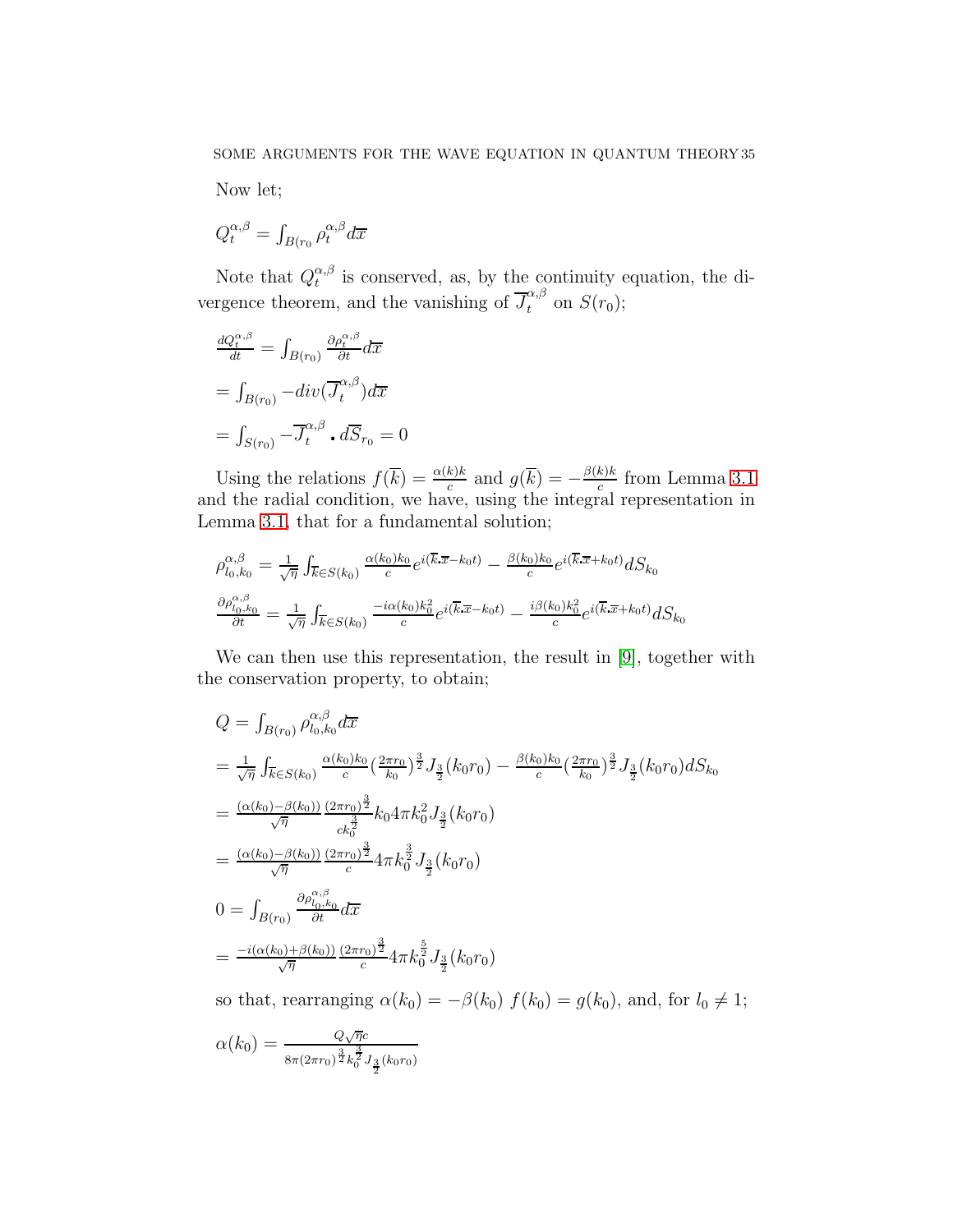Now let;

$Q_t^{\alpha,\beta} = \int_{B(r_0} \rho_t^{\alpha,\beta} d\overline{x}$

Note that $Q_t^{\alpha,\beta}$ is conserved, as, by the continuity equation, the divergence theorem, and the vanishing of $\overline{J}_t^{\alpha,\beta}$ on $S(r_0)$;

$$\frac{dQ_t^{\alpha,\beta}}{dt} = \int_{B(r_0)} \frac{\partial \rho_t^{\alpha,\beta}}{\partial t} d\overline{x}$$

$$= \int_{B(r_0)} -div(\overline{J}_t^{\alpha,\beta}) d\overline{x}$$

$$= \int_{S(r_0)} -\overline{J}_t^{\alpha,\beta} \cdot d\overline{S}_{r_0} = 0$$

Using the relations $f(\overline{k}) = \frac{\alpha(k)k}{c}$ and $g(\overline{k}) = -\frac{\beta(k)k}{c}$ from Lemma 3.1 and the radial condition, we have, using the integral representation in Lemma 3.1, that for a fundamental solution;

$$\rho_{l_0,k_0}^{\alpha,\beta} = \frac{1}{\sqrt{\eta}} \int_{\overline{k} \in S(k_0)} \frac{\alpha(k_0)k_0}{c} e^{i(\overline{k}\cdot\overline{x} - k_0 t)} - \frac{\beta(k_0)k_0}{c} e^{i(\overline{k}\cdot\overline{x} + k_0 t)} dS_{k_0}$$

$$\frac{\partial \rho_{l_0,k_0}^{\alpha,\beta}}{\partial t} = \frac{1}{\sqrt{\eta}} \int_{\overline{k} \in S(k_0)} \frac{-i\alpha(k_0)k_0^2}{c} e^{i(\overline{k}\cdot\overline{x} - k_0 t)} - \frac{i\beta(k_0)k_0^2}{c} e^{i(\overline{k}\cdot\overline{x} + k_0 t)} dS_{k_0}$$

We can then use this representation, the result in [9], together with the conservation property, to obtain;

$$Q = \int_{B(r_0)} \rho_{l_0,k_0}^{\alpha,\beta} d\overline{x}$$

$$= \frac{1}{\sqrt{\eta}} \int_{\overline{k} \in S(k_0)} \frac{\alpha(k_0)k_0}{c} \left(\frac{2\pi r_0}{k_0}\right)^{\frac{3}{2}} J_{\frac{3}{2}}(k_0 r_0) - \frac{\beta(k_0)k_0}{c} \left(\frac{2\pi r_0}{k_0}\right)^{\frac{3}{2}} J_{\frac{3}{2}}(k_0 r_0) dS_{k_0}$$

$$= \frac{(\alpha(k_0) - \beta(k_0))}{\sqrt{\eta}} \frac{(2\pi r_0)^{\frac{3}{2}}}{c k_0^{\frac{3}{2}}} k_0 4\pi k_0^2 J_{\frac{3}{2}}(k_0 r_0)$$

$$= \frac{(\alpha(k_0) - \beta(k_0))}{\sqrt{\eta}} \frac{(2\pi r_0)^{\frac{3}{2}}}{c} 4\pi k_0^{\frac{3}{2}} J_{\frac{3}{2}}(k_0 r_0)$$

$$0 = \int_{B(r_0)} \frac{\partial \rho_{l_0,k_0}^{\alpha,\beta}}{\partial t} d\overline{x}$$

$$= \frac{-i(\alpha(k_0) + \beta(k_0))}{\sqrt{\eta}} \frac{(2\pi r_0)^{\frac{3}{2}}}{c} 4\pi k_0^{\frac{5}{2}} J_{\frac{3}{2}}(k_0 r_0)$$

so that, rearranging $\alpha(k_0) = -\beta(k_0)$ $f(k_0) = g(k_0)$, and, for $l_0 \neq 1$;

$$\alpha(k_0) = \frac{Q\sqrt{\eta}c}{8\pi(2\pi r_0)^{\frac{3}{2}} k_0^{\frac{3}{2}} J_{\frac{3}{2}}(k_0 r_0)}$$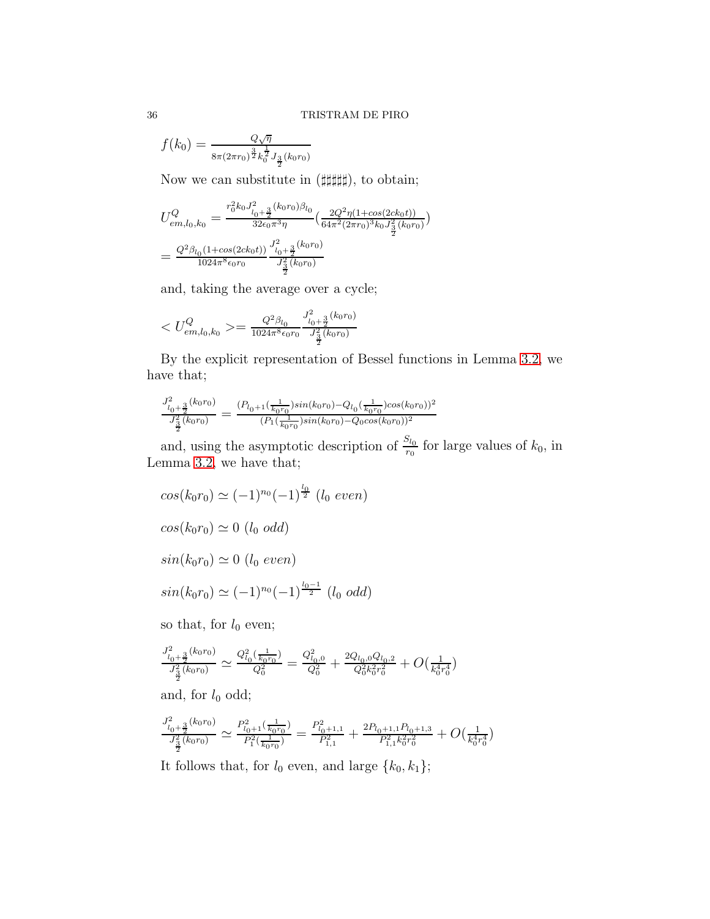$f(k_0) = \frac{Q\sqrt{\eta}}{8\pi(2\pi r_0)^{\frac{3}{2}} k_0^{\frac{1}{2}} J_{\frac{3}{2}}(k_0 r_0)}$

Now we can substitute in (♯♯♯♯♯♯), to obtain;

$$U^Q_{em,l_0,k_0} = \frac{r_0^2 k_0 J^2_{l_0+\frac{3}{2}}(k_0 r_0)\beta_{l_0}}{32\epsilon_0 \pi^3 \eta}\left(\frac{2Q^2\eta(1+cos(2ck_0 t))}{64\pi^2(2\pi r_0)^3 k_0 J^2_{\frac{3}{2}}(k_0 r_0)}\right)$$

$$= \frac{Q^2\beta_{l_0}(1+cos(2ck_0 t))}{1024\pi^8\epsilon_0 r_0}\frac{J^2_{l_0+\frac{3}{2}}(k_0 r_0)}{J^2_{\frac{3}{2}}(k_0 r_0)}$$

and, taking the average over a cycle;

$$< U^Q_{em,l_0,k_0} > = \frac{Q^2\beta_{l_0}}{1024\pi^8\epsilon_0 r_0}\frac{J^2_{l_0+\frac{3}{2}}(k_0 r_0)}{J^2_{\frac{3}{2}}(k_0 r_0)}$$

By the explicit representation of Bessel functions in Lemma 3.2, we have that;

$$\frac{J^2_{l_0+\frac{3}{2}}(k_0 r_0)}{J^2_{\frac{3}{2}}(k_0 r_0)} = \frac{(P_{l_0+1}(\frac{1}{k_0 r_0})sin(k_0 r_0) - Q_{l_0}(\frac{1}{k_0 r_0})cos(k_0 r_0))^2}{(P_1(\frac{1}{k_0 r_0})sin(k_0 r_0) - Q_0 cos(k_0 r_0))^2}$$

and, using the asymptotic description of $\frac{S_{l_0}}{r_0}$ for large values of $k_0$, in Lemma 3.2, we have that;

$$cos(k_0 r_0) \simeq (-1)^{n_0}(-1)^{\frac{l_0}{2}} \ (l_0 \ even)$$

$$cos(k_0 r_0) \simeq 0 \ (l_0 \ odd)$$

$$sin(k_0 r_0) \simeq 0 \ (l_0 \ even)$$

$$sin(k_0 r_0) \simeq (-1)^{n_0}(-1)^{\frac{l_0-1}{2}} \ (l_0 \ odd)$$

so that, for $l_0$ even;

$$\frac{J^2_{l_0+\frac{3}{2}}(k_0 r_0)}{J^2_{\frac{3}{2}}(k_0 r_0)} \simeq \frac{Q^2_{l_0}(\frac{1}{k_0 r_0})}{Q_0^2} = \frac{Q^2_{l_0,0}}{Q_0^2} + \frac{2Q_{l_0,0}Q_{l_0,2}}{Q_0^2 k_0^2 r_0^2} + O\left(\frac{1}{k_0^4 r_0^4}\right)$$

and, for $l_0$ odd;

$$\frac{J^2_{l_0+\frac{3}{2}}(k_0 r_0)}{J^2_{\frac{3}{2}}(k_0 r_0)} \simeq \frac{P^2_{l_0+1}(\frac{1}{k_0 r_0})}{P_1^2(\frac{1}{k_0 r_0})} = \frac{P^2_{l_0+1,1}}{P^2_{1,1}} + \frac{2P_{l_0+1,1}P_{l_0+1,3}}{P^2_{1,1}k_0^2 r_0^2} + O\left(\frac{1}{k_0^4 r_0^4}\right)$$

It follows that, for $l_0$ even, and large $\{k_0, k_1\}$;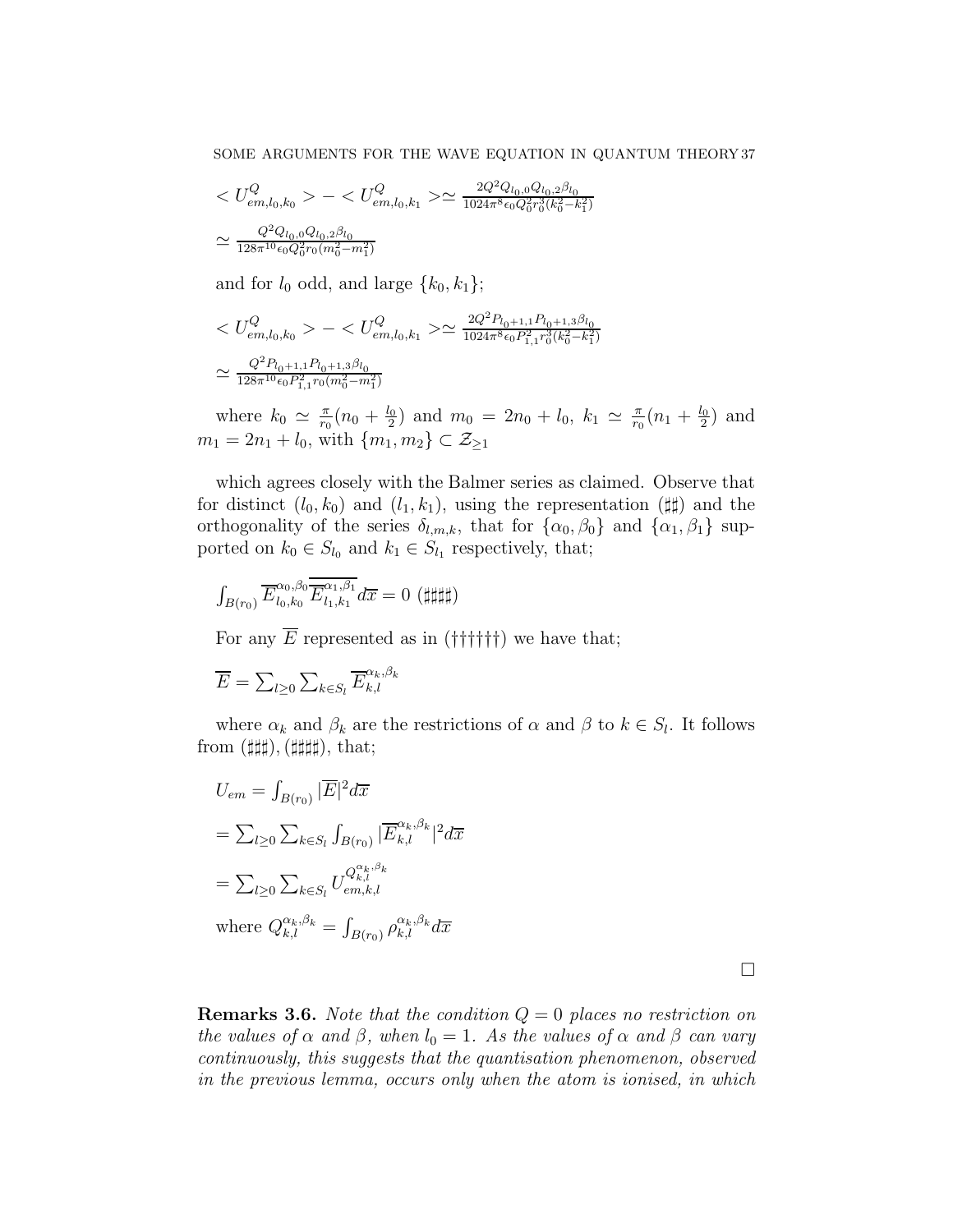$$< U^Q_{em,l_0,k_0} > - < U^Q_{em,l_0,k_1} > \simeq \frac{2Q^2 Q_{l_0,0} Q_{l_0,2} \beta_{l_0}}{1024\pi^8 \epsilon_0 Q_0^2 r_0^3 (k_0^2 - k_1^2)}$$

$$\simeq \frac{Q^2 Q_{l_0,0} Q_{l_0,2} \beta_{l_0}}{128\pi^{10} \epsilon_0 Q_0^2 r_0 (m_0^2 - m_1^2)}$$

and for $l_0$ odd, and large $\{k_0, k_1\}$;

$$< U^Q_{em,l_0,k_0} > - < U^Q_{em,l_0,k_1} > \simeq \frac{2Q^2 P_{l_0+1,1} P_{l_0+1,3} \beta_{l_0}}{1024\pi^8 \epsilon_0 P_{1,1}^2 r_0^3 (k_0^2 - k_1^2)}$$

$$\simeq \frac{Q^2 P_{l_0+1,1} P_{l_0+1,3} \beta_{l_0}}{128\pi^{10} \epsilon_0 P_{1,1}^2 r_0 (m_0^2 - m_1^2)}$$

where $k_0 \simeq \frac{\pi}{r_0}(n_0 + \frac{l_0}{2})$ and $m_0 = 2n_0 + l_0$, $k_1 \simeq \frac{\pi}{r_0}(n_1 + \frac{l_0}{2})$ and $m_1 = 2n_1 + l_0$, with $\{m_1, m_2\} \subset \mathcal{Z}_{\geq 1}$

which agrees closely with the Balmer series as claimed. Observe that for distinct $(l_0, k_0)$ and $(l_1, k_1)$, using the representation (♯♯) and the orthogonality of the series $\delta_{l,m,k}$, that for $\{\alpha_0, \beta_0\}$ and $\{\alpha_1, \beta_1\}$ supported on $k_0 \in S_{l_0}$ and $k_1 \in S_{l_1}$ respectively, that;

$$\int_{B(r_0)} \overline{E}^{\alpha_0,\beta_0}_{l_0,k_0} \overline{\overline{E}^{\alpha_1,\beta_1}_{l_1,k_1}} d\overline{x} = 0 \ (♯♯♯♯)$$

For any $\overline{E}$ represented as in (††††††) we have that;

$$\overline{E} = \sum_{l \geq 0} \sum_{k \in S_l} \overline{E}^{\alpha_k,\beta_k}_{k,l}$$

where $\alpha_k$ and $\beta_k$ are the restrictions of $\alpha$ and $\beta$ to $k \in S_l$. It follows from (♯♯♯), (♯♯♯♯), that;

$$U_{em} = \int_{B(r_0)} |\overline{E}|^2 d\overline{x}$$

$$= \sum_{l \geq 0} \sum_{k \in S_l} \int_{B(r_0)} |\overline{E}^{\alpha_k,\beta_k}_{k,l}|^2 d\overline{x}$$

$$= \sum_{l \geq 0} \sum_{k \in S_l} U^{Q^{\alpha_k,\beta_k}_{k,l}}_{em,k,l}$$

where $Q^{\alpha_k,\beta_k}_{k,l} = \int_{B(r_0)} \rho^{\alpha_k,\beta_k}_{k,l} d\overline{x}$

□

**Remarks 3.6.** *Note that the condition $Q = 0$ places no restriction on the values of $\alpha$ and $\beta$, when $l_0 = 1$. As the values of $\alpha$ and $\beta$ can vary continuously, this suggests that the quantisation phenomenon, observed in the previous lemma, occurs only when the atom is ionised, in which*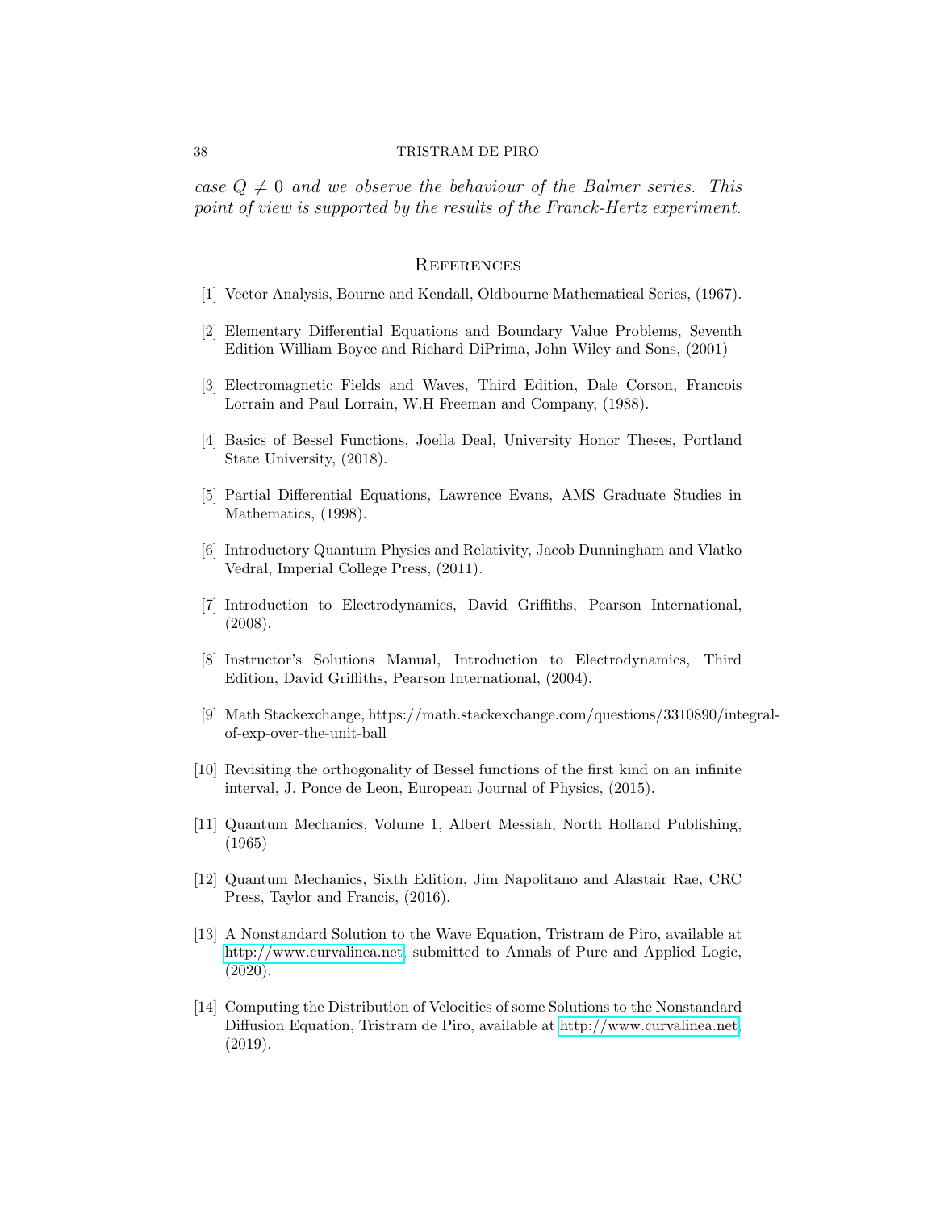*case $Q \neq 0$ and we observe the behaviour of the Balmer series. This point of view is supported by the results of the Franck-Hertz experiment.*

## References

[1] Vector Analysis, Bourne and Kendall, Oldbourne Mathematical Series, (1967).

[2] Elementary Differential Equations and Boundary Value Problems, Seventh Edition William Boyce and Richard DiPrima, John Wiley and Sons, (2001)

[3] Electromagnetic Fields and Waves, Third Edition, Dale Corson, Francois Lorrain and Paul Lorrain, W.H Freeman and Company, (1988).

[4] Basics of Bessel Functions, Joella Deal, University Honor Theses, Portland State University, (2018).

[5] Partial Differential Equations, Lawrence Evans, AMS Graduate Studies in Mathematics, (1998).

[6] Introductory Quantum Physics and Relativity, Jacob Dunningham and Vlatko Vedral, Imperial College Press, (2011).

[7] Introduction to Electrodynamics, David Griffiths, Pearson International, (2008).

[8] Instructor's Solutions Manual, Introduction to Electrodynamics, Third Edition, David Griffiths, Pearson International, (2004).

[9] Math Stackexchange, https://math.stackexchange.com/questions/3310890/integral-of-exp-over-the-unit-ball

[10] Revisiting the orthogonality of Bessel functions of the first kind on an infinite interval, J. Ponce de Leon, European Journal of Physics, (2015).

[11] Quantum Mechanics, Volume 1, Albert Messiah, North Holland Publishing, (1965)

[12] Quantum Mechanics, Sixth Edition, Jim Napolitano and Alastair Rae, CRC Press, Taylor and Francis, (2016).

[13] A Nonstandard Solution to the Wave Equation, Tristram de Piro, available at http://www.curvalinea.net, submitted to Annals of Pure and Applied Logic, (2020).

[14] Computing the Distribution of Velocities of some Solutions to the Nonstandard Diffusion Equation, Tristram de Piro, available at http://www.curvalinea.net (2019).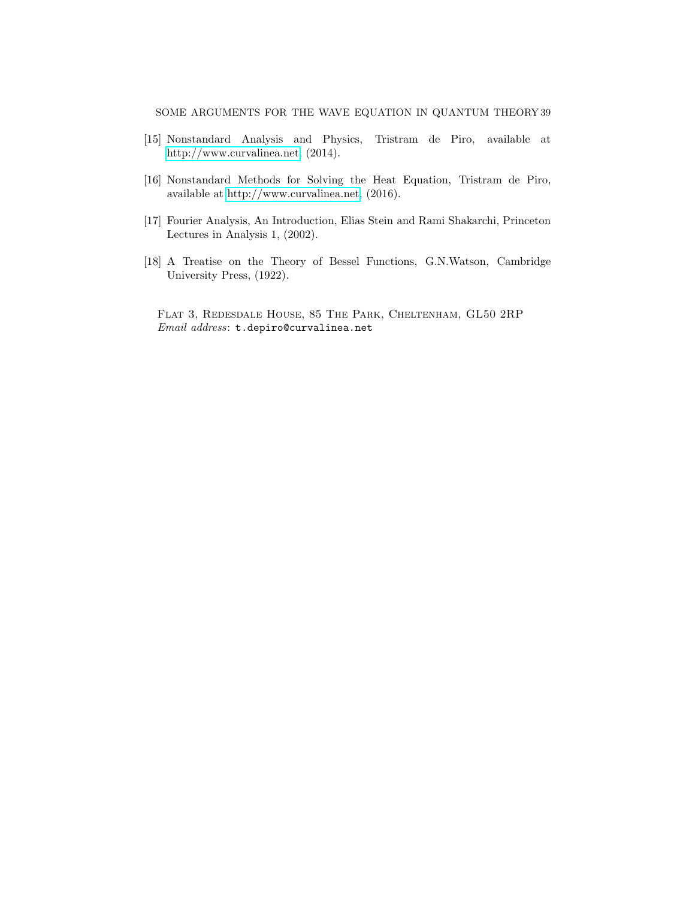[15] Nonstandard Analysis and Physics, Tristram de Piro, available at http://www.curvalinea.net, (2014).

[16] Nonstandard Methods for Solving the Heat Equation, Tristram de Piro, available at http://www.curvalinea.net, (2016).

[17] Fourier Analysis, An Introduction, Elias Stein and Rami Shakarchi, Princeton Lectures in Analysis 1, (2002).

[18] A Treatise on the Theory of Bessel Functions, G.N.Watson, Cambridge University Press, (1922).

Flat 3, Redesdale House, 85 The Park, Cheltenham, GL50 2RP
*Email address*: t.depiro@curvalinea.net